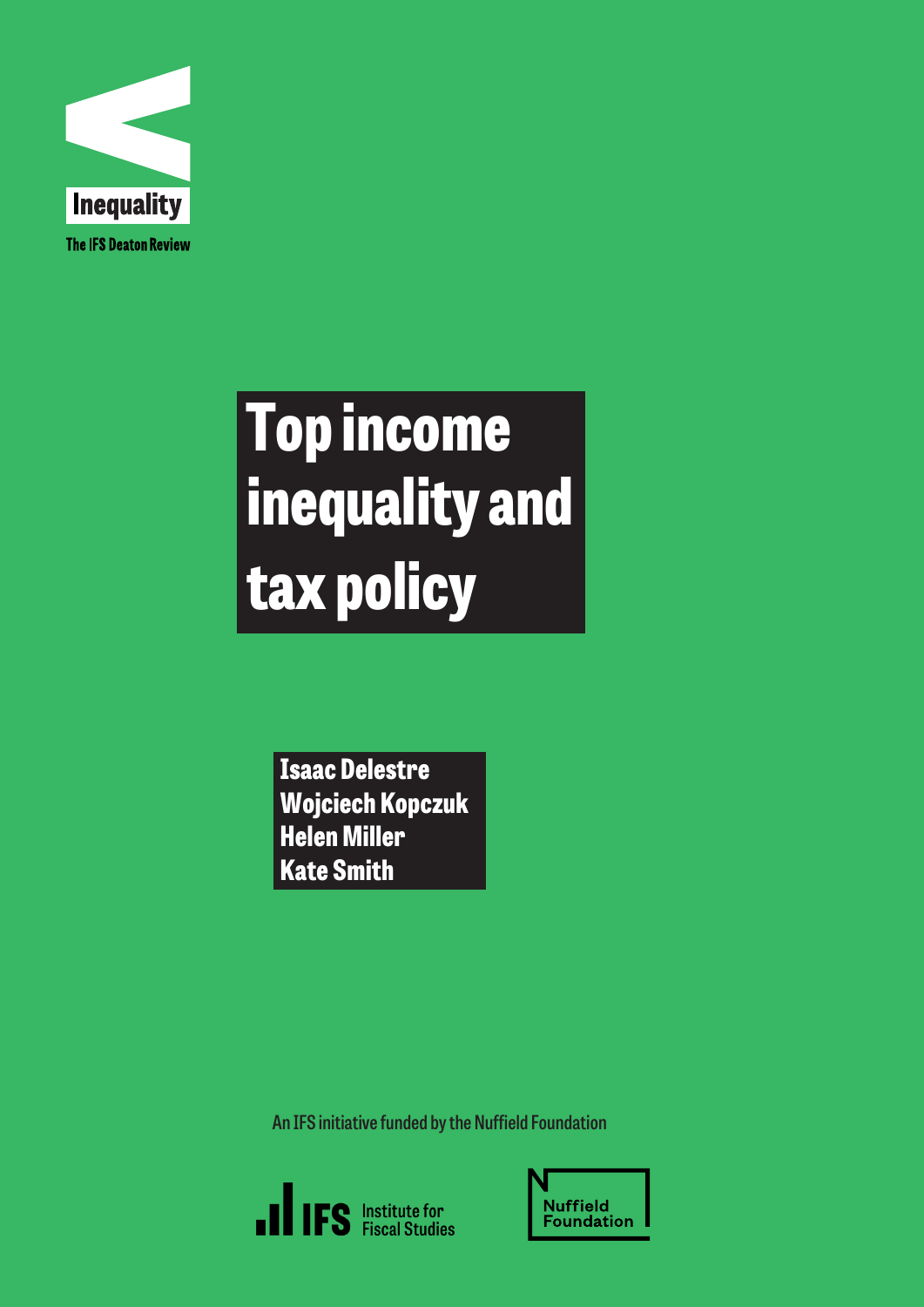Inequality

The IFS Deaton Review

# Top income inequality and tax policy

**Isaac Delestre**
**Wojciech Kopczuk**
**Helen Miller**
**Kate Smith**

An IFS initiative funded by the Nuffield Foundation

IFS Institute for Fiscal Studies

Nuffield Foundation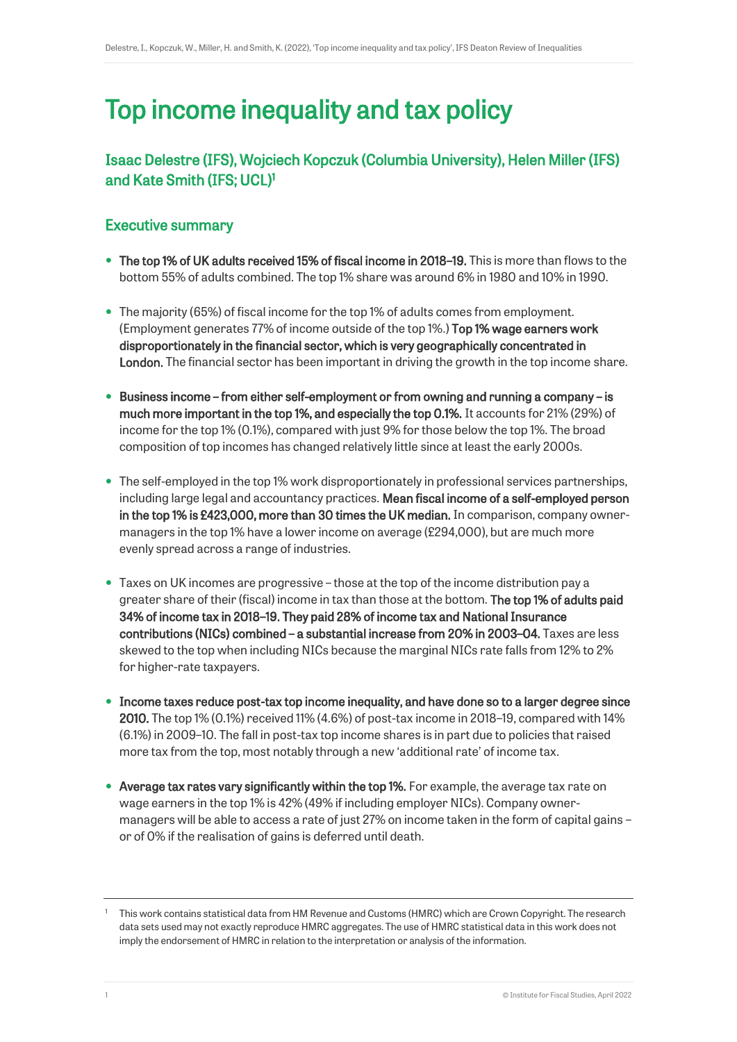# Top income inequality and tax policy

## Isaac Delestre (IFS), Wojciech Kopczuk (Columbia University), Helen Miller (IFS) and Kate Smith (IFS; UCL)[1]

### Executive summary

- **The top 1% of UK adults received 15% of fiscal income in 2018–19.** This is more than flows to the bottom 55% of adults combined. The top 1% share was around 6% in 1980 and 10% in 1990.

- The majority (65%) of fiscal income for the top 1% of adults comes from employment. (Employment generates 77% of income outside of the top 1%.) **Top 1% wage earners work disproportionately in the financial sector, which is very geographically concentrated in London.** The financial sector has been important in driving the growth in the top income share.

- **Business income – from either self-employment or from owning and running a company – is much more important in the top 1%, and especially the top 0.1%.** It accounts for 21% (29%) of income for the top 1% (0.1%), compared with just 9% for those below the top 1%. The broad composition of top incomes has changed relatively little since at least the early 2000s.

- The self-employed in the top 1% work disproportionately in professional services partnerships, including large legal and accountancy practices. **Mean fiscal income of a self-employed person in the top 1% is £423,000, more than 30 times the UK median.** In comparison, company owner-managers in the top 1% have a lower income on average (£294,000), but are much more evenly spread across a range of industries.

- Taxes on UK incomes are progressive – those at the top of the income distribution pay a greater share of their (fiscal) income in tax than those at the bottom. **The top 1% of adults paid 34% of income tax in 2018–19. They paid 28% of income tax and National Insurance contributions (NICs) combined – a substantial increase from 20% in 2003–04.** Taxes are less skewed to the top when including NICs because the marginal NICs rate falls from 12% to 2% for higher-rate taxpayers.

- **Income taxes reduce post-tax top income inequality, and have done so to a larger degree since 2010.** The top 1% (0.1%) received 11% (4.6%) of post-tax income in 2018–19, compared with 14% (6.1%) in 2009–10. The fall in post-tax top income shares is in part due to policies that raised more tax from the top, most notably through a new 'additional rate' of income tax.

- **Average tax rates vary significantly within the top 1%.** For example, the average tax rate on wage earners in the top 1% is 42% (49% if including employer NICs). Company owner-managers will be able to access a rate of just 27% on income taken in the form of capital gains – or of 0% if the realisation of gains is deferred until death.

---

[1] This work contains statistical data from HM Revenue and Customs (HMRC) which are Crown Copyright. The research data sets used may not exactly reproduce HMRC aggregates. The use of HMRC statistical data in this work does not imply the endorsement of HMRC in relation to the interpretation or analysis of the information.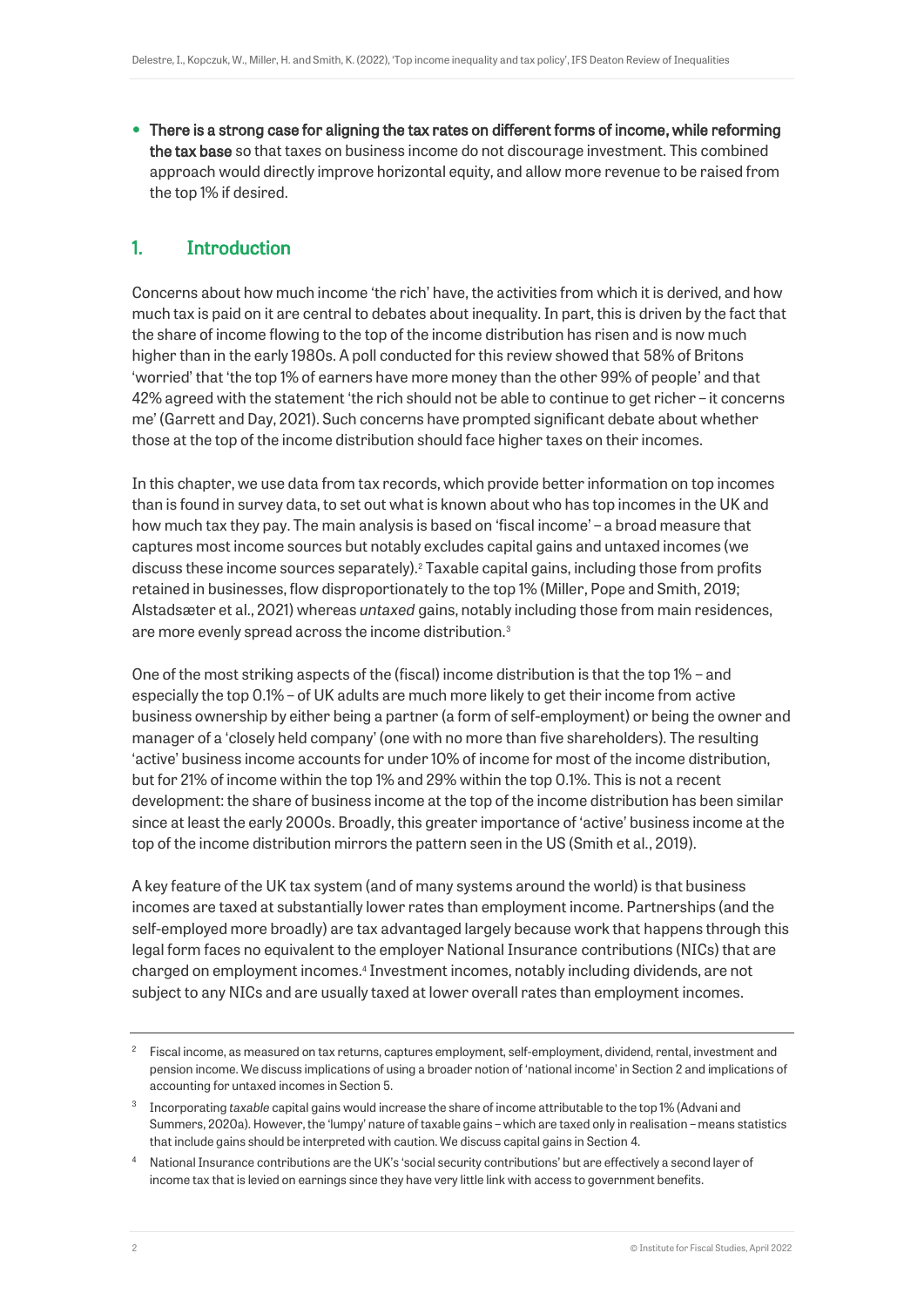- **There is a strong case for aligning the tax rates on different forms of income, while reforming the tax base** so that taxes on business income do not discourage investment. This combined approach would directly improve horizontal equity, and allow more revenue to be raised from the top 1% if desired.

## 1. Introduction

Concerns about how much income 'the rich' have, the activities from which it is derived, and how much tax is paid on it are central to debates about inequality. In part, this is driven by the fact that the share of income flowing to the top of the income distribution has risen and is now much higher than in the early 1980s. A poll conducted for this review showed that 58% of Britons 'worried' that 'the top 1% of earners have more money than the other 99% of people' and that 42% agreed with the statement 'the rich should not be able to continue to get richer – it concerns me' (Garrett and Day, 2021). Such concerns have prompted significant debate about whether those at the top of the income distribution should face higher taxes on their incomes.

In this chapter, we use data from tax records, which provide better information on top incomes than is found in survey data, to set out what is known about who has top incomes in the UK and how much tax they pay. The main analysis is based on 'fiscal income' – a broad measure that captures most income sources but notably excludes capital gains and untaxed incomes (we discuss these income sources separately).[2] Taxable capital gains, including those from profits retained in businesses, flow disproportionately to the top 1% (Miller, Pope and Smith, 2019; Alstadsæter et al., 2021) whereas *untaxed* gains, notably including those from main residences, are more evenly spread across the income distribution.[3]

One of the most striking aspects of the (fiscal) income distribution is that the top 1% – and especially the top 0.1% – of UK adults are much more likely to get their income from active business ownership by either being a partner (a form of self-employment) or being the owner and manager of a 'closely held company' (one with no more than five shareholders). The resulting 'active' business income accounts for under 10% of income for most of the income distribution, but for 21% of income within the top 1% and 29% within the top 0.1%. This is not a recent development: the share of business income at the top of the income distribution has been similar since at least the early 2000s. Broadly, this greater importance of 'active' business income at the top of the income distribution mirrors the pattern seen in the US (Smith et al., 2019).

A key feature of the UK tax system (and of many systems around the world) is that business incomes are taxed at substantially lower rates than employment income. Partnerships (and the self-employed more broadly) are tax advantaged largely because work that happens through this legal form faces no equivalent to the employer National Insurance contributions (NICs) that are charged on employment incomes.[4] Investment incomes, notably including dividends, are not subject to any NICs and are usually taxed at lower overall rates than employment incomes.

---

[2] Fiscal income, as measured on tax returns, captures employment, self-employment, dividend, rental, investment and pension income. We discuss implications of using a broader notion of 'national income' in Section 2 and implications of accounting for untaxed incomes in Section 5.

[3] Incorporating *taxable* capital gains would increase the share of income attributable to the top 1% (Advani and Summers, 2020a). However, the 'lumpy' nature of taxable gains – which are taxed only in realisation – means statistics that include gains should be interpreted with caution. We discuss capital gains in Section 4.

[4] National Insurance contributions are the UK's 'social security contributions' but are effectively a second layer of income tax that is levied on earnings since they have very little link with access to government benefits.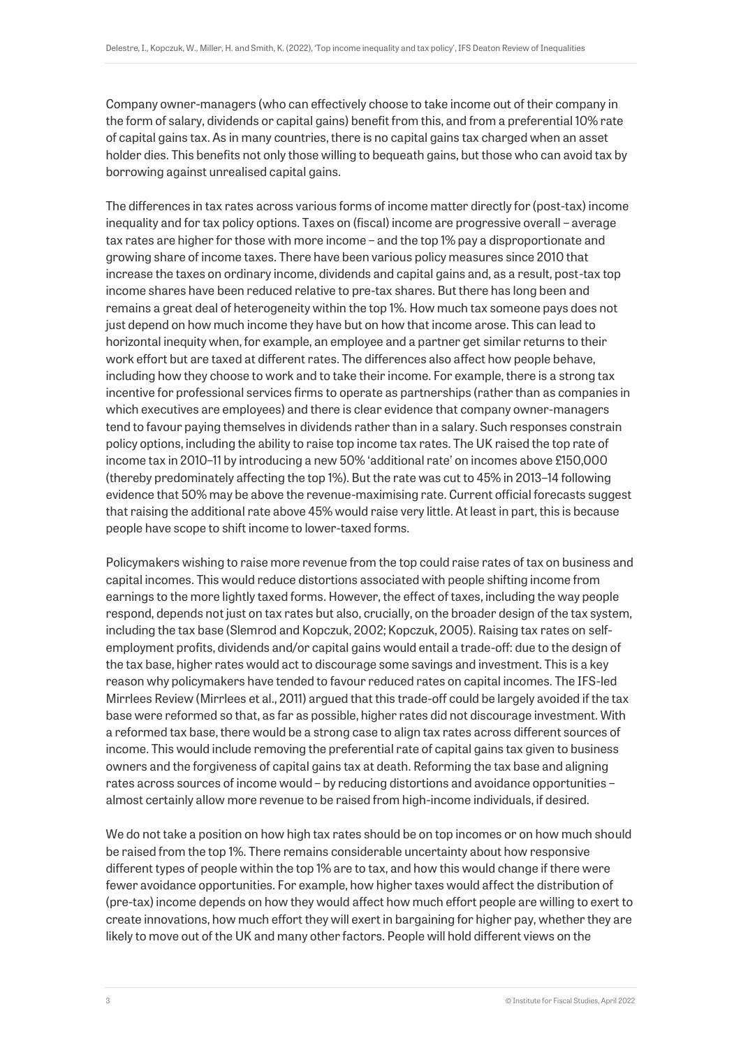Company owner-managers (who can effectively choose to take income out of their company in the form of salary, dividends or capital gains) benefit from this, and from a preferential 10% rate of capital gains tax. As in many countries, there is no capital gains tax charged when an asset holder dies. This benefits not only those willing to bequeath gains, but those who can avoid tax by borrowing against unrealised capital gains.

The differences in tax rates across various forms of income matter directly for (post-tax) income inequality and for tax policy options. Taxes on (fiscal) income are progressive overall – average tax rates are higher for those with more income – and the top 1% pay a disproportionate and growing share of income taxes. There have been various policy measures since 2010 that increase the taxes on ordinary income, dividends and capital gains and, as a result, post-tax top income shares have been reduced relative to pre-tax shares. But there has long been and remains a great deal of heterogeneity within the top 1%. How much tax someone pays does not just depend on how much income they have but on how that income arose. This can lead to horizontal inequity when, for example, an employee and a partner get similar returns to their work effort but are taxed at different rates. The differences also affect how people behave, including how they choose to work and to take their income. For example, there is a strong tax incentive for professional services firms to operate as partnerships (rather than as companies in which executives are employees) and there is clear evidence that company owner-managers tend to favour paying themselves in dividends rather than in a salary. Such responses constrain policy options, including the ability to raise top income tax rates. The UK raised the top rate of income tax in 2010–11 by introducing a new 50% 'additional rate' on incomes above £150,000 (thereby predominately affecting the top 1%). But the rate was cut to 45% in 2013–14 following evidence that 50% may be above the revenue-maximising rate. Current official forecasts suggest that raising the additional rate above 45% would raise very little. At least in part, this is because people have scope to shift income to lower-taxed forms.

Policymakers wishing to raise more revenue from the top could raise rates of tax on business and capital incomes. This would reduce distortions associated with people shifting income from earnings to the more lightly taxed forms. However, the effect of taxes, including the way people respond, depends not just on tax rates but also, crucially, on the broader design of the tax system, including the tax base (Slemrod and Kopczuk, 2002; Kopczuk, 2005). Raising tax rates on self-employment profits, dividends and/or capital gains would entail a trade-off: due to the design of the tax base, higher rates would act to discourage some savings and investment. This is a key reason why policymakers have tended to favour reduced rates on capital incomes. The IFS-led Mirrlees Review (Mirrlees et al., 2011) argued that this trade-off could be largely avoided if the tax base were reformed so that, as far as possible, higher rates did not discourage investment. With a reformed tax base, there would be a strong case to align tax rates across different sources of income. This would include removing the preferential rate of capital gains tax given to business owners and the forgiveness of capital gains tax at death. Reforming the tax base and aligning rates across sources of income would – by reducing distortions and avoidance opportunities – almost certainly allow more revenue to be raised from high-income individuals, if desired.

We do not take a position on how high tax rates should be on top incomes or on how much should be raised from the top 1%. There remains considerable uncertainty about how responsive different types of people within the top 1% are to tax, and how this would change if there were fewer avoidance opportunities. For example, how higher taxes would affect the distribution of (pre-tax) income depends on how they would affect how much effort people are willing to exert to create innovations, how much effort they will exert in bargaining for higher pay, whether they are likely to move out of the UK and many other factors. People will hold different views on the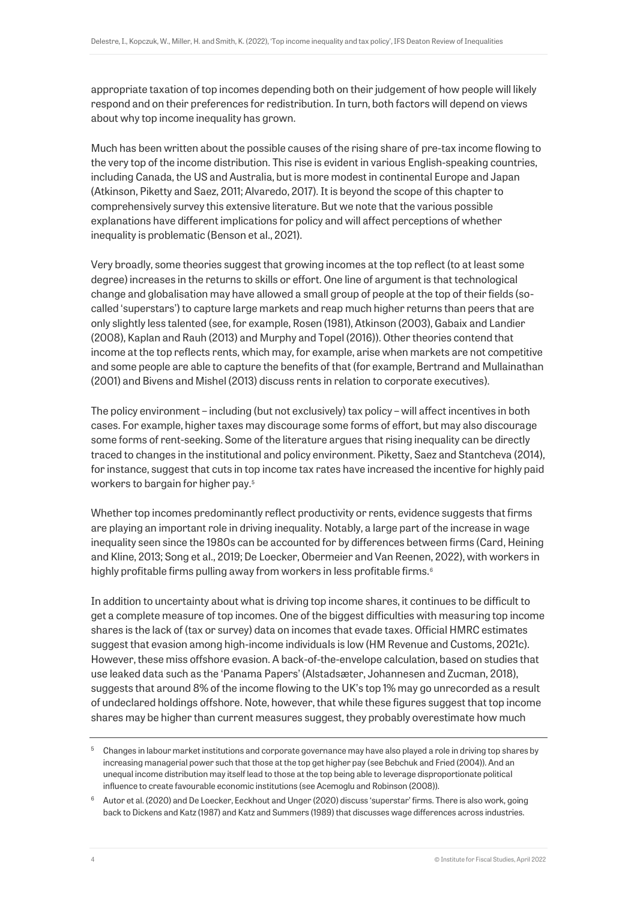appropriate taxation of top incomes depending both on their judgement of how people will likely respond and on their preferences for redistribution. In turn, both factors will depend on views about why top income inequality has grown.

Much has been written about the possible causes of the rising share of pre-tax income flowing to the very top of the income distribution. This rise is evident in various English-speaking countries, including Canada, the US and Australia, but is more modest in continental Europe and Japan (Atkinson, Piketty and Saez, 2011; Alvaredo, 2017). It is beyond the scope of this chapter to comprehensively survey this extensive literature. But we note that the various possible explanations have different implications for policy and will affect perceptions of whether inequality is problematic (Benson et al., 2021).

Very broadly, some theories suggest that growing incomes at the top reflect (to at least some degree) increases in the returns to skills or effort. One line of argument is that technological change and globalisation may have allowed a small group of people at the top of their fields (so-called 'superstars') to capture large markets and reap much higher returns than peers that are only slightly less talented (see, for example, Rosen (1981), Atkinson (2003), Gabaix and Landier (2008), Kaplan and Rauh (2013) and Murphy and Topel (2016)). Other theories contend that income at the top reflects rents, which may, for example, arise when markets are not competitive and some people are able to capture the benefits of that (for example, Bertrand and Mullainathan (2001) and Bivens and Mishel (2013) discuss rents in relation to corporate executives).

The policy environment – including (but not exclusively) tax policy – will affect incentives in both cases. For example, higher taxes may discourage some forms of effort, but may also discourage some forms of rent-seeking. Some of the literature argues that rising inequality can be directly traced to changes in the institutional and policy environment. Piketty, Saez and Stantcheva (2014), for instance, suggest that cuts in top income tax rates have increased the incentive for highly paid workers to bargain for higher pay.[5]

Whether top incomes predominantly reflect productivity or rents, evidence suggests that firms are playing an important role in driving inequality. Notably, a large part of the increase in wage inequality seen since the 1980s can be accounted for by differences between firms (Card, Heining and Kline, 2013; Song et al., 2019; De Loecker, Obermeier and Van Reenen, 2022), with workers in highly profitable firms pulling away from workers in less profitable firms.[6]

In addition to uncertainty about what is driving top income shares, it continues to be difficult to get a complete measure of top incomes. One of the biggest difficulties with measuring top income shares is the lack of (tax or survey) data on incomes that evade taxes. Official HMRC estimates suggest that evasion among high-income individuals is low (HM Revenue and Customs, 2021c). However, these miss offshore evasion. A back-of-the-envelope calculation, based on studies that use leaked data such as the 'Panama Papers' (Alstadsæter, Johannesen and Zucman, 2018), suggests that around 8% of the income flowing to the UK's top 1% may go unrecorded as a result of undeclared holdings offshore. Note, however, that while these figures suggest that top income shares may be higher than current measures suggest, they probably overestimate how much

---

[5] Changes in labour market institutions and corporate governance may have also played a role in driving top shares by increasing managerial power such that those at the top get higher pay (see Bebchuk and Fried (2004)). And an unequal income distribution may itself lead to those at the top being able to leverage disproportionate political influence to create favourable economic institutions (see Acemoglu and Robinson (2008)).

[6] Autor et al. (2020) and De Loecker, Eeckhout and Unger (2020) discuss 'superstar' firms. There is also work, going back to Dickens and Katz (1987) and Katz and Summers (1989) that discusses wage differences across industries.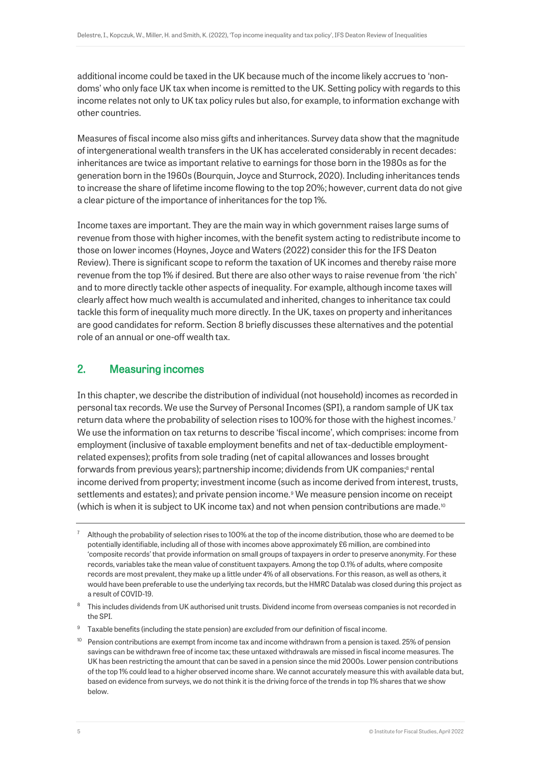additional income could be taxed in the UK because much of the income likely accrues to 'non-doms' who only face UK tax when income is remitted to the UK. Setting policy with regards to this income relates not only to UK tax policy rules but also, for example, to information exchange with other countries.

Measures of fiscal income also miss gifts and inheritances. Survey data show that the magnitude of intergenerational wealth transfers in the UK has accelerated considerably in recent decades: inheritances are twice as important relative to earnings for those born in the 1980s as for the generation born in the 1960s (Bourquin, Joyce and Sturrock, 2020). Including inheritances tends to increase the share of lifetime income flowing to the top 20%; however, current data do not give a clear picture of the importance of inheritances for the top 1%.

Income taxes are important. They are the main way in which government raises large sums of revenue from those with higher incomes, with the benefit system acting to redistribute income to those on lower incomes (Hoynes, Joyce and Waters (2022) consider this for the IFS Deaton Review). There is significant scope to reform the taxation of UK incomes and thereby raise more revenue from the top 1% if desired. But there are also other ways to raise revenue from 'the rich' and to more directly tackle other aspects of inequality. For example, although income taxes will clearly affect how much wealth is accumulated and inherited, changes to inheritance tax could tackle this form of inequality much more directly. In the UK, taxes on property and inheritances are good candidates for reform. Section 8 briefly discusses these alternatives and the potential role of an annual or one-off wealth tax.

## 2. Measuring incomes

In this chapter, we describe the distribution of individual (not household) incomes as recorded in personal tax records. We use the Survey of Personal Incomes (SPI), a random sample of UK tax return data where the probability of selection rises to 100% for those with the highest incomes.[7] We use the information on tax returns to describe 'fiscal income', which comprises: income from employment (inclusive of taxable employment benefits and net of tax-deductible employment-related expenses); profits from sole trading (net of capital allowances and losses brought forwards from previous years); partnership income; dividends from UK companies;[8] rental income derived from property; investment income (such as income derived from interest, trusts, settlements and estates); and private pension income.[9] We measure pension income on receipt (which is when it is subject to UK income tax) and not when pension contributions are made.[10]

---

[7] Although the probability of selection rises to 100% at the top of the income distribution, those who are deemed to be potentially identifiable, including all of those with incomes above approximately £6 million, are combined into 'composite records' that provide information on small groups of taxpayers in order to preserve anonymity. For these records, variables take the mean value of constituent taxpayers. Among the top 0.1% of adults, where composite records are most prevalent, they make up a little under 4% of all observations. For this reason, as well as others, it would have been preferable to use the underlying tax records, but the HMRC Datalab was closed during this project as a result of COVID-19.

[8] This includes dividends from UK authorised unit trusts. Dividend income from overseas companies is not recorded in the SPI.

[9] Taxable benefits (including the state pension) are *excluded* from our definition of fiscal income.

[10] Pension contributions are exempt from income tax and income withdrawn from a pension is taxed. 25% of pension savings can be withdrawn free of income tax; these untaxed withdrawals are missed in fiscal income measures. The UK has been restricting the amount that can be saved in a pension since the mid 2000s. Lower pension contributions of the top 1% could lead to a higher observed income share. We cannot accurately measure this with available data but, based on evidence from surveys, we do not think it is the driving force of the trends in top 1% shares that we show below.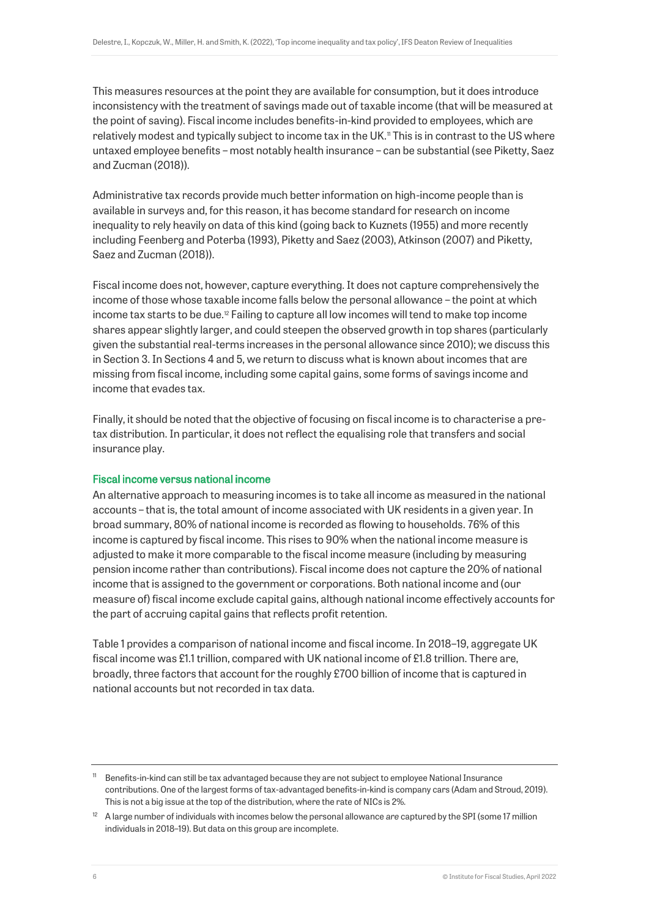This measures resources at the point they are available for consumption, but it does introduce inconsistency with the treatment of savings made out of taxable income (that will be measured at the point of saving). Fiscal income includes benefits-in-kind provided to employees, which are relatively modest and typically subject to income tax in the UK.[11] This is in contrast to the US where untaxed employee benefits – most notably health insurance – can be substantial (see Piketty, Saez and Zucman (2018)).

Administrative tax records provide much better information on high-income people than is available in surveys and, for this reason, it has become standard for research on income inequality to rely heavily on data of this kind (going back to Kuznets (1955) and more recently including Feenberg and Poterba (1993), Piketty and Saez (2003), Atkinson (2007) and Piketty, Saez and Zucman (2018)).

Fiscal income does not, however, capture everything. It does not capture comprehensively the income of those whose taxable income falls below the personal allowance – the point at which income tax starts to be due.[12] Failing to capture all low incomes will tend to make top income shares appear slightly larger, and could steepen the observed growth in top shares (particularly given the substantial real-terms increases in the personal allowance since 2010); we discuss this in Section 3. In Sections 4 and 5, we return to discuss what is known about incomes that are missing from fiscal income, including some capital gains, some forms of savings income and income that evades tax.

Finally, it should be noted that the objective of focusing on fiscal income is to characterise a pre-tax distribution. In particular, it does not reflect the equalising role that transfers and social insurance play.

### Fiscal income versus national income

An alternative approach to measuring incomes is to take all income as measured in the national accounts – that is, the total amount of income associated with UK residents in a given year. In broad summary, 80% of national income is recorded as flowing to households. 76% of this income is captured by fiscal income. This rises to 90% when the national income measure is adjusted to make it more comparable to the fiscal income measure (including by measuring pension income rather than contributions). Fiscal income does not capture the 20% of national income that is assigned to the government or corporations. Both national income and (our measure of) fiscal income exclude capital gains, although national income effectively accounts for the part of accruing capital gains that reflects profit retention.

Table 1 provides a comparison of national income and fiscal income. In 2018–19, aggregate UK fiscal income was £1.1 trillion, compared with UK national income of £1.8 trillion. There are, broadly, three factors that account for the roughly £700 billion of income that is captured in national accounts but not recorded in tax data.

---

[11] Benefits-in-kind can still be tax advantaged because they are not subject to employee National Insurance contributions. One of the largest forms of tax-advantaged benefits-in-kind is company cars (Adam and Stroud, 2019). This is not a big issue at the top of the distribution, where the rate of NICs is 2%.

[12] A large number of individuals with incomes below the personal allowance *are* captured by the SPI (some 17 million individuals in 2018–19). But data on this group are incomplete.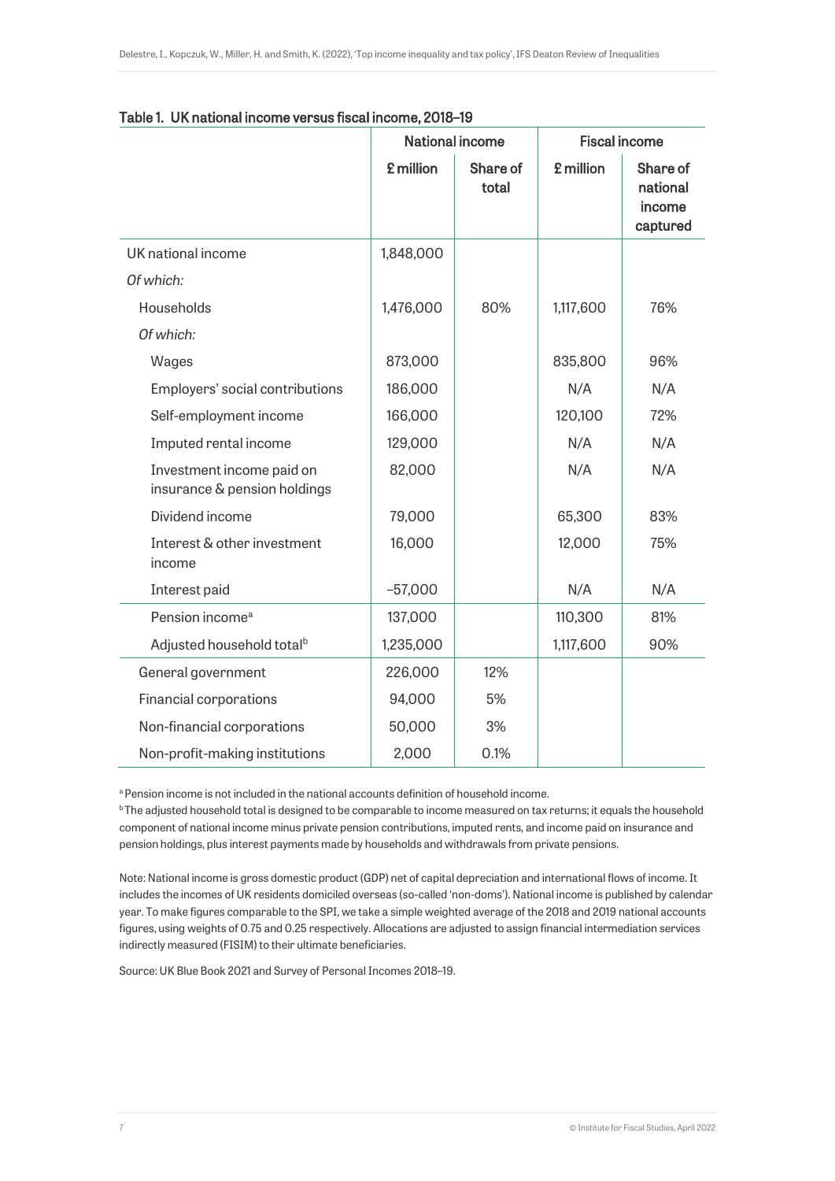### Table 1. UK national income versus fiscal income, 2018–19

| | National income | | Fiscal income | |
|---|---|---|---|---|
| | £ million | Share of total | £ million | Share of national income captured |
| UK national income | 1,848,000 | | | |
| *Of which:* | | | | |
| Households | 1,476,000 | 80% | 1,117,600 | 76% |
| *Of which:* | | | | |
| Wages | 873,000 | | 835,800 | 96% |
| Employers' social contributions | 186,000 | | N/A | N/A |
| Self-employment income | 166,000 | | 120,100 | 72% |
| Imputed rental income | 129,000 | | N/A | N/A |
| Investment income paid on insurance & pension holdings | 82,000 | | N/A | N/A |
| Dividend income | 79,000 | | 65,300 | 83% |
| Interest & other investment income | 16,000 | | 12,000 | 75% |
| Interest paid | −57,000 | | N/A | N/A |
| Pension income[a] | 137,000 | | 110,300 | 81% |
| Adjusted household total[b] | 1,235,000 | | 1,117,600 | 90% |
| General government | 226,000 | 12% | | |
| Financial corporations | 94,000 | 5% | | |
| Non-financial corporations | 50,000 | 3% | | |
| Non-profit-making institutions | 2,000 | 0.1% | | |

[a] Pension income is not included in the national accounts definition of household income.

[b] The adjusted household total is designed to be comparable to income measured on tax returns; it equals the household component of national income minus private pension contributions, imputed rents, and income paid on insurance and pension holdings, plus interest payments made by households and withdrawals from private pensions.

Note: National income is gross domestic product (GDP) net of capital depreciation and international flows of income. It includes the incomes of UK residents domiciled overseas (so-called 'non-doms'). National income is published by calendar year. To make figures comparable to the SPI, we take a simple weighted average of the 2018 and 2019 national accounts figures, using weights of 0.75 and 0.25 respectively. Allocations are adjusted to assign financial intermediation services indirectly measured (FISIM) to their ultimate beneficiaries.

Source: UK Blue Book 2021 and Survey of Personal Incomes 2018–19.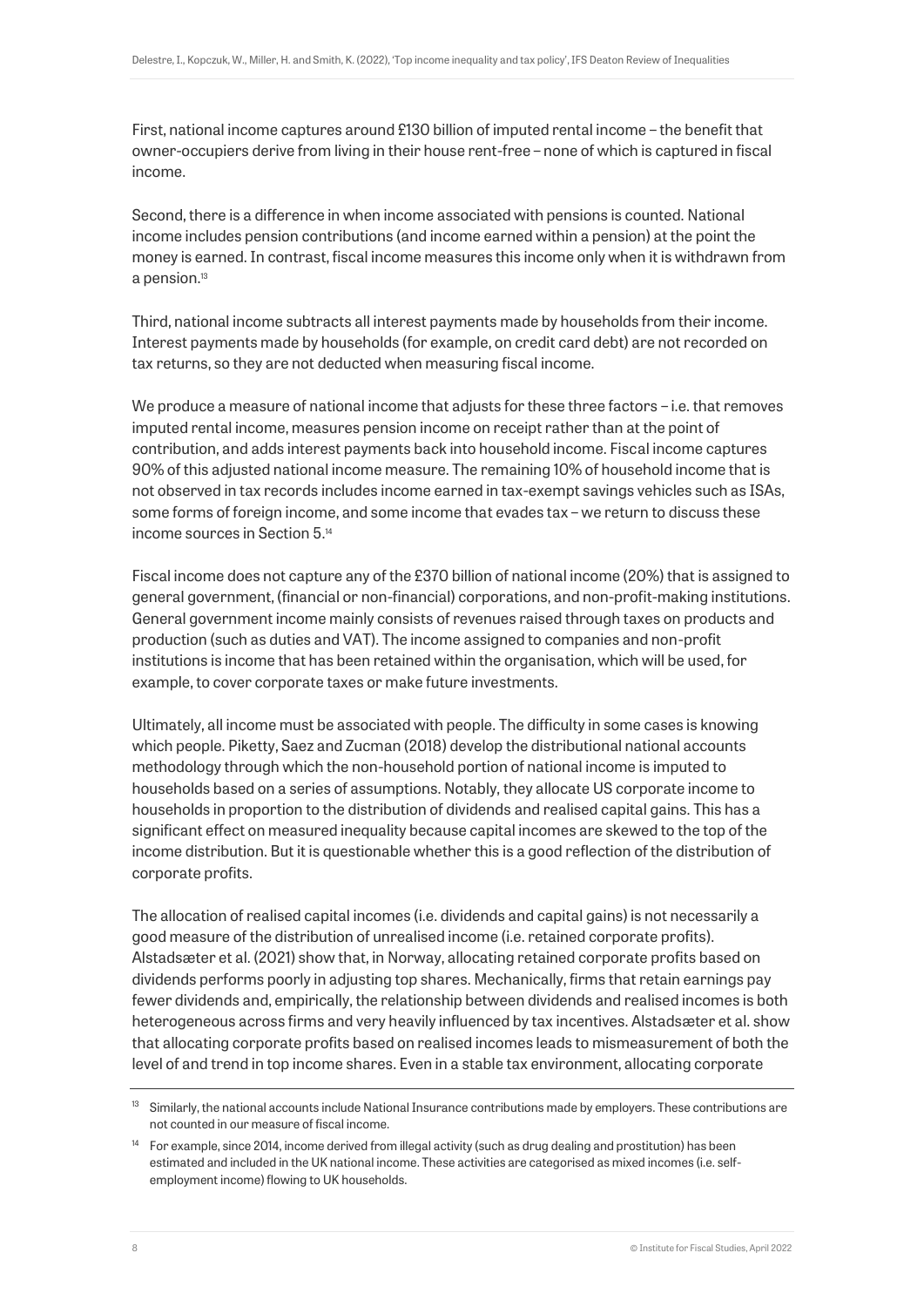First, national income captures around £130 billion of imputed rental income – the benefit that owner-occupiers derive from living in their house rent-free – none of which is captured in fiscal income.

Second, there is a difference in when income associated with pensions is counted. National income includes pension contributions (and income earned within a pension) at the point the money is earned. In contrast, fiscal income measures this income only when it is withdrawn from a pension.[13]

Third, national income subtracts all interest payments made by households from their income. Interest payments made by households (for example, on credit card debt) are not recorded on tax returns, so they are not deducted when measuring fiscal income.

We produce a measure of national income that adjusts for these three factors – i.e. that removes imputed rental income, measures pension income on receipt rather than at the point of contribution, and adds interest payments back into household income. Fiscal income captures 90% of this adjusted national income measure. The remaining 10% of household income that is not observed in tax records includes income earned in tax-exempt savings vehicles such as ISAs, some forms of foreign income, and some income that evades tax – we return to discuss these income sources in Section 5.[14]

Fiscal income does not capture any of the £370 billion of national income (20%) that is assigned to general government, (financial or non-financial) corporations, and non-profit-making institutions. General government income mainly consists of revenues raised through taxes on products and production (such as duties and VAT). The income assigned to companies and non-profit institutions is income that has been retained within the organisation, which will be used, for example, to cover corporate taxes or make future investments.

Ultimately, all income must be associated with people. The difficulty in some cases is knowing which people. Piketty, Saez and Zucman (2018) develop the distributional national accounts methodology through which the non-household portion of national income is imputed to households based on a series of assumptions. Notably, they allocate US corporate income to households in proportion to the distribution of dividends and realised capital gains. This has a significant effect on measured inequality because capital incomes are skewed to the top of the income distribution. But it is questionable whether this is a good reflection of the distribution of corporate profits.

The allocation of realised capital incomes (i.e. dividends and capital gains) is not necessarily a good measure of the distribution of unrealised income (i.e. retained corporate profits). Alstadsæter et al. (2021) show that, in Norway, allocating retained corporate profits based on dividends performs poorly in adjusting top shares. Mechanically, firms that retain earnings pay fewer dividends and, empirically, the relationship between dividends and realised incomes is both heterogeneous across firms and very heavily influenced by tax incentives. Alstadsæter et al. show that allocating corporate profits based on realised incomes leads to mismeasurement of both the level of and trend in top income shares. Even in a stable tax environment, allocating corporate

---

[13] Similarly, the national accounts include National Insurance contributions made by employers. These contributions are not counted in our measure of fiscal income.

[14] For example, since 2014, income derived from illegal activity (such as drug dealing and prostitution) has been estimated and included in the UK national income. These activities are categorised as mixed incomes (i.e. self-employment income) flowing to UK households.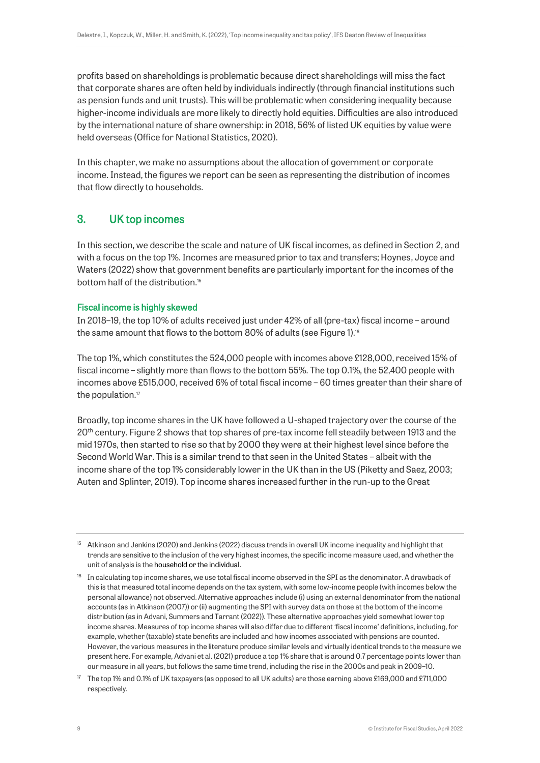profits based on shareholdings is problematic because direct shareholdings will miss the fact that corporate shares are often held by individuals indirectly (through financial institutions such as pension funds and unit trusts). This will be problematic when considering inequality because higher-income individuals are more likely to directly hold equities. Difficulties are also introduced by the international nature of share ownership: in 2018, 56% of listed UK equities by value were held overseas (Office for National Statistics, 2020).

In this chapter, we make no assumptions about the allocation of government or corporate income. Instead, the figures we report can be seen as representing the distribution of incomes that flow directly to households.

## 3. UK top incomes

In this section, we describe the scale and nature of UK fiscal incomes, as defined in Section 2, and with a focus on the top 1%. Incomes are measured prior to tax and transfers; Hoynes, Joyce and Waters (2022) show that government benefits are particularly important for the incomes of the bottom half of the distribution.[15]

### Fiscal income is highly skewed

In 2018–19, the top 10% of adults received just under 42% of all (pre-tax) fiscal income – around the same amount that flows to the bottom 80% of adults (see Figure 1).[16]

The top 1%, which constitutes the 524,000 people with incomes above £128,000, received 15% of fiscal income – slightly more than flows to the bottom 55%. The top 0.1%, the 52,400 people with incomes above £515,000, received 6% of total fiscal income – 60 times greater than their share of the population.[17]

Broadly, top income shares in the UK have followed a U-shaped trajectory over the course of the 20th century. Figure 2 shows that top shares of pre-tax income fell steadily between 1913 and the mid 1970s, then started to rise so that by 2000 they were at their highest level since before the Second World War. This is a similar trend to that seen in the United States – albeit with the income share of the top 1% considerably lower in the UK than in the US (Piketty and Saez, 2003; Auten and Splinter, 2019). Top income shares increased further in the run-up to the Great

---

[15] Atkinson and Jenkins (2020) and Jenkins (2022) discuss trends in overall UK income inequality and highlight that trends are sensitive to the inclusion of the very highest incomes, the specific income measure used, and whether the unit of analysis is the household or the individual.

[16] In calculating top income shares, we use total fiscal income observed in the SPI as the denominator. A drawback of this is that measured total income depends on the tax system, with some low-income people (with incomes below the personal allowance) not observed. Alternative approaches include (i) using an external denominator from the national accounts (as in Atkinson (2007)) or (ii) augmenting the SPI with survey data on those at the bottom of the income distribution (as in Advani, Summers and Tarrant (2022)). These alternative approaches yield somewhat lower top income shares. Measures of top income shares will also differ due to different 'fiscal income' definitions, including, for example, whether (taxable) state benefits are included and how incomes associated with pensions are counted. However, the various measures in the literature produce similar levels and virtually identical trends to the measure we present here. For example, Advani et al. (2021) produce a top 1% share that is around 0.7 percentage points lower than our measure in all years, but follows the same time trend, including the rise in the 2000s and peak in 2009–10.

[17] The top 1% and 0.1% of UK taxpayers (as opposed to all UK adults) are those earning above £169,000 and £711,000 respectively.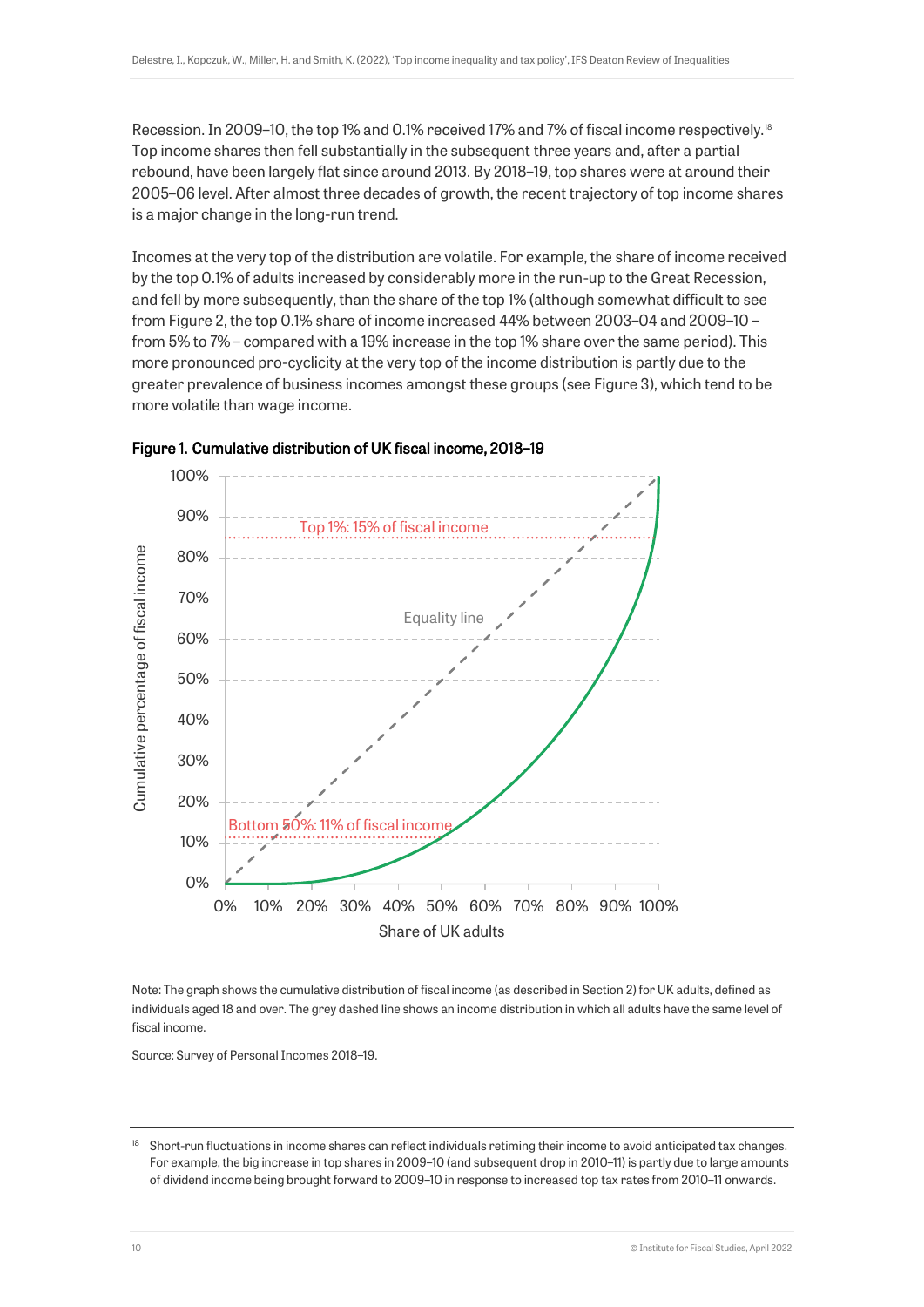Recession. In 2009–10, the top 1% and 0.1% received 17% and 7% of fiscal income respectively.[18] Top income shares then fell substantially in the subsequent three years and, after a partial rebound, have been largely flat since around 2013. By 2018–19, top shares were at around their 2005–06 level. After almost three decades of growth, the recent trajectory of top income shares is a major change in the long-run trend.

Incomes at the very top of the distribution are volatile. For example, the share of income received by the top 0.1% of adults increased by considerably more in the run-up to the Great Recession, and fell by more subsequently, than the share of the top 1% (although somewhat difficult to see from Figure 2, the top 0.1% share of income increased 44% between 2003–04 and 2009–10 – from 5% to 7% – compared with a 19% increase in the top 1% share over the same period). This more pronounced pro-cyclicity at the very top of the income distribution is partly due to the greater prevalence of business incomes amongst these groups (see Figure 3), which tend to be more volatile than wage income.

**Figure 1. Cumulative distribution of UK fiscal income, 2018–19**

Note: The graph shows the cumulative distribution of fiscal income (as described in Section 2) for UK adults, defined as individuals aged 18 and over. The grey dashed line shows an income distribution in which all adults have the same level of fiscal income.

Source: Survey of Personal Incomes 2018–19.

---

[18] Short-run fluctuations in income shares can reflect individuals retiming their income to avoid anticipated tax changes. For example, the big increase in top shares in 2009–10 (and subsequent drop in 2010–11) is partly due to large amounts of dividend income being brought forward to 2009–10 in response to increased top tax rates from 2010–11 onwards.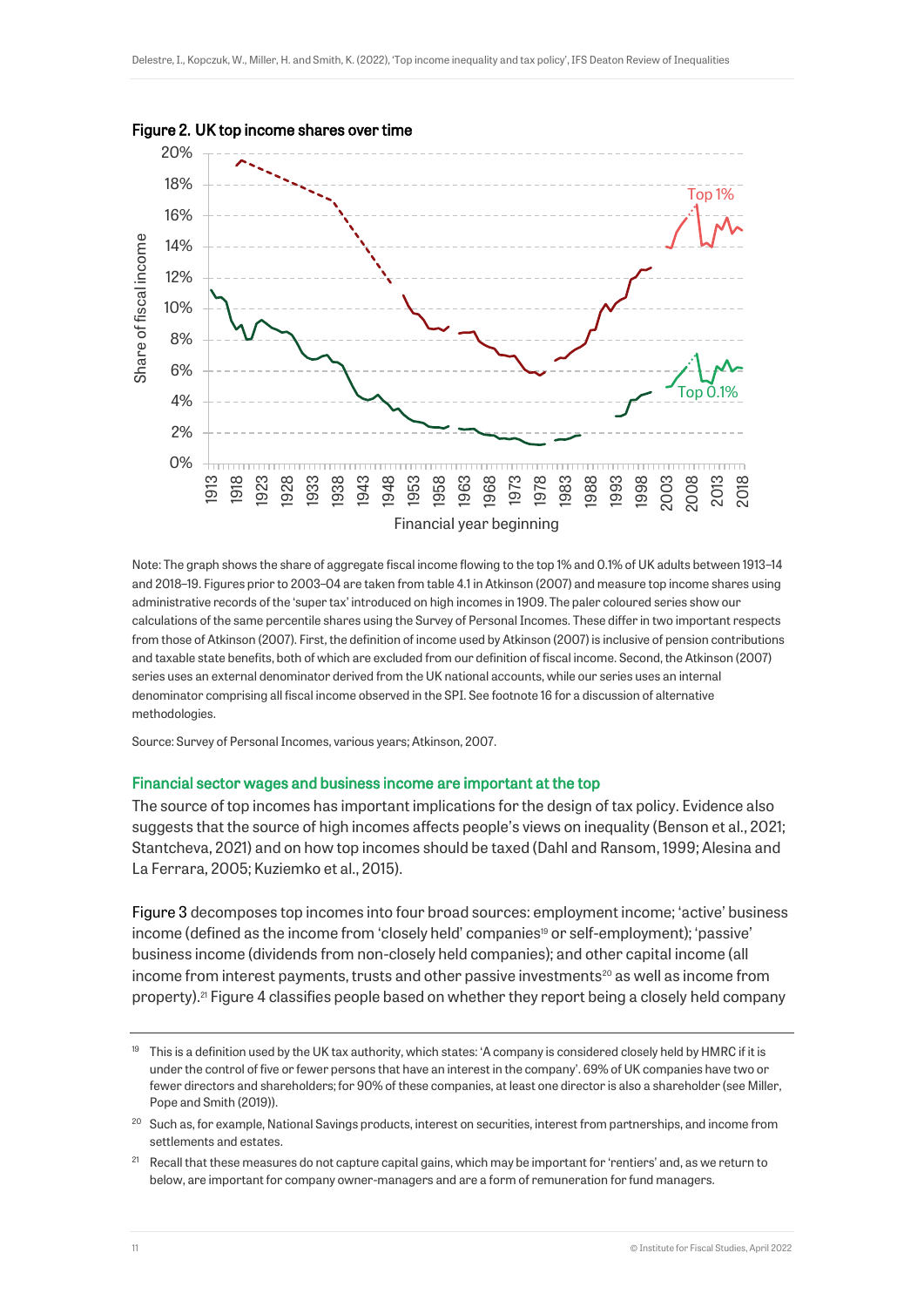**Figure 2. UK top income shares over time**

Note: The graph shows the share of aggregate fiscal income flowing to the top 1% and 0.1% of UK adults between 1913–14 and 2018–19. Figures prior to 2003–04 are taken from table 4.1 in Atkinson (2007) and measure top income shares using administrative records of the 'super tax' introduced on high incomes in 1909. The paler coloured series show our calculations of the same percentile shares using the Survey of Personal Incomes. These differ in two important respects from those of Atkinson (2007). First, the definition of income used by Atkinson (2007) is inclusive of pension contributions and taxable state benefits, both of which are excluded from our definition of fiscal income. Second, the Atkinson (2007) series uses an external denominator derived from the UK national accounts, while our series uses an internal denominator comprising all fiscal income observed in the SPI. See footnote 16 for a discussion of alternative methodologies.

Source: Survey of Personal Incomes, various years; Atkinson, 2007.

### Financial sector wages and business income are important at the top

The source of top incomes has important implications for the design of tax policy. Evidence also suggests that the source of high incomes affects people's views on inequality (Benson et al., 2021; Stantcheva, 2021) and on how top incomes should be taxed (Dahl and Ransom, 1999; Alesina and La Ferrara, 2005; Kuziemko et al., 2015).

Figure 3 decomposes top incomes into four broad sources: employment income; 'active' business income (defined as the income from 'closely held' companies[19] or self-employment); 'passive' business income (dividends from non-closely held companies); and other capital income (all income from interest payments, trusts and other passive investments[20] as well as income from property).[21] Figure 4 classifies people based on whether they report being a closely held company

[19] This is a definition used by the UK tax authority, which states: 'A company is considered closely held by HMRC if it is under the control of five or fewer persons that have an interest in the company'. 69% of UK companies have two or fewer directors and shareholders; for 90% of these companies, at least one director is also a shareholder (see Miller, Pope and Smith (2019)).

[20] Such as, for example, National Savings products, interest on securities, interest from partnerships, and income from settlements and estates.

[21] Recall that these measures do not capture capital gains, which may be important for 'rentiers' and, as we return to below, are important for company owner-managers and are a form of remuneration for fund managers.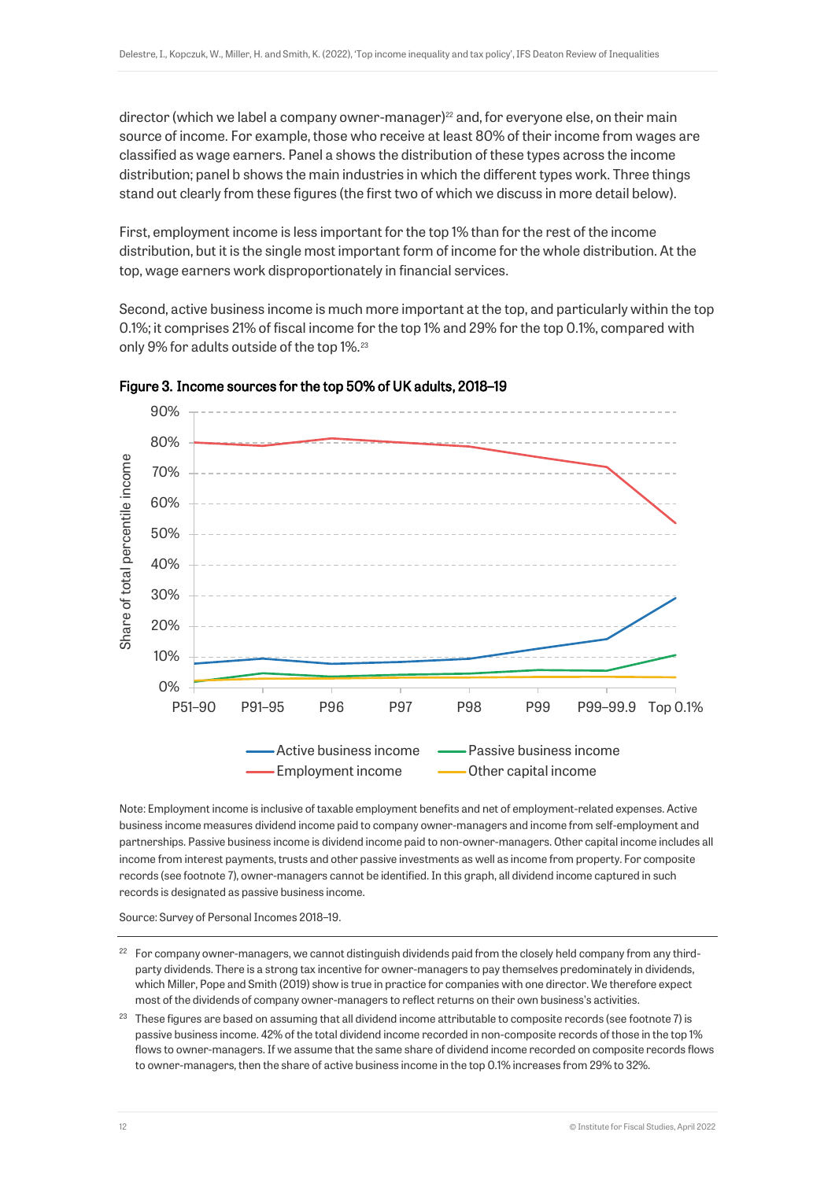director (which we label a company owner-manager)[22] and, for everyone else, on their main source of income. For example, those who receive at least 80% of their income from wages are classified as wage earners. Panel a shows the distribution of these types across the income distribution; panel b shows the main industries in which the different types work. Three things stand out clearly from these figures (the first two of which we discuss in more detail below).

First, employment income is less important for the top 1% than for the rest of the income distribution, but it is the single most important form of income for the whole distribution. At the top, wage earners work disproportionately in financial services.

Second, active business income is much more important at the top, and particularly within the top 0.1%; it comprises 21% of fiscal income for the top 1% and 29% for the top 0.1%, compared with only 9% for adults outside of the top 1%.[23]

**Figure 3. Income sources for the top 50% of UK adults, 2018–19**

Note: Employment income is inclusive of taxable employment benefits and net of employment-related expenses. Active business income measures dividend income paid to company owner-managers and income from self-employment and partnerships. Passive business income is dividend income paid to non-owner-managers. Other capital income includes all income from interest payments, trusts and other passive investments as well as income from property. For composite records (see footnote 7), owner-managers cannot be identified. In this graph, all dividend income captured in such records is designated as passive business income.

Source: Survey of Personal Incomes 2018–19.

---

[22] For company owner-managers, we cannot distinguish dividends paid from the closely held company from any third-party dividends. There is a strong tax incentive for owner-managers to pay themselves predominately in dividends, which Miller, Pope and Smith (2019) show is true in practice for companies with one director. We therefore expect most of the dividends of company owner-managers to reflect returns on their own business's activities.

[23] These figures are based on assuming that all dividend income attributable to composite records (see footnote 7) is passive business income. 42% of the total dividend income recorded in non-composite records of those in the top 1% flows to owner-managers. If we assume that the same share of dividend income recorded on composite records flows to owner-managers, then the share of active business income in the top 0.1% increases from 29% to 32%.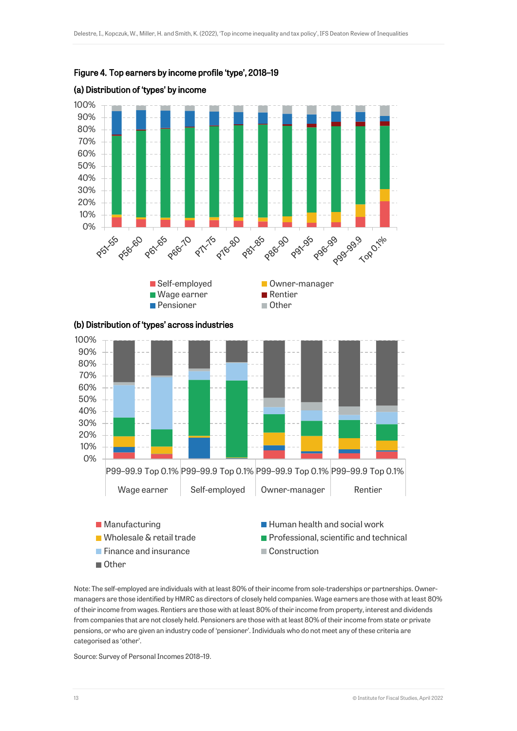**Figure 4. Top earners by income profile 'type', 2018–19**

**(a) Distribution of 'types' by income**

**(b) Distribution of 'types' across industries**

Note: The self-employed are individuals with at least 80% of their income from sole-traderships or partnerships. Owner-managers are those identified by HMRC as directors of closely held companies. Wage earners are those with at least 80% of their income from wages. Rentiers are those with at least 80% of their income from property, interest and dividends from companies that are not closely held. Pensioners are those with at least 80% of their income from state or private pensions, or who are given an industry code of 'pensioner'. Individuals who do not meet any of these criteria are categorised as 'other'.

Source: Survey of Personal Incomes 2018–19.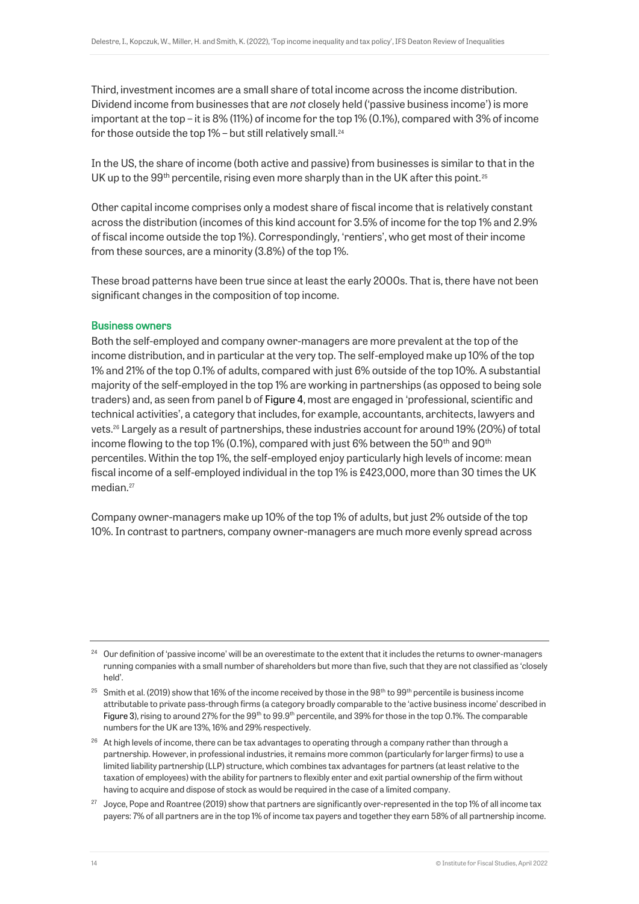Third, investment incomes are a small share of total income across the income distribution. Dividend income from businesses that are *not* closely held ('passive business income') is more important at the top – it is 8% (11%) of income for the top 1% (0.1%), compared with 3% of income for those outside the top 1% – but still relatively small.[24]

In the US, the share of income (both active and passive) from businesses is similar to that in the UK up to the 99th percentile, rising even more sharply than in the UK after this point.[25]

Other capital income comprises only a modest share of fiscal income that is relatively constant across the distribution (incomes of this kind account for 3.5% of income for the top 1% and 2.9% of fiscal income outside the top 1%). Correspondingly, 'rentiers', who get most of their income from these sources, are a minority (3.8%) of the top 1%.

These broad patterns have been true since at least the early 2000s. That is, there have not been significant changes in the composition of top income.

### Business owners

Both the self-employed and company owner-managers are more prevalent at the top of the income distribution, and in particular at the very top. The self-employed make up 10% of the top 1% and 21% of the top 0.1% of adults, compared with just 6% outside of the top 10%. A substantial majority of the self-employed in the top 1% are working in partnerships (as opposed to being sole traders) and, as seen from panel b of Figure 4, most are engaged in 'professional, scientific and technical activities', a category that includes, for example, accountants, architects, lawyers and vets.[26] Largely as a result of partnerships, these industries account for around 19% (20%) of total income flowing to the top 1% (0.1%), compared with just 6% between the 50th and 90th percentiles. Within the top 1%, the self-employed enjoy particularly high levels of income: mean fiscal income of a self-employed individual in the top 1% is £423,000, more than 30 times the UK median.[27]

Company owner-managers make up 10% of the top 1% of adults, but just 2% outside of the top 10%. In contrast to partners, company owner-managers are much more evenly spread across

---

[24] Our definition of 'passive income' will be an overestimate to the extent that it includes the returns to owner-managers running companies with a small number of shareholders but more than five, such that they are not classified as 'closely held'.

[25] Smith et al. (2019) show that 16% of the income received by those in the 98th to 99th percentile is business income attributable to private pass-through firms (a category broadly comparable to the 'active business income' described in Figure 3), rising to around 27% for the 99th to 99.9th percentile, and 39% for those in the top 0.1%. The comparable numbers for the UK are 13%, 16% and 29% respectively.

[26] At high levels of income, there can be tax advantages to operating through a company rather than through a partnership. However, in professional industries, it remains more common (particularly for larger firms) to use a limited liability partnership (LLP) structure, which combines tax advantages for partners (at least relative to the taxation of employees) with the ability for partners to flexibly enter and exit partial ownership of the firm without having to acquire and dispose of stock as would be required in the case of a limited company.

[27] Joyce, Pope and Roantree (2019) show that partners are significantly over-represented in the top 1% of all income tax payers: 7% of all partners are in the top 1% of income tax payers and together they earn 58% of all partnership income.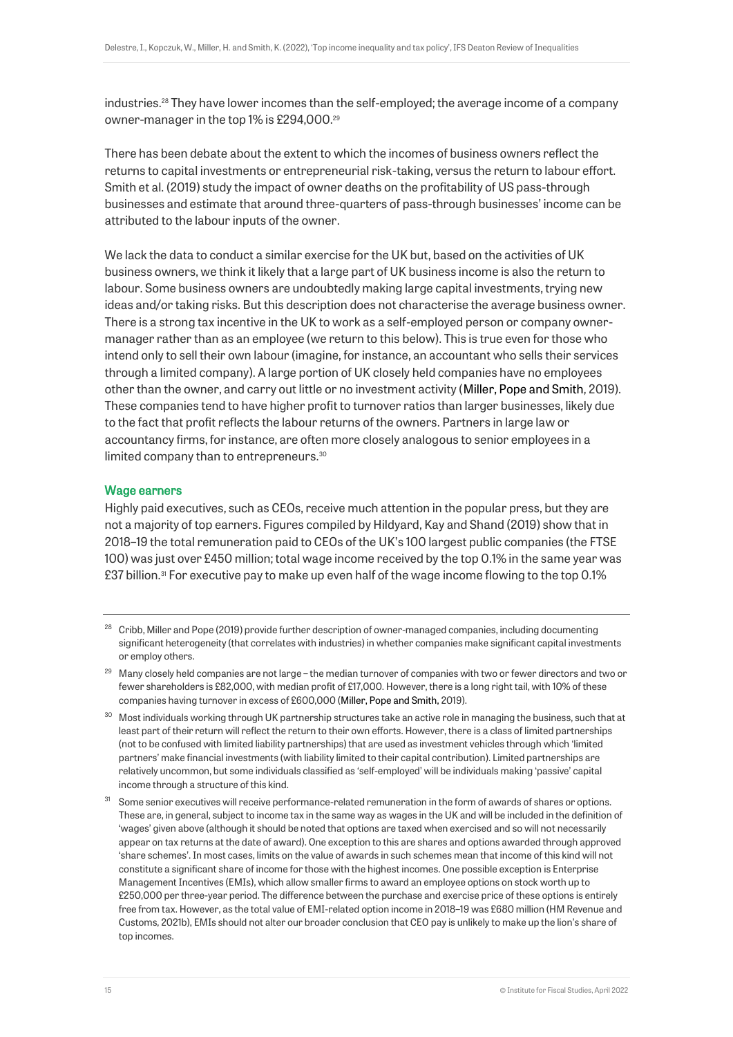industries.[28] They have lower incomes than the self-employed; the average income of a company owner-manager in the top 1% is £294,000.[29]

There has been debate about the extent to which the incomes of business owners reflect the returns to capital investments or entrepreneurial risk-taking, versus the return to labour effort. Smith et al. (2019) study the impact of owner deaths on the profitability of US pass-through businesses and estimate that around three-quarters of pass-through businesses' income can be attributed to the labour inputs of the owner.

We lack the data to conduct a similar exercise for the UK but, based on the activities of UK business owners, we think it likely that a large part of UK business income is also the return to labour. Some business owners are undoubtedly making large capital investments, trying new ideas and/or taking risks. But this description does not characterise the average business owner. There is a strong tax incentive in the UK to work as a self-employed person or company owner-manager rather than as an employee (we return to this below). This is true even for those who intend only to sell their own labour (imagine, for instance, an accountant who sells their services through a limited company). A large portion of UK closely held companies have no employees other than the owner, and carry out little or no investment activity (Miller, Pope and Smith, 2019). These companies tend to have higher profit to turnover ratios than larger businesses, likely due to the fact that profit reflects the labour returns of the owners. Partners in large law or accountancy firms, for instance, are often more closely analogous to senior employees in a limited company than to entrepreneurs.[30]

### Wage earners

Highly paid executives, such as CEOs, receive much attention in the popular press, but they are not a majority of top earners. Figures compiled by Hildyard, Kay and Shand (2019) show that in 2018–19 the total remuneration paid to CEOs of the UK's 100 largest public companies (the FTSE 100) was just over £450 million; total wage income received by the top 0.1% in the same year was £37 billion.[31] For executive pay to make up even half of the wage income flowing to the top 0.1%

---

[28] Cribb, Miller and Pope (2019) provide further description of owner-managed companies, including documenting significant heterogeneity (that correlates with industries) in whether companies make significant capital investments or employ others.

[29] Many closely held companies are not large – the median turnover of companies with two or fewer directors and two or fewer shareholders is £82,000, with median profit of £17,000. However, there is a long right tail, with 10% of these companies having turnover in excess of £600,000 (Miller, Pope and Smith, 2019).

[30] Most individuals working through UK partnership structures take an active role in managing the business, such that at least part of their return will reflect the return to their own efforts. However, there is a class of limited partnerships (not to be confused with limited liability partnerships) that are used as investment vehicles through which 'limited partners' make financial investments (with liability limited to their capital contribution). Limited partnerships are relatively uncommon, but some individuals classified as 'self-employed' will be individuals making 'passive' capital income through a structure of this kind.

[31] Some senior executives will receive performance-related remuneration in the form of awards of shares or options. These are, in general, subject to income tax in the same way as wages in the UK and will be included in the definition of 'wages' given above (although it should be noted that options are taxed when exercised and so will not necessarily appear on tax returns at the date of award). One exception to this are shares and options awarded through approved 'share schemes'. In most cases, limits on the value of awards in such schemes mean that income of this kind will not constitute a significant share of income for those with the highest incomes. One possible exception is Enterprise Management Incentives (EMIs), which allow smaller firms to award an employee options on stock worth up to £250,000 per three-year period. The difference between the purchase and exercise price of these options is entirely free from tax. However, as the total value of EMI-related option income in 2018–19 was £680 million (HM Revenue and Customs, 2021b), EMIs should not alter our broader conclusion that CEO pay is unlikely to make up the lion's share of top incomes.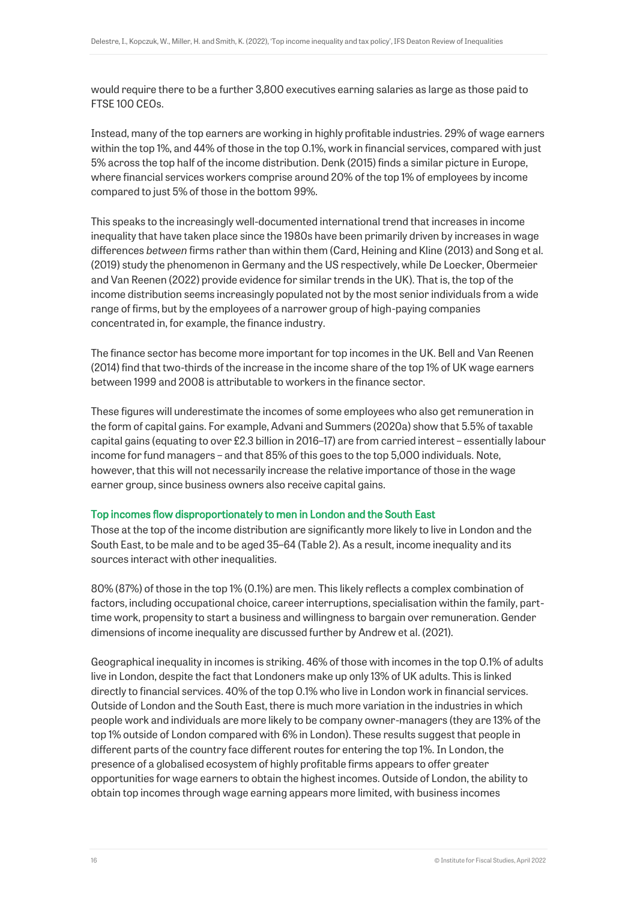would require there to be a further 3,800 executives earning salaries as large as those paid to FTSE 100 CEOs.

Instead, many of the top earners are working in highly profitable industries. 29% of wage earners within the top 1%, and 44% of those in the top 0.1%, work in financial services, compared with just 5% across the top half of the income distribution. Denk (2015) finds a similar picture in Europe, where financial services workers comprise around 20% of the top 1% of employees by income compared to just 5% of those in the bottom 99%.

This speaks to the increasingly well-documented international trend that increases in income inequality that have taken place since the 1980s have been primarily driven by increases in wage differences *between* firms rather than within them (Card, Heining and Kline (2013) and Song et al. (2019) study the phenomenon in Germany and the US respectively, while De Loecker, Obermeier and Van Reenen (2022) provide evidence for similar trends in the UK). That is, the top of the income distribution seems increasingly populated not by the most senior individuals from a wide range of firms, but by the employees of a narrower group of high-paying companies concentrated in, for example, the finance industry.

The finance sector has become more important for top incomes in the UK. Bell and Van Reenen (2014) find that two-thirds of the increase in the income share of the top 1% of UK wage earners between 1999 and 2008 is attributable to workers in the finance sector.

These figures will underestimate the incomes of some employees who also get remuneration in the form of capital gains. For example, Advani and Summers (2020a) show that 5.5% of taxable capital gains (equating to over £2.3 billion in 2016–17) are from carried interest – essentially labour income for fund managers – and that 85% of this goes to the top 5,000 individuals. Note, however, that this will not necessarily increase the relative importance of those in the wage earner group, since business owners also receive capital gains.

### Top incomes flow disproportionately to men in London and the South East

Those at the top of the income distribution are significantly more likely to live in London and the South East, to be male and to be aged 35–64 (Table 2). As a result, income inequality and its sources interact with other inequalities.

80% (87%) of those in the top 1% (0.1%) are men. This likely reflects a complex combination of factors, including occupational choice, career interruptions, specialisation within the family, part-time work, propensity to start a business and willingness to bargain over remuneration. Gender dimensions of income inequality are discussed further by Andrew et al. (2021).

Geographical inequality in incomes is striking. 46% of those with incomes in the top 0.1% of adults live in London, despite the fact that Londoners make up only 13% of UK adults. This is linked directly to financial services. 40% of the top 0.1% who live in London work in financial services. Outside of London and the South East, there is much more variation in the industries in which people work and individuals are more likely to be company owner-managers (they are 13% of the top 1% outside of London compared with 6% in London). These results suggest that people in different parts of the country face different routes for entering the top 1%. In London, the presence of a globalised ecosystem of highly profitable firms appears to offer greater opportunities for wage earners to obtain the highest incomes. Outside of London, the ability to obtain top incomes through wage earning appears more limited, with business incomes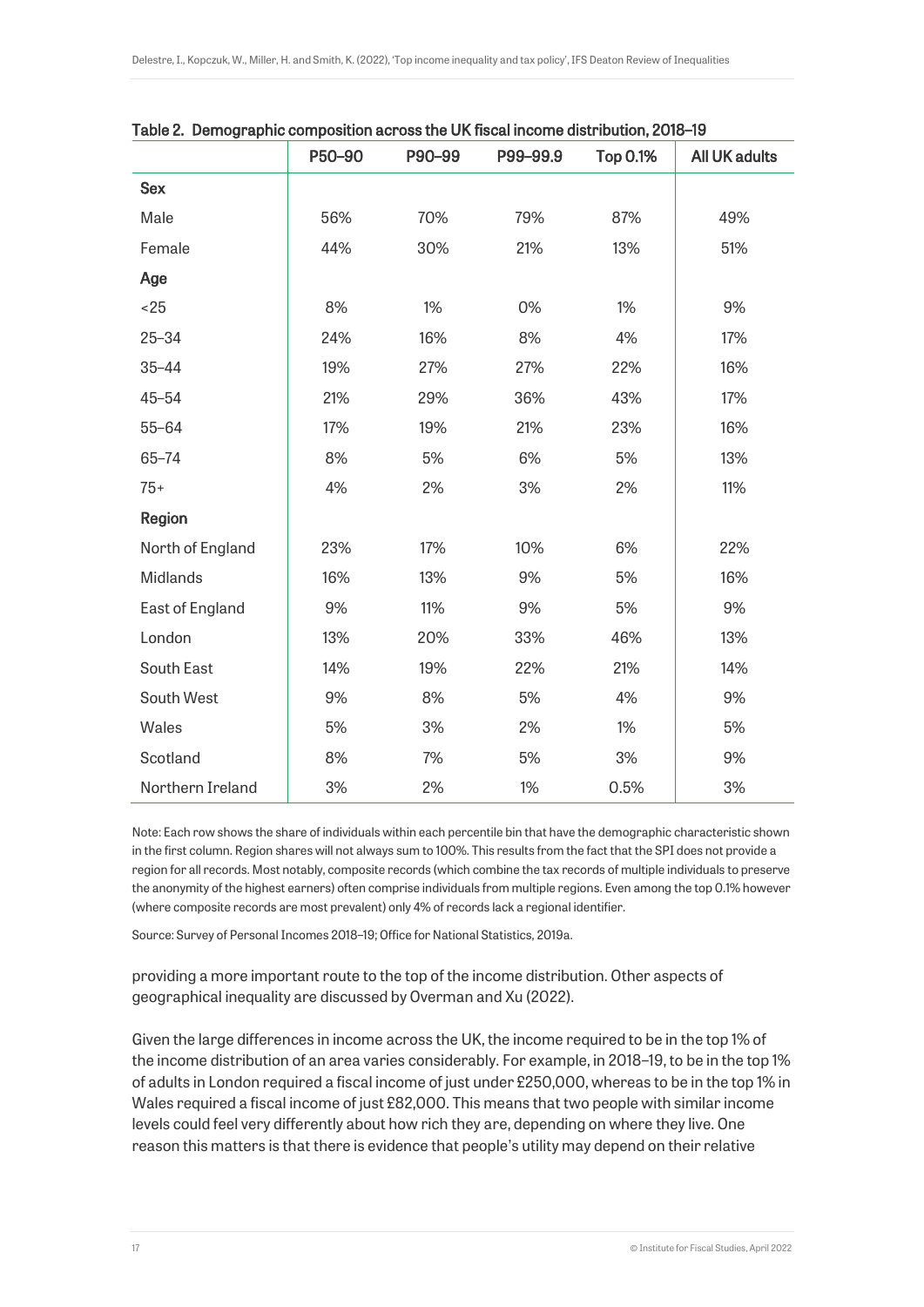Table 2. Demographic composition across the UK fiscal income distribution, 2018–19

| | P50–90 | P90–99 | P99–99.9 | Top 0.1% | All UK adults |
|---|---|---|---|---|---|
| **Sex** | | | | | |
| Male | 56% | 70% | 79% | 87% | 49% |
| Female | 44% | 30% | 21% | 13% | 51% |
| **Age** | | | | | |
| <25 | 8% | 1% | 0% | 1% | 9% |
| 25–34 | 24% | 16% | 8% | 4% | 17% |
| 35–44 | 19% | 27% | 27% | 22% | 16% |
| 45–54 | 21% | 29% | 36% | 43% | 17% |
| 55–64 | 17% | 19% | 21% | 23% | 16% |
| 65–74 | 8% | 5% | 6% | 5% | 13% |
| 75+ | 4% | 2% | 3% | 2% | 11% |
| **Region** | | | | | |
| North of England | 23% | 17% | 10% | 6% | 22% |
| Midlands | 16% | 13% | 9% | 5% | 16% |
| East of England | 9% | 11% | 9% | 5% | 9% |
| London | 13% | 20% | 33% | 46% | 13% |
| South East | 14% | 19% | 22% | 21% | 14% |
| South West | 9% | 8% | 5% | 4% | 9% |
| Wales | 5% | 3% | 2% | 1% | 5% |
| Scotland | 8% | 7% | 5% | 3% | 9% |
| Northern Ireland | 3% | 2% | 1% | 0.5% | 3% |

Note: Each row shows the share of individuals within each percentile bin that have the demographic characteristic shown in the first column. Region shares will not always sum to 100%. This results from the fact that the SPI does not provide a region for all records. Most notably, composite records (which combine the tax records of multiple individuals to preserve the anonymity of the highest earners) often comprise individuals from multiple regions. Even among the top 0.1% however (where composite records are most prevalent) only 4% of records lack a regional identifier.

Source: Survey of Personal Incomes 2018–19; Office for National Statistics, 2019a.

providing a more important route to the top of the income distribution. Other aspects of geographical inequality are discussed by Overman and Xu (2022).

Given the large differences in income across the UK, the income required to be in the top 1% of the income distribution of an area varies considerably. For example, in 2018–19, to be in the top 1% of adults in London required a fiscal income of just under £250,000, whereas to be in the top 1% in Wales required a fiscal income of just £82,000. This means that two people with similar income levels could feel very differently about how rich they are, depending on where they live. One reason this matters is that there is evidence that people's utility may depend on their relative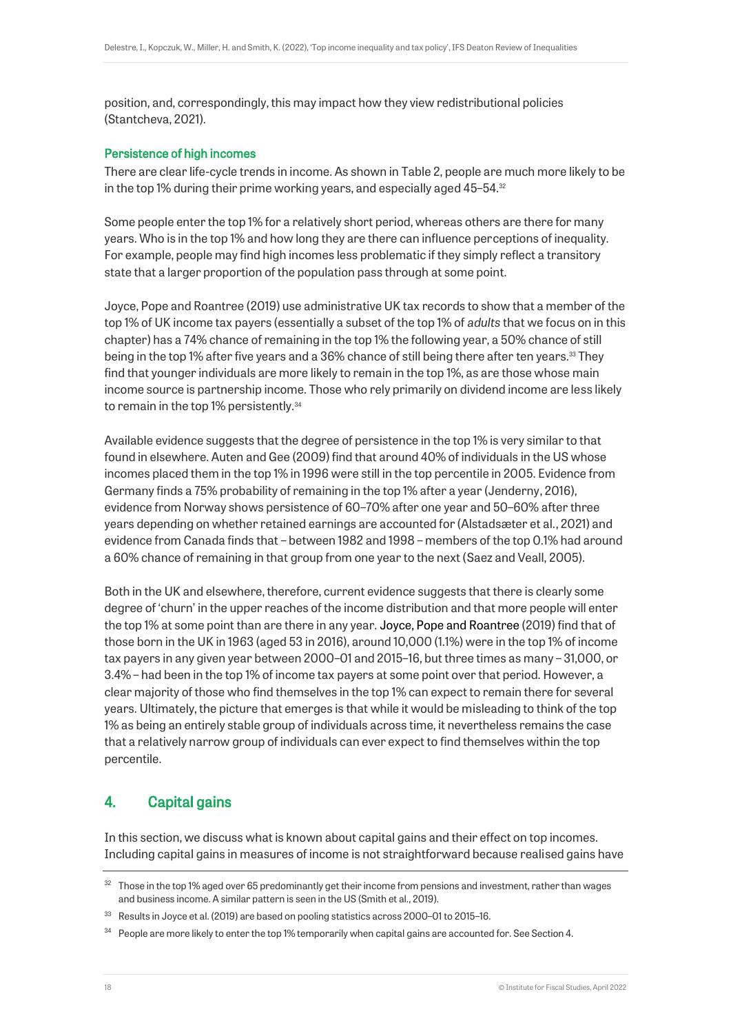position, and, correspondingly, this may impact how they view redistributional policies (Stantcheva, 2021).

### Persistence of high incomes

There are clear life-cycle trends in income. As shown in Table 2, people are much more likely to be in the top 1% during their prime working years, and especially aged 45–54.[32]

Some people enter the top 1% for a relatively short period, whereas others are there for many years. Who is in the top 1% and how long they are there can influence perceptions of inequality. For example, people may find high incomes less problematic if they simply reflect a transitory state that a larger proportion of the population pass through at some point.

Joyce, Pope and Roantree (2019) use administrative UK tax records to show that a member of the top 1% of UK income tax payers (essentially a subset of the top 1% of *adults* that we focus on in this chapter) has a 74% chance of remaining in the top 1% the following year, a 50% chance of still being in the top 1% after five years and a 36% chance of still being there after ten years.[33] They find that younger individuals are more likely to remain in the top 1%, as are those whose main income source is partnership income. Those who rely primarily on dividend income are less likely to remain in the top 1% persistently.[34]

Available evidence suggests that the degree of persistence in the top 1% is very similar to that found in elsewhere. Auten and Gee (2009) find that around 40% of individuals in the US whose incomes placed them in the top 1% in 1996 were still in the top percentile in 2005. Evidence from Germany finds a 75% probability of remaining in the top 1% after a year (Jenderny, 2016), evidence from Norway shows persistence of 60–70% after one year and 50–60% after three years depending on whether retained earnings are accounted for (Alstadsæter et al., 2021) and evidence from Canada finds that – between 1982 and 1998 – members of the top 0.1% had around a 60% chance of remaining in that group from one year to the next (Saez and Veall, 2005).

Both in the UK and elsewhere, therefore, current evidence suggests that there is clearly some degree of 'churn' in the upper reaches of the income distribution and that more people will enter the top 1% at some point than are there in any year. Joyce, Pope and Roantree (2019) find that of those born in the UK in 1963 (aged 53 in 2016), around 10,000 (1.1%) were in the top 1% of income tax payers in any given year between 2000–01 and 2015–16, but three times as many – 31,000, or 3.4% – had been in the top 1% of income tax payers at some point over that period. However, a clear majority of those who find themselves in the top 1% can expect to remain there for several years. Ultimately, the picture that emerges is that while it would be misleading to think of the top 1% as being an entirely stable group of individuals across time, it nevertheless remains the case that a relatively narrow group of individuals can ever expect to find themselves within the top percentile.

## 4. Capital gains

In this section, we discuss what is known about capital gains and their effect on top incomes. Including capital gains in measures of income is not straightforward because realised gains have

---

[32] Those in the top 1% aged over 65 predominantly get their income from pensions and investment, rather than wages and business income. A similar pattern is seen in the US (Smith et al., 2019).

[33] Results in Joyce et al. (2019) are based on pooling statistics across 2000–01 to 2015–16.

[34] People are more likely to enter the top 1% temporarily when capital gains are accounted for. See Section 4.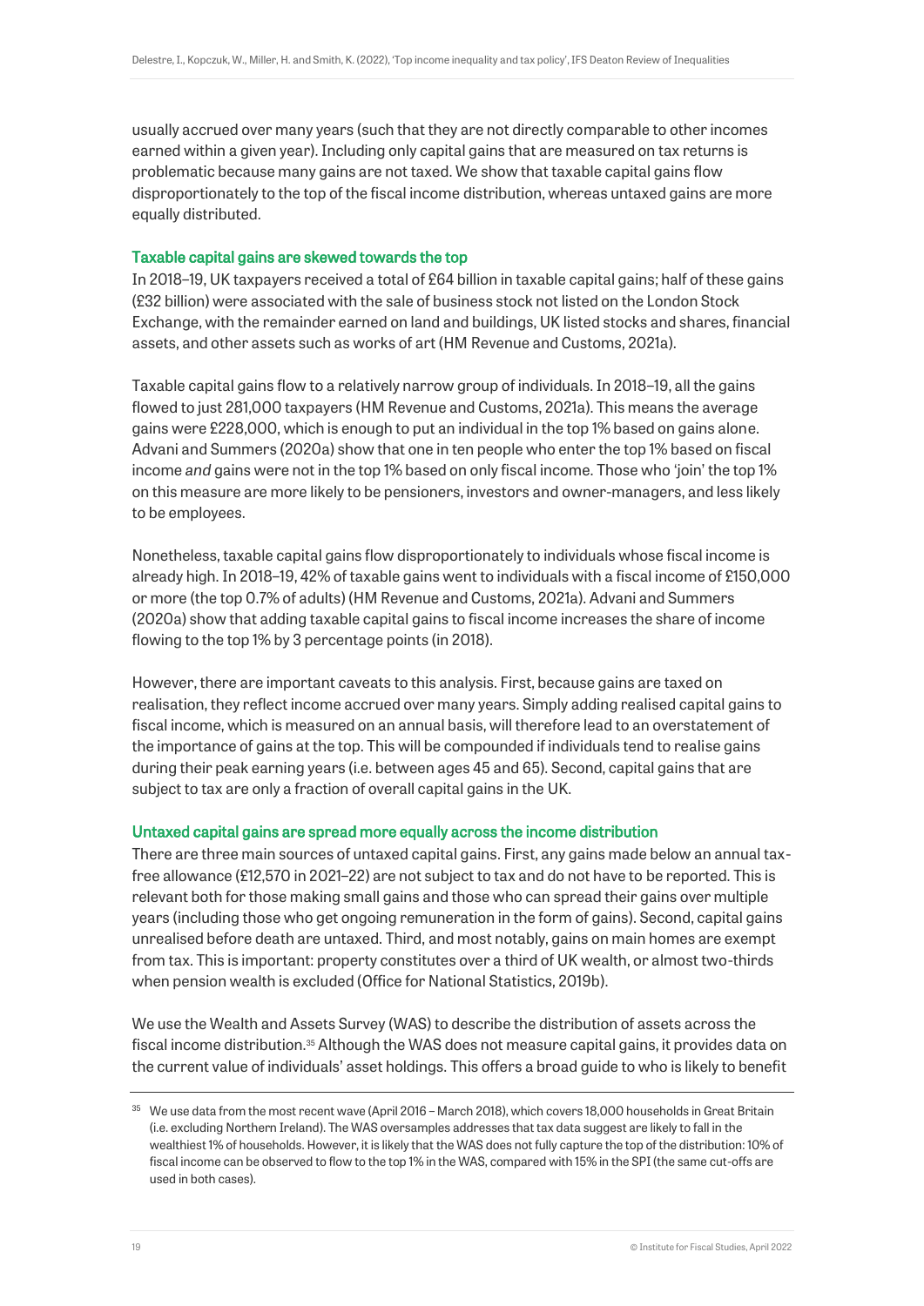usually accrued over many years (such that they are not directly comparable to other incomes earned within a given year). Including only capital gains that are measured on tax returns is problematic because many gains are not taxed. We show that taxable capital gains flow disproportionately to the top of the fiscal income distribution, whereas untaxed gains are more equally distributed.

### Taxable capital gains are skewed towards the top

In 2018–19, UK taxpayers received a total of £64 billion in taxable capital gains; half of these gains (£32 billion) were associated with the sale of business stock not listed on the London Stock Exchange, with the remainder earned on land and buildings, UK listed stocks and shares, financial assets, and other assets such as works of art (HM Revenue and Customs, 2021a).

Taxable capital gains flow to a relatively narrow group of individuals. In 2018–19, all the gains flowed to just 281,000 taxpayers (HM Revenue and Customs, 2021a). This means the average gains were £228,000, which is enough to put an individual in the top 1% based on gains alone. Advani and Summers (2020a) show that one in ten people who enter the top 1% based on fiscal income *and* gains were not in the top 1% based on only fiscal income. Those who 'join' the top 1% on this measure are more likely to be pensioners, investors and owner-managers, and less likely to be employees.

Nonetheless, taxable capital gains flow disproportionately to individuals whose fiscal income is already high. In 2018–19, 42% of taxable gains went to individuals with a fiscal income of £150,000 or more (the top 0.7% of adults) (HM Revenue and Customs, 2021a). Advani and Summers (2020a) show that adding taxable capital gains to fiscal income increases the share of income flowing to the top 1% by 3 percentage points (in 2018).

However, there are important caveats to this analysis. First, because gains are taxed on realisation, they reflect income accrued over many years. Simply adding realised capital gains to fiscal income, which is measured on an annual basis, will therefore lead to an overstatement of the importance of gains at the top. This will be compounded if individuals tend to realise gains during their peak earning years (i.e. between ages 45 and 65). Second, capital gains that are subject to tax are only a fraction of overall capital gains in the UK.

### Untaxed capital gains are spread more equally across the income distribution

There are three main sources of untaxed capital gains. First, any gains made below an annual tax-free allowance (£12,570 in 2021–22) are not subject to tax and do not have to be reported. This is relevant both for those making small gains and those who can spread their gains over multiple years (including those who get ongoing remuneration in the form of gains). Second, capital gains unrealised before death are untaxed. Third, and most notably, gains on main homes are exempt from tax. This is important: property constitutes over a third of UK wealth, or almost two-thirds when pension wealth is excluded (Office for National Statistics, 2019b).

We use the Wealth and Assets Survey (WAS) to describe the distribution of assets across the fiscal income distribution.[35] Although the WAS does not measure capital gains, it provides data on the current value of individuals' asset holdings. This offers a broad guide to who is likely to benefit

[35] We use data from the most recent wave (April 2016 – March 2018), which covers 18,000 households in Great Britain (i.e. excluding Northern Ireland). The WAS oversamples addresses that tax data suggest are likely to fall in the wealthiest 1% of households. However, it is likely that the WAS does not fully capture the top of the distribution: 10% of fiscal income can be observed to flow to the top 1% in the WAS, compared with 15% in the SPI (the same cut-offs are used in both cases).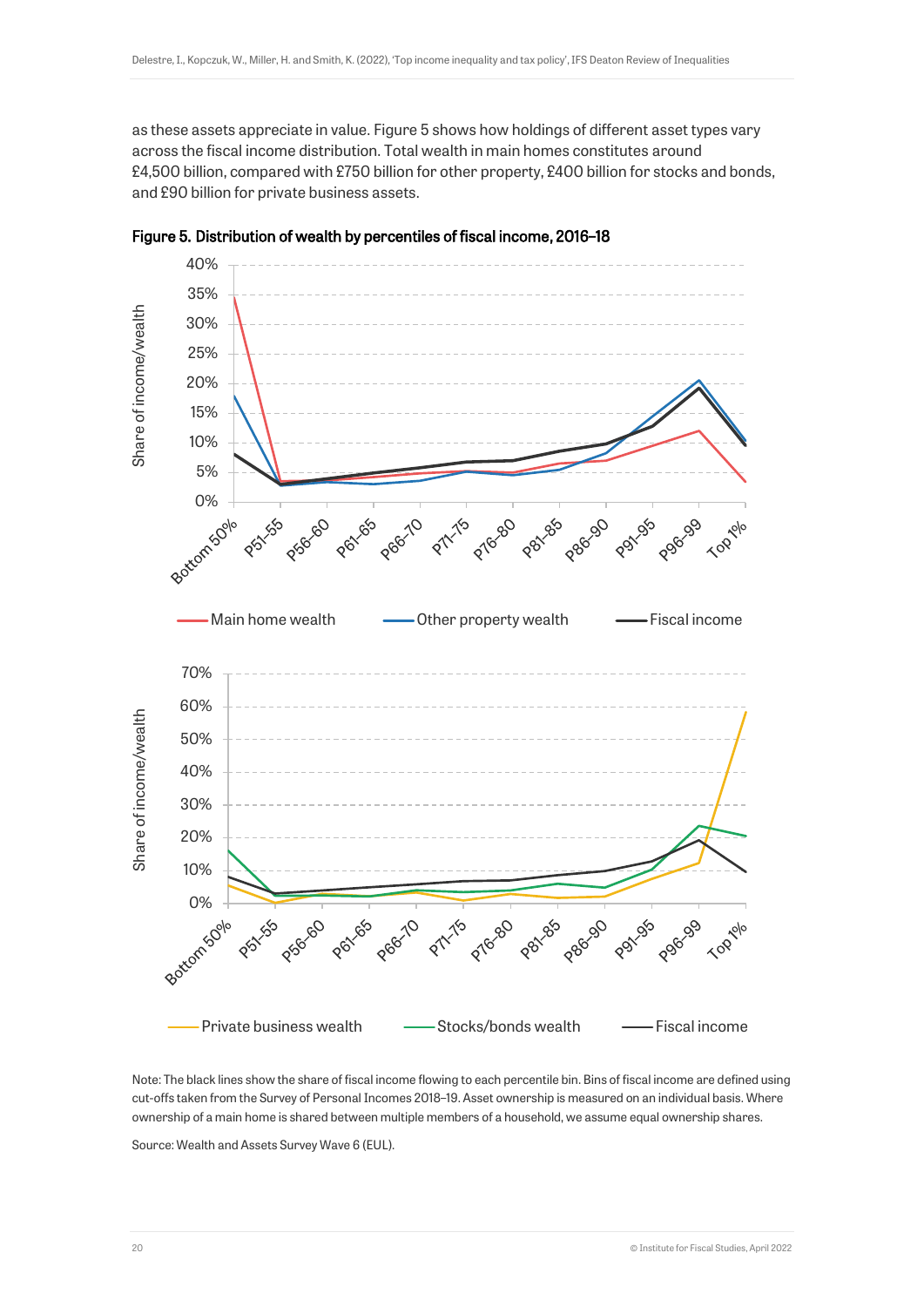as these assets appreciate in value. Figure 5 shows how holdings of different asset types vary across the fiscal income distribution. Total wealth in main homes constitutes around £4,500 billion, compared with £750 billion for other property, £400 billion for stocks and bonds, and £90 billion for private business assets.

**Figure 5. Distribution of wealth by percentiles of fiscal income, 2016–18**

Note: The black lines show the share of fiscal income flowing to each percentile bin. Bins of fiscal income are defined using cut-offs taken from the Survey of Personal Incomes 2018–19. Asset ownership is measured on an individual basis. Where ownership of a main home is shared between multiple members of a household, we assume equal ownership shares.

Source: Wealth and Assets Survey Wave 6 (EUL).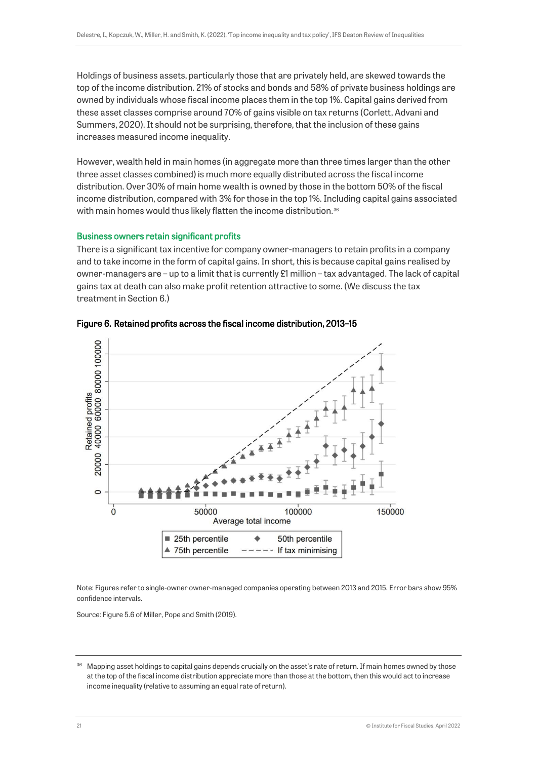Holdings of business assets, particularly those that are privately held, are skewed towards the top of the income distribution. 21% of stocks and bonds and 58% of private business holdings are owned by individuals whose fiscal income places them in the top 1%. Capital gains derived from these asset classes comprise around 70% of gains visible on tax returns (Corlett, Advani and Summers, 2020). It should not be surprising, therefore, that the inclusion of these gains increases measured income inequality.

However, wealth held in main homes (in aggregate more than three times larger than the other three asset classes combined) is much more equally distributed across the fiscal income distribution. Over 30% of main home wealth is owned by those in the bottom 50% of the fiscal income distribution, compared with 3% for those in the top 1%. Including capital gains associated with main homes would thus likely flatten the income distribution.[36]

### Business owners retain significant profits

There is a significant tax incentive for company owner-managers to retain profits in a company and to take income in the form of capital gains. In short, this is because capital gains realised by owner-managers are – up to a limit that is currently £1 million – tax advantaged. The lack of capital gains tax at death can also make profit retention attractive to some. (We discuss the tax treatment in Section 6.)

**Figure 6. Retained profits across the fiscal income distribution, 2013–15**

Note: Figures refer to single-owner owner-managed companies operating between 2013 and 2015. Error bars show 95% confidence intervals.

Source: Figure 5.6 of Miller, Pope and Smith (2019).

---

[36] Mapping asset holdings to capital gains depends crucially on the asset's rate of return. If main homes owned by those at the top of the fiscal income distribution appreciate more than those at the bottom, then this would act to increase income inequality (relative to assuming an equal rate of return).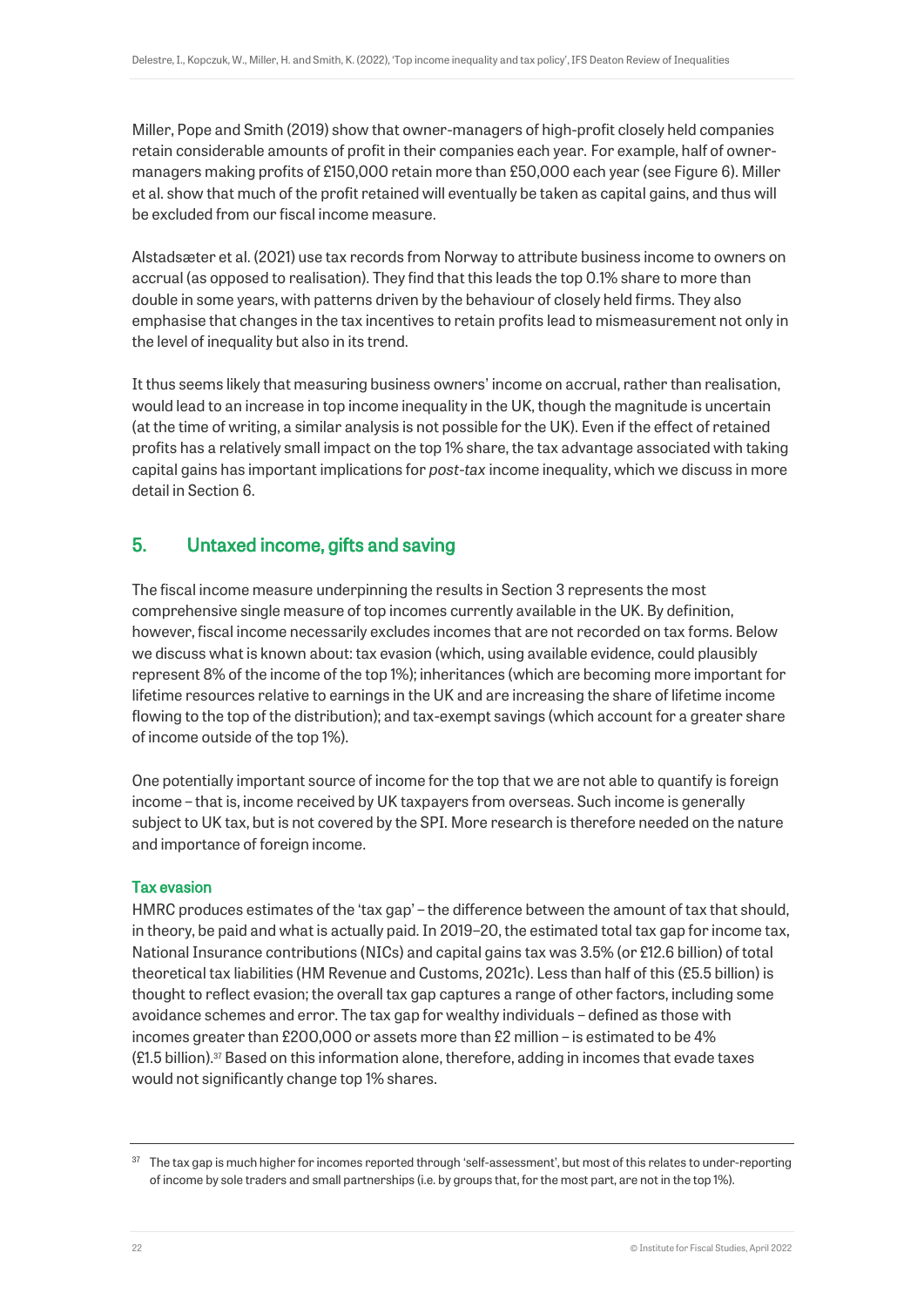Miller, Pope and Smith (2019) show that owner-managers of high-profit closely held companies retain considerable amounts of profit in their companies each year. For example, half of owner-managers making profits of £150,000 retain more than £50,000 each year (see Figure 6). Miller et al. show that much of the profit retained will eventually be taken as capital gains, and thus will be excluded from our fiscal income measure.

Alstadsæter et al. (2021) use tax records from Norway to attribute business income to owners on accrual (as opposed to realisation). They find that this leads the top 0.1% share to more than double in some years, with patterns driven by the behaviour of closely held firms. They also emphasise that changes in the tax incentives to retain profits lead to mismeasurement not only in the level of inequality but also in its trend.

It thus seems likely that measuring business owners' income on accrual, rather than realisation, would lead to an increase in top income inequality in the UK, though the magnitude is uncertain (at the time of writing, a similar analysis is not possible for the UK). Even if the effect of retained profits has a relatively small impact on the top 1% share, the tax advantage associated with taking capital gains has important implications for *post-tax* income inequality, which we discuss in more detail in Section 6.

## 5. Untaxed income, gifts and saving

The fiscal income measure underpinning the results in Section 3 represents the most comprehensive single measure of top incomes currently available in the UK. By definition, however, fiscal income necessarily excludes incomes that are not recorded on tax forms. Below we discuss what is known about: tax evasion (which, using available evidence, could plausibly represent 8% of the income of the top 1%); inheritances (which are becoming more important for lifetime resources relative to earnings in the UK and are increasing the share of lifetime income flowing to the top of the distribution); and tax-exempt savings (which account for a greater share of income outside of the top 1%).

One potentially important source of income for the top that we are not able to quantify is foreign income – that is, income received by UK taxpayers from overseas. Such income is generally subject to UK tax, but is not covered by the SPI. More research is therefore needed on the nature and importance of foreign income.

### Tax evasion

HMRC produces estimates of the 'tax gap' – the difference between the amount of tax that should, in theory, be paid and what is actually paid. In 2019–20, the estimated total tax gap for income tax, National Insurance contributions (NICs) and capital gains tax was 3.5% (or £12.6 billion) of total theoretical tax liabilities (HM Revenue and Customs, 2021c). Less than half of this (£5.5 billion) is thought to reflect evasion; the overall tax gap captures a range of other factors, including some avoidance schemes and error. The tax gap for wealthy individuals – defined as those with incomes greater than £200,000 or assets more than £2 million – is estimated to be 4% (£1.5 billion).[37] Based on this information alone, therefore, adding in incomes that evade taxes would not significantly change top 1% shares.

[37] The tax gap is much higher for incomes reported through 'self-assessment', but most of this relates to under-reporting of income by sole traders and small partnerships (i.e. by groups that, for the most part, are not in the top 1%).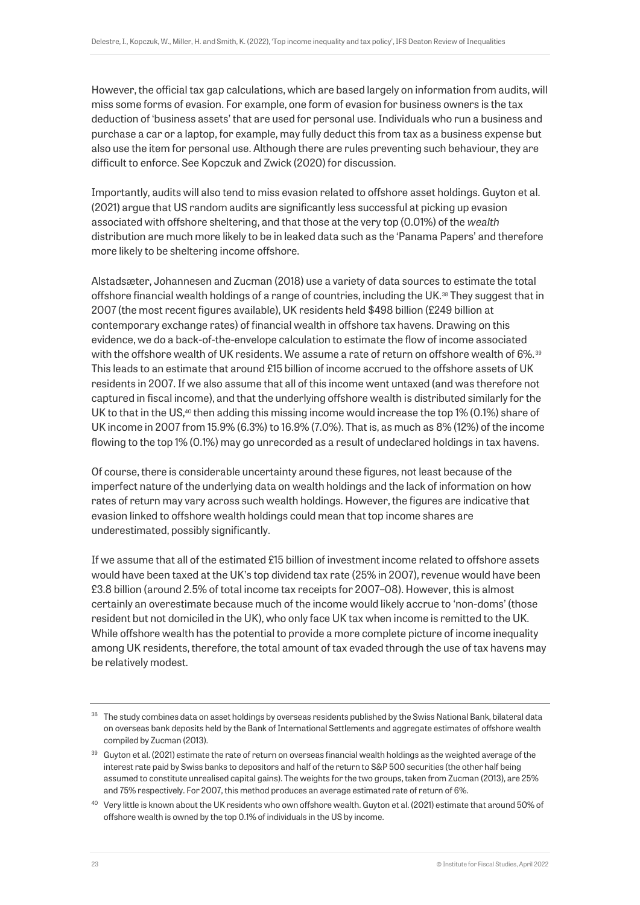However, the official tax gap calculations, which are based largely on information from audits, will miss some forms of evasion. For example, one form of evasion for business owners is the tax deduction of 'business assets' that are used for personal use. Individuals who run a business and purchase a car or a laptop, for example, may fully deduct this from tax as a business expense but also use the item for personal use. Although there are rules preventing such behaviour, they are difficult to enforce. See Kopczuk and Zwick (2020) for discussion.

Importantly, audits will also tend to miss evasion related to offshore asset holdings. Guyton et al. (2021) argue that US random audits are significantly less successful at picking up evasion associated with offshore sheltering, and that those at the very top (0.01%) of the *wealth* distribution are much more likely to be in leaked data such as the 'Panama Papers' and therefore more likely to be sheltering income offshore.

Alstadsæter, Johannesen and Zucman (2018) use a variety of data sources to estimate the total offshore financial wealth holdings of a range of countries, including the UK.[38] They suggest that in 2007 (the most recent figures available), UK residents held $498 billion (£249 billion at contemporary exchange rates) of financial wealth in offshore tax havens. Drawing on this evidence, we do a back-of-the-envelope calculation to estimate the flow of income associated with the offshore wealth of UK residents. We assume a rate of return on offshore wealth of 6%.[39] This leads to an estimate that around £15 billion of income accrued to the offshore assets of UK residents in 2007. If we also assume that all of this income went untaxed (and was therefore not captured in fiscal income), and that the underlying offshore wealth is distributed similarly for the UK to that in the US,[40] then adding this missing income would increase the top 1% (0.1%) share of UK income in 2007 from 15.9% (6.3%) to 16.9% (7.0%). That is, as much as 8% (12%) of the income flowing to the top 1% (0.1%) may go unrecorded as a result of undeclared holdings in tax havens.

Of course, there is considerable uncertainty around these figures, not least because of the imperfect nature of the underlying data on wealth holdings and the lack of information on how rates of return may vary across such wealth holdings. However, the figures are indicative that evasion linked to offshore wealth holdings could mean that top income shares are underestimated, possibly significantly.

If we assume that all of the estimated £15 billion of investment income related to offshore assets would have been taxed at the UK's top dividend tax rate (25% in 2007), revenue would have been £3.8 billion (around 2.5% of total income tax receipts for 2007–08). However, this is almost certainly an overestimate because much of the income would likely accrue to 'non-doms' (those resident but not domiciled in the UK), who only face UK tax when income is remitted to the UK. While offshore wealth has the potential to provide a more complete picture of income inequality among UK residents, therefore, the total amount of tax evaded through the use of tax havens may be relatively modest.

---

[38] The study combines data on asset holdings by overseas residents published by the Swiss National Bank, bilateral data on overseas bank deposits held by the Bank of International Settlements and aggregate estimates of offshore wealth compiled by Zucman (2013).

[39] Guyton et al. (2021) estimate the rate of return on overseas financial wealth holdings as the weighted average of the interest rate paid by Swiss banks to depositors and half of the return to S&P 500 securities (the other half being assumed to constitute unrealised capital gains). The weights for the two groups, taken from Zucman (2013), are 25% and 75% respectively. For 2007, this method produces an average estimated rate of return of 6%.

[40] Very little is known about the UK residents who own offshore wealth. Guyton et al. (2021) estimate that around 50% of offshore wealth is owned by the top 0.1% of individuals in the US by income.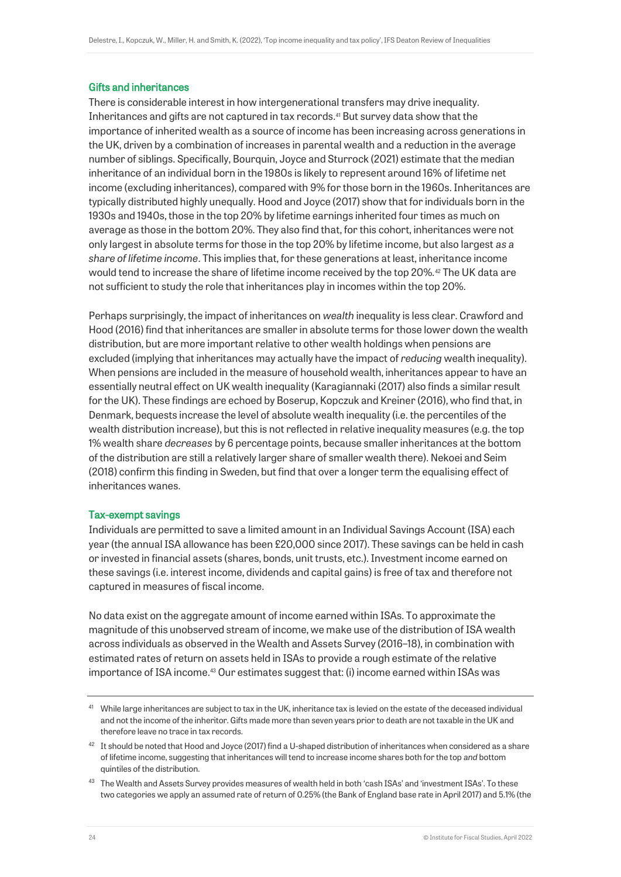### Gifts and inheritances

There is considerable interest in how intergenerational transfers may drive inequality. Inheritances and gifts are not captured in tax records.[41] But survey data show that the importance of inherited wealth as a source of income has been increasing across generations in the UK, driven by a combination of increases in parental wealth and a reduction in the average number of siblings. Specifically, Bourquin, Joyce and Sturrock (2021) estimate that the median inheritance of an individual born in the 1980s is likely to represent around 16% of lifetime net income (excluding inheritances), compared with 9% for those born in the 1960s. Inheritances are typically distributed highly unequally. Hood and Joyce (2017) show that for individuals born in the 1930s and 1940s, those in the top 20% by lifetime earnings inherited four times as much on average as those in the bottom 20%. They also find that, for this cohort, inheritances were not only largest in absolute terms for those in the top 20% by lifetime income, but also largest *as a share of lifetime income*. This implies that, for these generations at least, inheritance income would tend to increase the share of lifetime income received by the top 20%.[42] The UK data are not sufficient to study the role that inheritances play in incomes within the top 20%.

Perhaps surprisingly, the impact of inheritances on *wealth* inequality is less clear. Crawford and Hood (2016) find that inheritances are smaller in absolute terms for those lower down the wealth distribution, but are more important relative to other wealth holdings when pensions are excluded (implying that inheritances may actually have the impact of *reducing* wealth inequality). When pensions are included in the measure of household wealth, inheritances appear to have an essentially neutral effect on UK wealth inequality (Karagiannaki (2017) also finds a similar result for the UK). These findings are echoed by Boserup, Kopczuk and Kreiner (2016), who find that, in Denmark, bequests increase the level of absolute wealth inequality (i.e. the percentiles of the wealth distribution increase), but this is not reflected in relative inequality measures (e.g. the top 1% wealth share *decreases* by 6 percentage points, because smaller inheritances at the bottom of the distribution are still a relatively larger share of smaller wealth there). Nekoei and Seim (2018) confirm this finding in Sweden, but find that over a longer term the equalising effect of inheritances wanes.

### Tax-exempt savings

Individuals are permitted to save a limited amount in an Individual Savings Account (ISA) each year (the annual ISA allowance has been £20,000 since 2017). These savings can be held in cash or invested in financial assets (shares, bonds, unit trusts, etc.). Investment income earned on these savings (i.e. interest income, dividends and capital gains) is free of tax and therefore not captured in measures of fiscal income.

No data exist on the aggregate amount of income earned within ISAs. To approximate the magnitude of this unobserved stream of income, we make use of the distribution of ISA wealth across individuals as observed in the Wealth and Assets Survey (2016–18), in combination with estimated rates of return on assets held in ISAs to provide a rough estimate of the relative importance of ISA income.[43] Our estimates suggest that: (i) income earned within ISAs was

---

[41] While large inheritances are subject to tax in the UK, inheritance tax is levied on the estate of the deceased individual and not the income of the inheritor. Gifts made more than seven years prior to death are not taxable in the UK and therefore leave no trace in tax records.

[42] It should be noted that Hood and Joyce (2017) find a U-shaped distribution of inheritances when considered as a share of lifetime income, suggesting that inheritances will tend to increase income shares both for the top *and* bottom quintiles of the distribution.

[43] The Wealth and Assets Survey provides measures of wealth held in both 'cash ISAs' and 'investment ISAs'. To these two categories we apply an assumed rate of return of 0.25% (the Bank of England base rate in April 2017) and 5.1% (the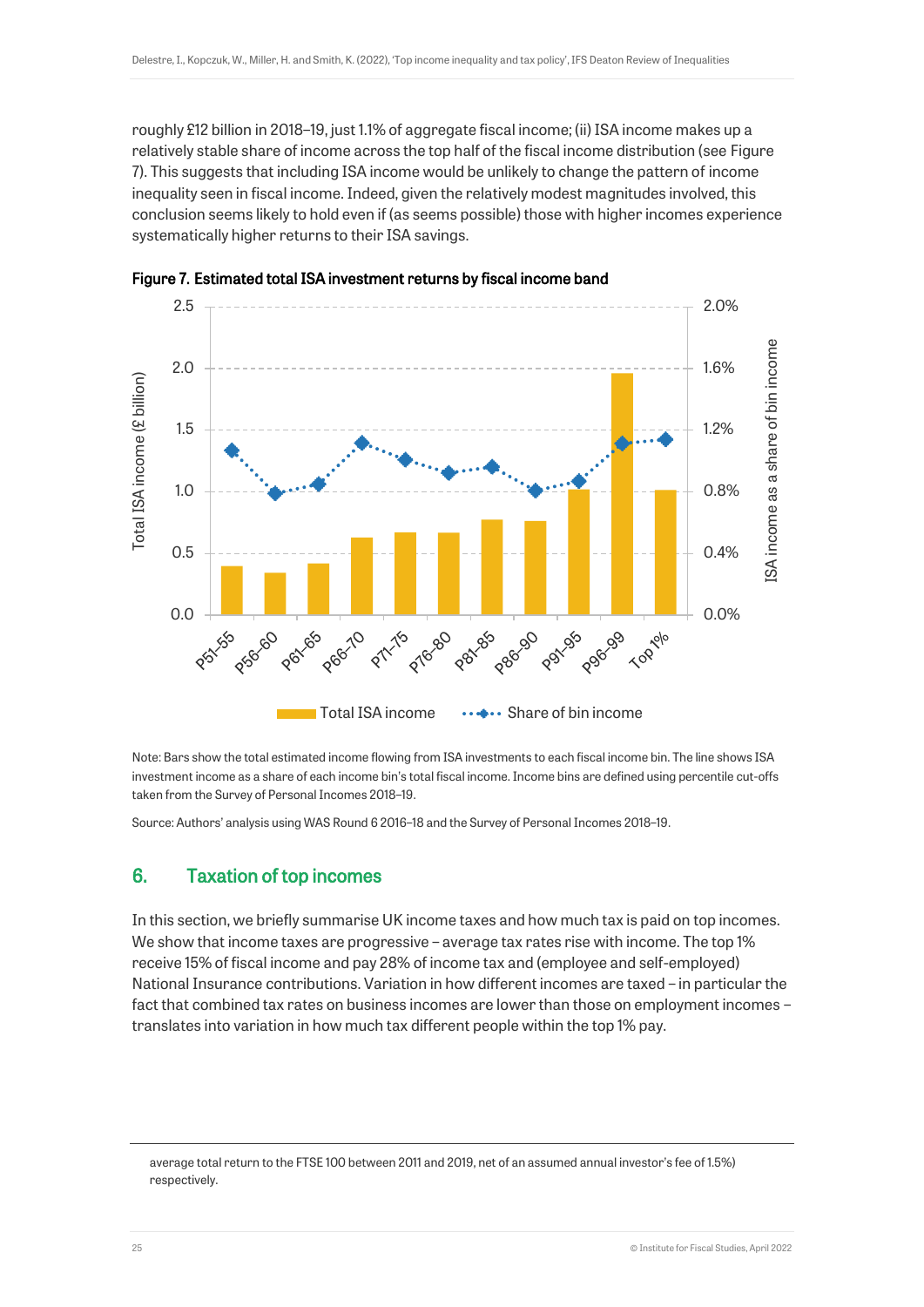roughly £12 billion in 2018–19, just 1.1% of aggregate fiscal income; (ii) ISA income makes up a relatively stable share of income across the top half of the fiscal income distribution (see Figure 7). This suggests that including ISA income would be unlikely to change the pattern of income inequality seen in fiscal income. Indeed, given the relatively modest magnitudes involved, this conclusion seems likely to hold even if (as seems possible) those with higher incomes experience systematically higher returns to their ISA savings.

**Figure 7. Estimated total ISA investment returns by fiscal income band**

Note: Bars show the total estimated income flowing from ISA investments to each fiscal income bin. The line shows ISA investment income as a share of each income bin's total fiscal income. Income bins are defined using percentile cut-offs taken from the Survey of Personal Incomes 2018–19.

Source: Authors' analysis using WAS Round 6 2016–18 and the Survey of Personal Incomes 2018–19.

## 6. Taxation of top incomes

In this section, we briefly summarise UK income taxes and how much tax is paid on top incomes. We show that income taxes are progressive – average tax rates rise with income. The top 1% receive 15% of fiscal income and pay 28% of income tax and (employee and self-employed) National Insurance contributions. Variation in how different incomes are taxed – in particular the fact that combined tax rates on business incomes are lower than those on employment incomes – translates into variation in how much tax different people within the top 1% pay.

average total return to the FTSE 100 between 2011 and 2019, net of an assumed annual investor's fee of 1.5%) respectively.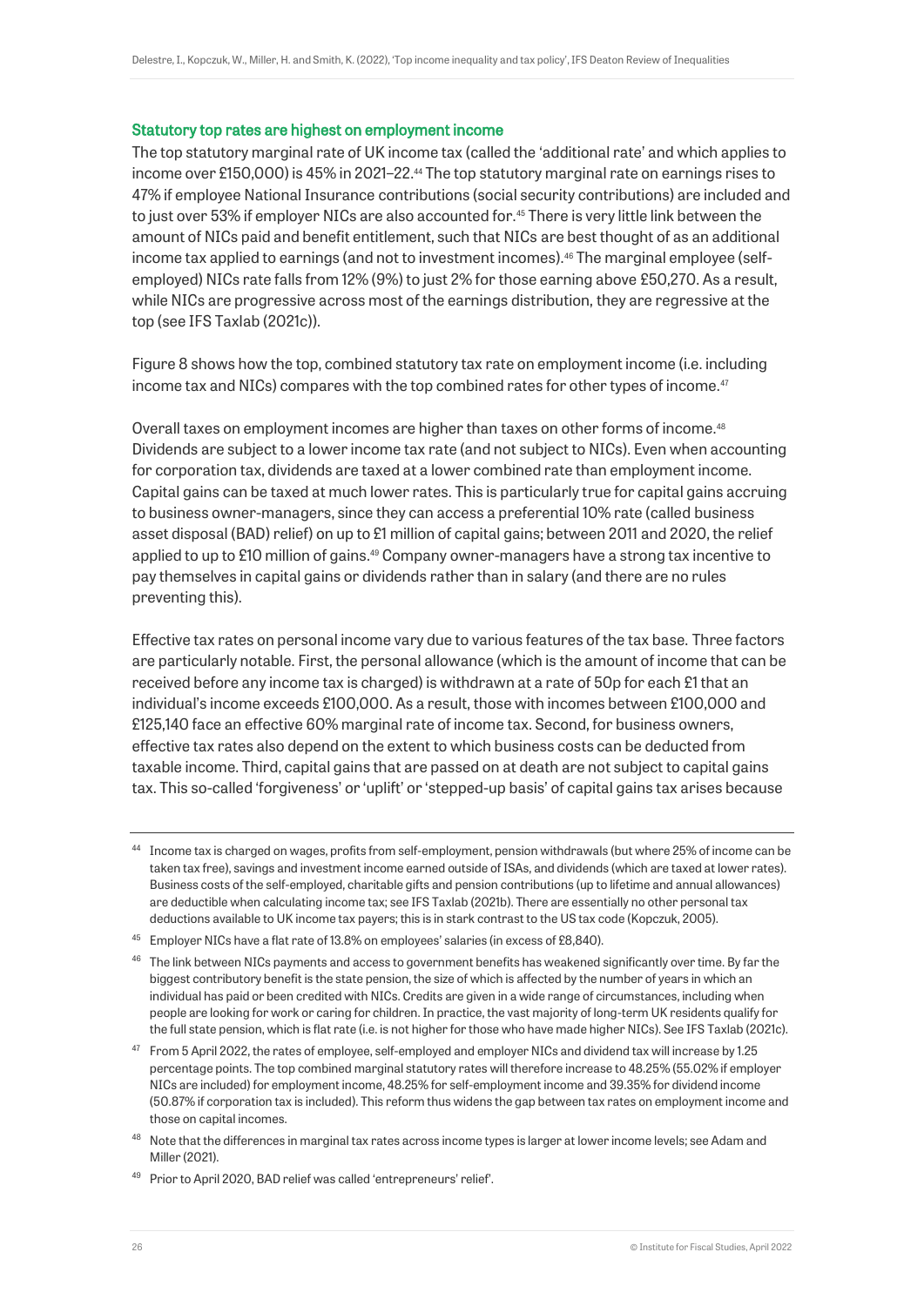### Statutory top rates are highest on employment income

The top statutory marginal rate of UK income tax (called the 'additional rate' and which applies to income over £150,000) is 45% in 2021–22.[44] The top statutory marginal rate on earnings rises to 47% if employee National Insurance contributions (social security contributions) are included and to just over 53% if employer NICs are also accounted for.[45] There is very little link between the amount of NICs paid and benefit entitlement, such that NICs are best thought of as an additional income tax applied to earnings (and not to investment incomes).[46] The marginal employee (self-employed) NICs rate falls from 12% (9%) to just 2% for those earning above £50,270. As a result, while NICs are progressive across most of the earnings distribution, they are regressive at the top (see IFS Taxlab (2021c)).

Figure 8 shows how the top, combined statutory tax rate on employment income (i.e. including income tax and NICs) compares with the top combined rates for other types of income.[47]

Overall taxes on employment incomes are higher than taxes on other forms of income.[48] Dividends are subject to a lower income tax rate (and not subject to NICs). Even when accounting for corporation tax, dividends are taxed at a lower combined rate than employment income. Capital gains can be taxed at much lower rates. This is particularly true for capital gains accruing to business owner-managers, since they can access a preferential 10% rate (called business asset disposal (BAD) relief) on up to £1 million of capital gains; between 2011 and 2020, the relief applied to up to £10 million of gains.[49] Company owner-managers have a strong tax incentive to pay themselves in capital gains or dividends rather than in salary (and there are no rules preventing this).

Effective tax rates on personal income vary due to various features of the tax base. Three factors are particularly notable. First, the personal allowance (which is the amount of income that can be received before any income tax is charged) is withdrawn at a rate of 50p for each £1 that an individual's income exceeds £100,000. As a result, those with incomes between £100,000 and £125,140 face an effective 60% marginal rate of income tax. Second, for business owners, effective tax rates also depend on the extent to which business costs can be deducted from taxable income. Third, capital gains that are passed on at death are not subject to capital gains tax. This so-called 'forgiveness' or 'uplift' or 'stepped-up basis' of capital gains tax arises because

---

[44] Income tax is charged on wages, profits from self-employment, pension withdrawals (but where 25% of income can be taken tax free), savings and investment income earned outside of ISAs, and dividends (which are taxed at lower rates). Business costs of the self-employed, charitable gifts and pension contributions (up to lifetime and annual allowances) are deductible when calculating income tax; see IFS Taxlab (2021b). There are essentially no other personal tax deductions available to UK income tax payers; this is in stark contrast to the US tax code (Kopczuk, 2005).

[45] Employer NICs have a flat rate of 13.8% on employees' salaries (in excess of £8,840).

[46] The link between NICs payments and access to government benefits has weakened significantly over time. By far the biggest contributory benefit is the state pension, the size of which is affected by the number of years in which an individual has paid or been credited with NICs. Credits are given in a wide range of circumstances, including when people are looking for work or caring for children. In practice, the vast majority of long-term UK residents qualify for the full state pension, which is flat rate (i.e. is not higher for those who have made higher NICs). See IFS Taxlab (2021c).

[47] From 5 April 2022, the rates of employee, self-employed and employer NICs and dividend tax will increase by 1.25 percentage points. The top combined marginal statutory rates will therefore increase to 48.25% (55.02% if employer NICs are included) for employment income, 48.25% for self-employment income and 39.35% for dividend income (50.87% if corporation tax is included). This reform thus widens the gap between tax rates on employment income and those on capital incomes.

[48] Note that the differences in marginal tax rates across income types is larger at lower income levels; see Adam and Miller (2021).

[49] Prior to April 2020, BAD relief was called 'entrepreneurs' relief'.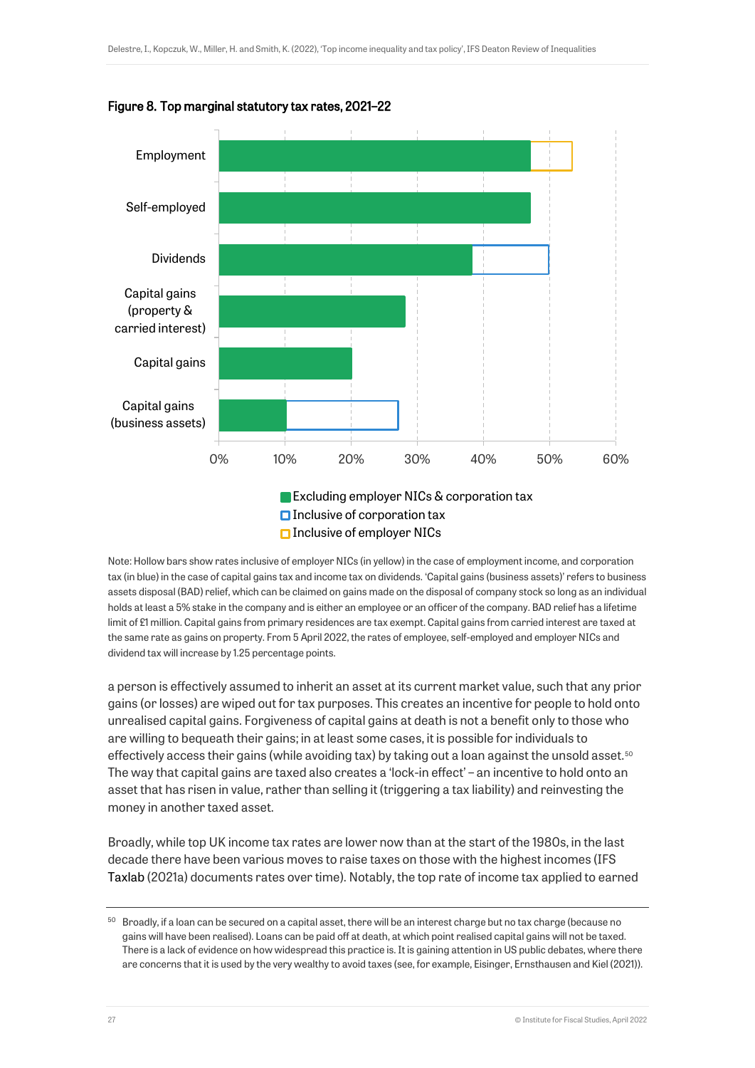**Figure 8. Top marginal statutory tax rates, 2021–22**

Note: Hollow bars show rates inclusive of employer NICs (in yellow) in the case of employment income, and corporation tax (in blue) in the case of capital gains tax and income tax on dividends. 'Capital gains (business assets)' refers to business assets disposal (BAD) relief, which can be claimed on gains made on the disposal of company stock so long as an individual holds at least a 5% stake in the company and is either an employee or an officer of the company. BAD relief has a lifetime limit of £1 million. Capital gains from primary residences are tax exempt. Capital gains from carried interest are taxed at the same rate as gains on property. From 5 April 2022, the rates of employee, self-employed and employer NICs and dividend tax will increase by 1.25 percentage points.

a person is effectively assumed to inherit an asset at its current market value, such that any prior gains (or losses) are wiped out for tax purposes. This creates an incentive for people to hold onto unrealised capital gains. Forgiveness of capital gains at death is not a benefit only to those who are willing to bequeath their gains; in at least some cases, it is possible for individuals to effectively access their gains (while avoiding tax) by taking out a loan against the unsold asset.[50] The way that capital gains are taxed also creates a 'lock-in effect' – an incentive to hold onto an asset that has risen in value, rather than selling it (triggering a tax liability) and reinvesting the money in another taxed asset.

Broadly, while top UK income tax rates are lower now than at the start of the 1980s, in the last decade there have been various moves to raise taxes on those with the highest incomes (IFS Taxlab (2021a) documents rates over time). Notably, the top rate of income tax applied to earned

[50] Broadly, if a loan can be secured on a capital asset, there will be an interest charge but no tax charge (because no gains will have been realised). Loans can be paid off at death, at which point realised capital gains will not be taxed. There is a lack of evidence on how widespread this practice is. It is gaining attention in US public debates, where there are concerns that it is used by the very wealthy to avoid taxes (see, for example, Eisinger, Ernsthausen and Kiel (2021)).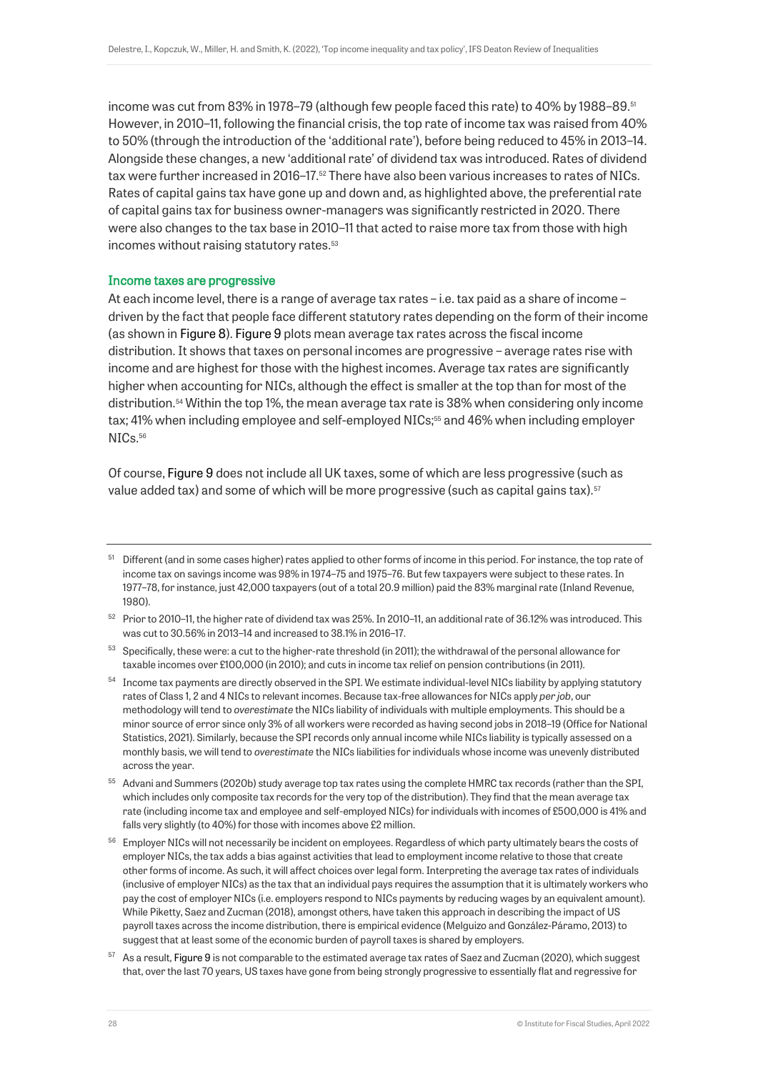income was cut from 83% in 1978–79 (although few people faced this rate) to 40% by 1988–89.[51] However, in 2010–11, following the financial crisis, the top rate of income tax was raised from 40% to 50% (through the introduction of the 'additional rate'), before being reduced to 45% in 2013–14. Alongside these changes, a new 'additional rate' of dividend tax was introduced. Rates of dividend tax were further increased in 2016–17.[52] There have also been various increases to rates of NICs. Rates of capital gains tax have gone up and down and, as highlighted above, the preferential rate of capital gains tax for business owner-managers was significantly restricted in 2020. There were also changes to the tax base in 2010–11 that acted to raise more tax from those with high incomes without raising statutory rates.[53]

### Income taxes are progressive

At each income level, there is a range of average tax rates – i.e. tax paid as a share of income – driven by the fact that people face different statutory rates depending on the form of their income (as shown in Figure 8). Figure 9 plots mean average tax rates across the fiscal income distribution. It shows that taxes on personal incomes are progressive – average rates rise with income and are highest for those with the highest incomes. Average tax rates are significantly higher when accounting for NICs, although the effect is smaller at the top than for most of the distribution.[54] Within the top 1%, the mean average tax rate is 38% when considering only income tax; 41% when including employee and self-employed NICs;[55] and 46% when including employer NICs.[56]

Of course, Figure 9 does not include all UK taxes, some of which are less progressive (such as value added tax) and some of which will be more progressive (such as capital gains tax).[57]

---

[51] Different (and in some cases higher) rates applied to other forms of income in this period. For instance, the top rate of income tax on savings income was 98% in 1974–75 and 1975–76. But few taxpayers were subject to these rates. In 1977–78, for instance, just 42,000 taxpayers (out of a total 20.9 million) paid the 83% marginal rate (Inland Revenue, 1980).

[52] Prior to 2010–11, the higher rate of dividend tax was 25%. In 2010–11, an additional rate of 36.12% was introduced. This was cut to 30.56% in 2013–14 and increased to 38.1% in 2016–17.

[53] Specifically, these were: a cut to the higher-rate threshold (in 2011); the withdrawal of the personal allowance for taxable incomes over £100,000 (in 2010); and cuts in income tax relief on pension contributions (in 2011).

[54] Income tax payments are directly observed in the SPI. We estimate individual-level NICs liability by applying statutory rates of Class 1, 2 and 4 NICs to relevant incomes. Because tax-free allowances for NICs apply *per job*, our methodology will tend to *overestimate* the NICs liability of individuals with multiple employments. This should be a minor source of error since only 3% of all workers were recorded as having second jobs in 2018–19 (Office for National Statistics, 2021). Similarly, because the SPI records only annual income while NICs liability is typically assessed on a monthly basis, we will tend to *overestimate* the NICs liabilities for individuals whose income was unevenly distributed across the year.

[55] Advani and Summers (2020b) study average top tax rates using the complete HMRC tax records (rather than the SPI, which includes only composite tax records for the very top of the distribution). They find that the mean average tax rate (including income tax and employee and self-employed NICs) for individuals with incomes of £500,000 is 41% and falls very slightly (to 40%) for those with incomes above £2 million.

[56] Employer NICs will not necessarily be incident on employees. Regardless of which party ultimately bears the costs of employer NICs, the tax adds a bias against activities that lead to employment income relative to those that create other forms of income. As such, it will affect choices over legal form. Interpreting the average tax rates of individuals (inclusive of employer NICs) as the tax that an individual pays requires the assumption that it is ultimately workers who pay the cost of employer NICs (i.e. employers respond to NICs payments by reducing wages by an equivalent amount). While Piketty, Saez and Zucman (2018), amongst others, have taken this approach in describing the impact of US payroll taxes across the income distribution, there is empirical evidence (Melguizo and González-Páramo, 2013) to suggest that at least some of the economic burden of payroll taxes is shared by employers.

[57] As a result, Figure 9 is not comparable to the estimated average tax rates of Saez and Zucman (2020), which suggest that, over the last 70 years, US taxes have gone from being strongly progressive to essentially flat and regressive for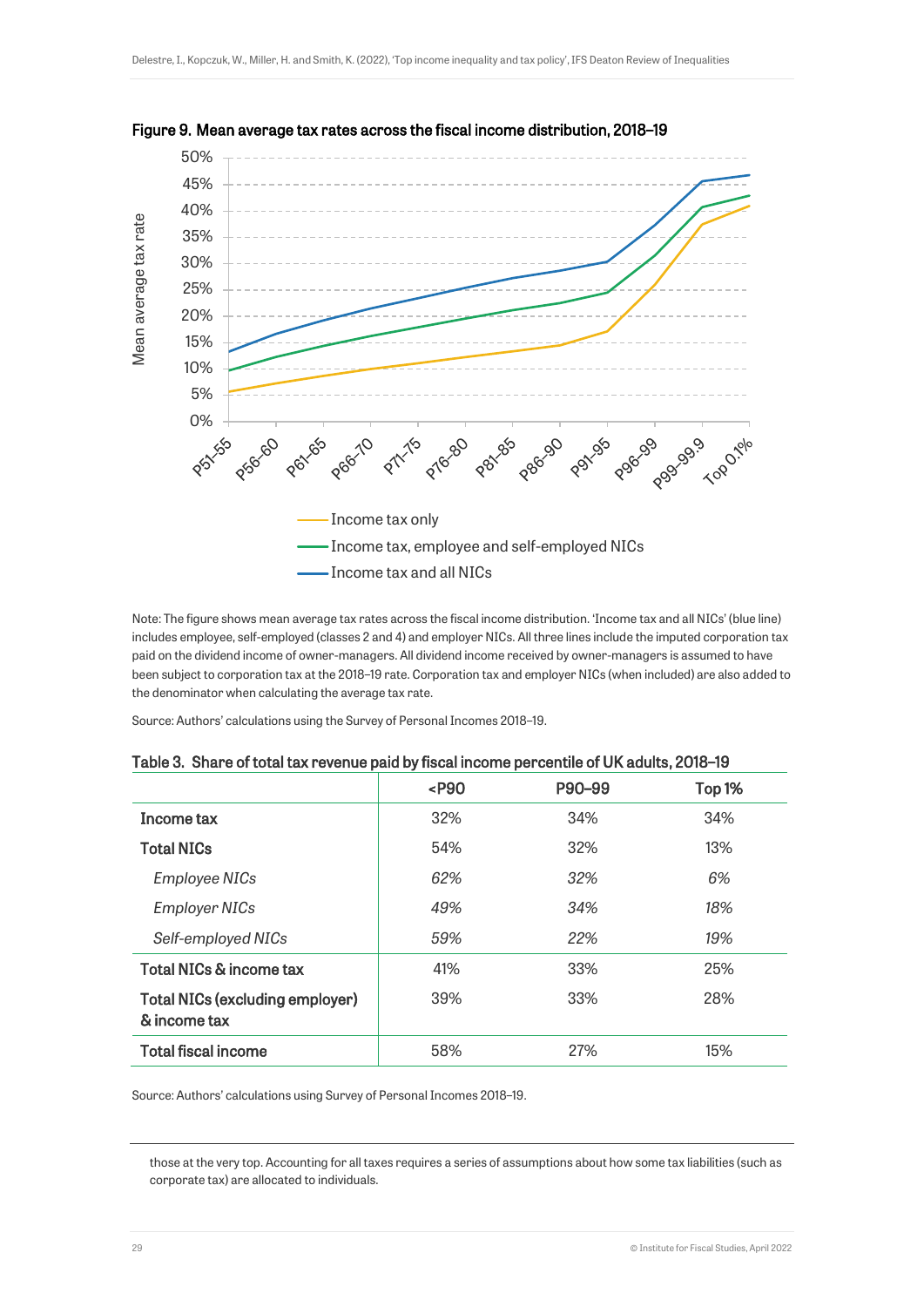**Figure 9. Mean average tax rates across the fiscal income distribution, 2018–19**

Note: The figure shows mean average tax rates across the fiscal income distribution. 'Income tax and all NICs' (blue line) includes employee, self-employed (classes 2 and 4) and employer NICs. All three lines include the imputed corporation tax paid on the dividend income of owner-managers. All dividend income received by owner-managers is assumed to have been subject to corporation tax at the 2018–19 rate. Corporation tax and employer NICs (when included) are also added to the denominator when calculating the average tax rate.

Source: Authors' calculations using the Survey of Personal Incomes 2018–19.

**Table 3. Share of total tax revenue paid by fiscal income percentile of UK adults, 2018–19**

| | <P90 | P90–99 | Top 1% |
|---|---|---|---|
| **Income tax** | 32% | 34% | 34% |
| **Total NICs** | 54% | 32% | 13% |
| *Employee NICs* | *62%* | *32%* | *6%* |
| *Employer NICs* | *49%* | *34%* | *18%* |
| *Self-employed NICs* | *59%* | *22%* | *19%* |
| **Total NICs & income tax** | 41% | 33% | 25% |
| **Total NICs (excluding employer) & income tax** | 39% | 33% | 28% |
| **Total fiscal income** | 58% | 27% | 15% |

Source: Authors' calculations using Survey of Personal Incomes 2018–19.

those at the very top. Accounting for all taxes requires a series of assumptions about how some tax liabilities (such as corporate tax) are allocated to individuals.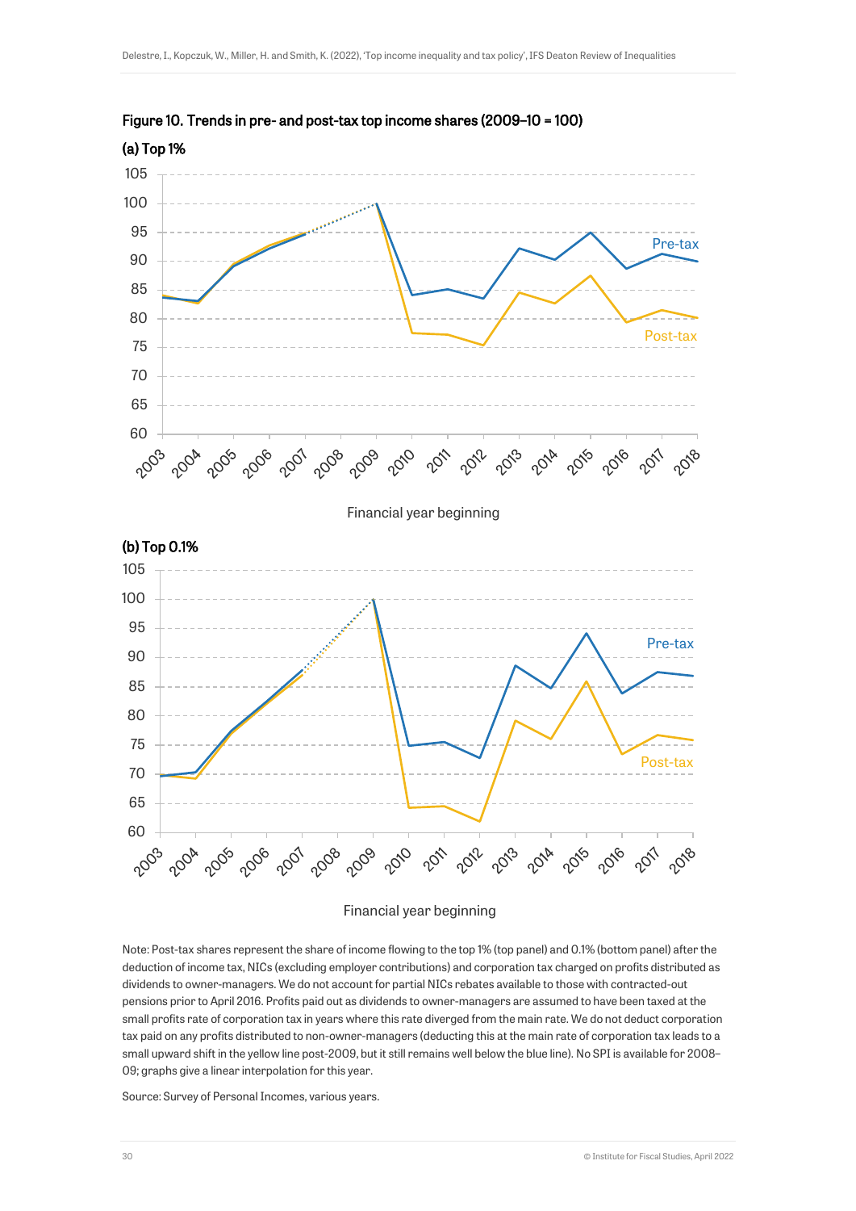Figure 10. Trends in pre- and post-tax top income shares (2009–10 = 100)

(a) Top 1%

(b) Top 0.1%

Note: Post-tax shares represent the share of income flowing to the top 1% (top panel) and 0.1% (bottom panel) after the deduction of income tax, NICs (excluding employer contributions) and corporation tax charged on profits distributed as dividends to owner-managers. We do not account for partial NICs rebates available to those with contracted-out pensions prior to April 2016. Profits paid out as dividends to owner-managers are assumed to have been taxed at the small profits rate of corporation tax in years where this rate diverged from the main rate. We do not deduct corporation tax paid on any profits distributed to non-owner-managers (deducting this at the main rate of corporation tax leads to a small upward shift in the yellow line post-2009, but it still remains well below the blue line). No SPI is available for 2008–09; graphs give a linear interpolation for this year.

Source: Survey of Personal Incomes, various years.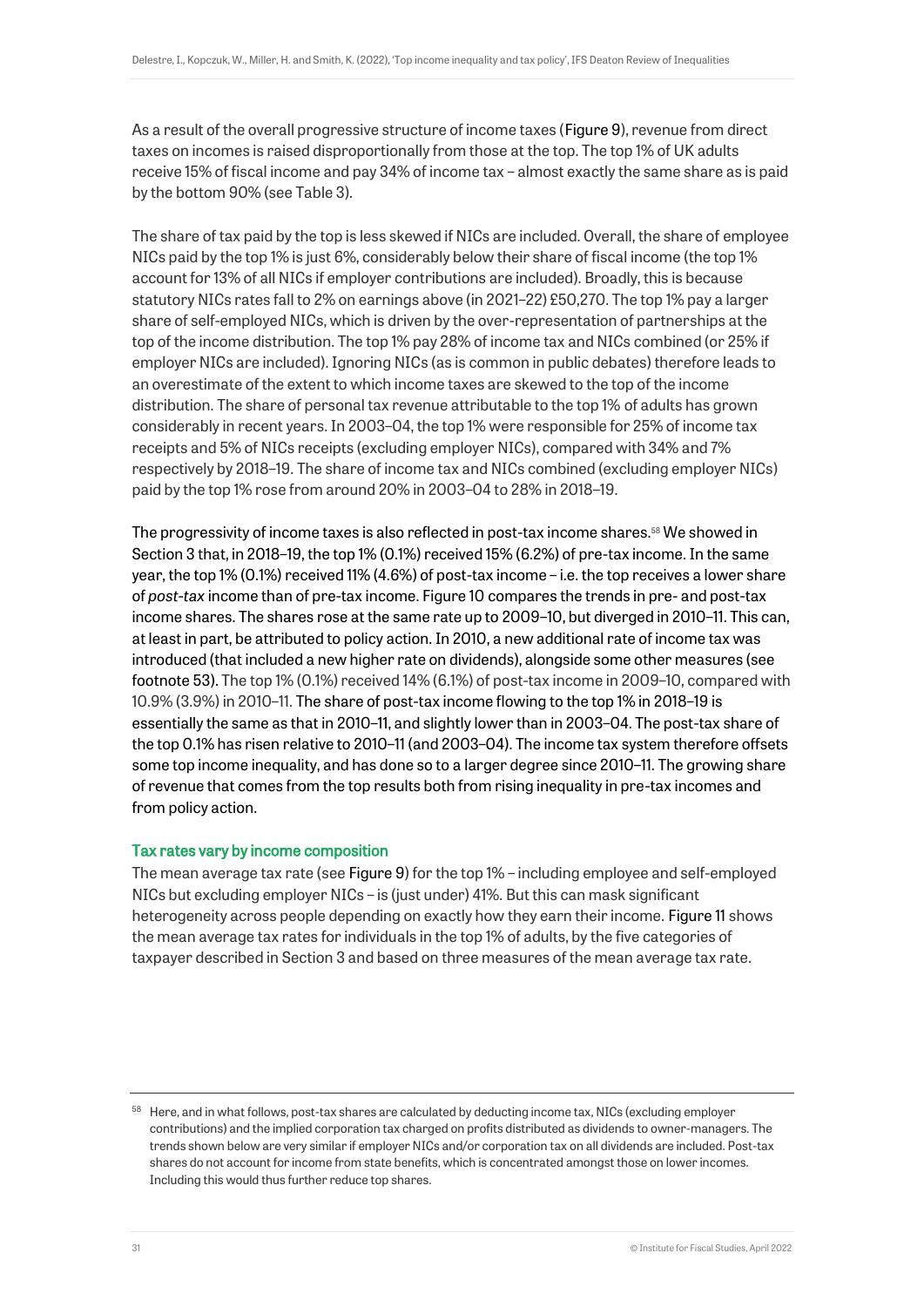As a result of the overall progressive structure of income taxes (Figure 9), revenue from direct taxes on incomes is raised disproportionally from those at the top. The top 1% of UK adults receive 15% of fiscal income and pay 34% of income tax – almost exactly the same share as is paid by the bottom 90% (see Table 3).

The share of tax paid by the top is less skewed if NICs are included. Overall, the share of employee NICs paid by the top 1% is just 6%, considerably below their share of fiscal income (the top 1% account for 13% of all NICs if employer contributions are included). Broadly, this is because statutory NICs rates fall to 2% on earnings above (in 2021–22) £50,270. The top 1% pay a larger share of self-employed NICs, which is driven by the over-representation of partnerships at the top of the income distribution. The top 1% pay 28% of income tax and NICs combined (or 25% if employer NICs are included). Ignoring NICs (as is common in public debates) therefore leads to an overestimate of the extent to which income taxes are skewed to the top of the income distribution. The share of personal tax revenue attributable to the top 1% of adults has grown considerably in recent years. In 2003–04, the top 1% were responsible for 25% of income tax receipts and 5% of NICs receipts (excluding employer NICs), compared with 34% and 7% respectively by 2018–19. The share of income tax and NICs combined (excluding employer NICs) paid by the top 1% rose from around 20% in 2003–04 to 28% in 2018–19.

The progressivity of income taxes is also reflected in post-tax income shares.[58] We showed in Section 3 that, in 2018–19, the top 1% (0.1%) received 15% (6.2%) of pre-tax income. In the same year, the top 1% (0.1%) received 11% (4.6%) of post-tax income – i.e. the top receives a lower share of *post-tax* income than of pre-tax income. Figure 10 compares the trends in pre- and post-tax income shares. The shares rose at the same rate up to 2009–10, but diverged in 2010–11. This can, at least in part, be attributed to policy action. In 2010, a new additional rate of income tax was introduced (that included a new higher rate on dividends), alongside some other measures (see footnote 53). The top 1% (0.1%) received 14% (6.1%) of post-tax income in 2009–10, compared with 10.9% (3.9%) in 2010–11. The share of post-tax income flowing to the top 1% in 2018–19 is essentially the same as that in 2010–11, and slightly lower than in 2003–04. The post-tax share of the top 0.1% has risen relative to 2010–11 (and 2003–04). The income tax system therefore offsets some top income inequality, and has done so to a larger degree since 2010–11. The growing share of revenue that comes from the top results both from rising inequality in pre-tax incomes and from policy action.

### Tax rates vary by income composition

The mean average tax rate (see Figure 9) for the top 1% – including employee and self-employed NICs but excluding employer NICs – is (just under) 41%. But this can mask significant heterogeneity across people depending on exactly how they earn their income. Figure 11 shows the mean average tax rates for individuals in the top 1% of adults, by the five categories of taxpayer described in Section 3 and based on three measures of the mean average tax rate.

---

[58] Here, and in what follows, post-tax shares are calculated by deducting income tax, NICs (excluding employer contributions) and the implied corporation tax charged on profits distributed as dividends to owner-managers. The trends shown below are very similar if employer NICs and/or corporation tax on all dividends are included. Post-tax shares do not account for income from state benefits, which is concentrated amongst those on lower incomes. Including this would thus further reduce top shares.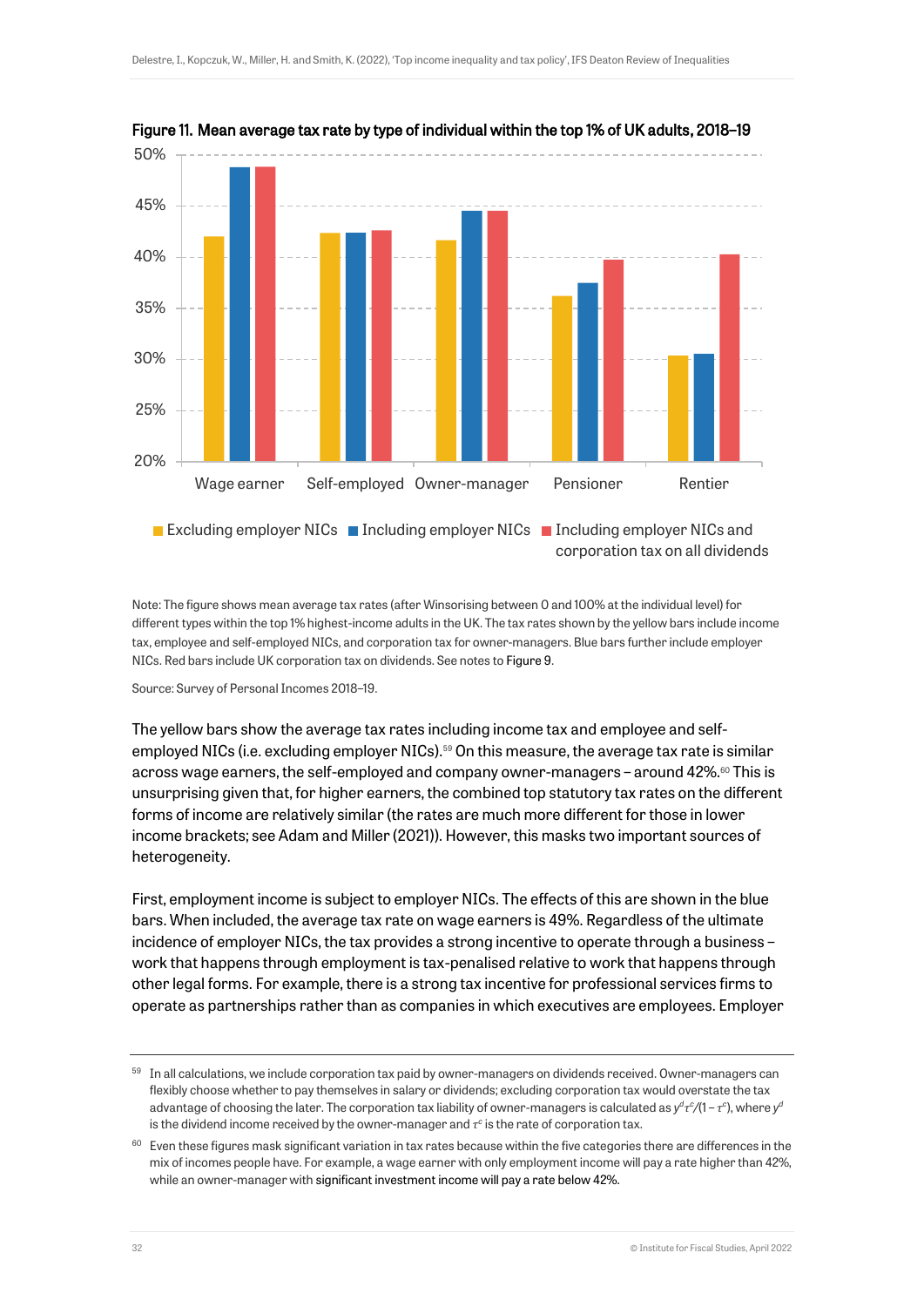**Figure 11. Mean average tax rate by type of individual within the top 1% of UK adults, 2018–19**

Note: The figure shows mean average tax rates (after Winsorising between 0 and 100% at the individual level) for different types within the top 1% highest-income adults in the UK. The tax rates shown by the yellow bars include income tax, employee and self-employed NICs, and corporation tax for owner-managers. Blue bars further include employer NICs. Red bars include UK corporation tax on dividends. See notes to Figure 9.

Source: Survey of Personal Incomes 2018–19.

The yellow bars show the average tax rates including income tax and employee and self-employed NICs (i.e. excluding employer NICs).[59] On this measure, the average tax rate is similar across wage earners, the self-employed and company owner-managers – around 42%.[60] This is unsurprising given that, for higher earners, the combined top statutory tax rates on the different forms of income are relatively similar (the rates are much more different for those in lower income brackets; see Adam and Miller (2021)). However, this masks two important sources of heterogeneity.

First, employment income is subject to employer NICs. The effects of this are shown in the blue bars. When included, the average tax rate on wage earners is 49%. Regardless of the ultimate incidence of employer NICs, the tax provides a strong incentive to operate through a business – work that happens through employment is tax-penalised relative to work that happens through other legal forms. For example, there is a strong tax incentive for professional services firms to operate as partnerships rather than as companies in which executives are employees. Employer

---

[59] In all calculations, we include corporation tax paid by owner-managers on dividends received. Owner-managers can flexibly choose whether to pay themselves in salary or dividends; excluding corporation tax would overstate the tax advantage of choosing the later. The corporation tax liability of owner-managers is calculated as $y^d\tau^c/(1-\tau^c)$, where $y^d$ is the dividend income received by the owner-manager and $\tau^c$ is the rate of corporation tax.

[60] Even these figures mask significant variation in tax rates because within the five categories there are differences in the mix of incomes people have. For example, a wage earner with only employment income will pay a rate higher than 42%, while an owner-manager with significant investment income will pay a rate below 42%.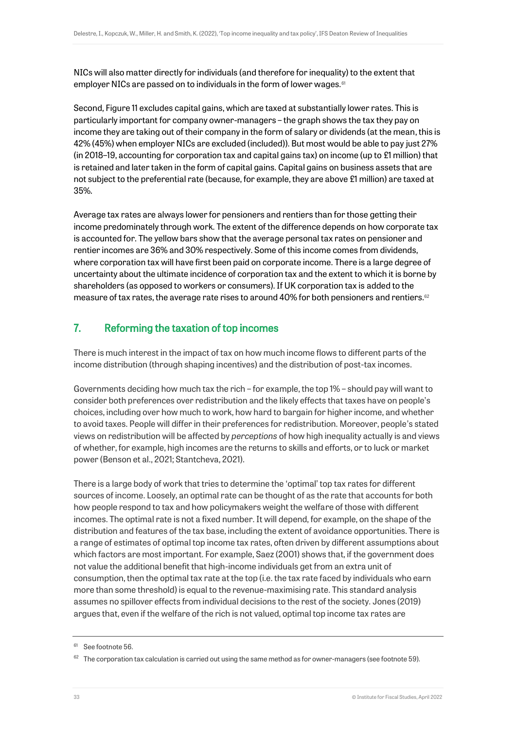NICs will also matter directly for individuals (and therefore for inequality) to the extent that employer NICs are passed on to individuals in the form of lower wages.[61]

Second, Figure 11 excludes capital gains, which are taxed at substantially lower rates. This is particularly important for company owner-managers – the graph shows the tax they pay on income they are taking out of their company in the form of salary or dividends (at the mean, this is 42% (45%) when employer NICs are excluded (included)). But most would be able to pay just 27% (in 2018–19, accounting for corporation tax and capital gains tax) on income (up to £1 million) that is retained and later taken in the form of capital gains. Capital gains on business assets that are not subject to the preferential rate (because, for example, they are above £1 million) are taxed at 35%.

Average tax rates are always lower for pensioners and rentiers than for those getting their income predominately through work. The extent of the difference depends on how corporate tax is accounted for. The yellow bars show that the average personal tax rates on pensioner and rentier incomes are 36% and 30% respectively. Some of this income comes from dividends, where corporation tax will have first been paid on corporate income. There is a large degree of uncertainty about the ultimate incidence of corporation tax and the extent to which it is borne by shareholders (as opposed to workers or consumers). If UK corporation tax is added to the measure of tax rates, the average rate rises to around 40% for both pensioners and rentiers.[62]

## 7. Reforming the taxation of top incomes

There is much interest in the impact of tax on how much income flows to different parts of the income distribution (through shaping incentives) and the distribution of post-tax incomes.

Governments deciding how much tax the rich – for example, the top 1% – should pay will want to consider both preferences over redistribution and the likely effects that taxes have on people's choices, including over how much to work, how hard to bargain for higher income, and whether to avoid taxes. People will differ in their preferences for redistribution. Moreover, people's stated views on redistribution will be affected by *perceptions* of how high inequality actually is and views of whether, for example, high incomes are the returns to skills and efforts, or to luck or market power (Benson et al., 2021; Stantcheva, 2021).

There is a large body of work that tries to determine the 'optimal' top tax rates for different sources of income. Loosely, an optimal rate can be thought of as the rate that accounts for both how people respond to tax and how policymakers weight the welfare of those with different incomes. The optimal rate is not a fixed number. It will depend, for example, on the shape of the distribution and features of the tax base, including the extent of avoidance opportunities. There is a range of estimates of optimal top income tax rates, often driven by different assumptions about which factors are most important. For example, Saez (2001) shows that, if the government does not value the additional benefit that high-income individuals get from an extra unit of consumption, then the optimal tax rate at the top (i.e. the tax rate faced by individuals who earn more than some threshold) is equal to the revenue-maximising rate. This standard analysis assumes no spillover effects from individual decisions to the rest of the society. Jones (2019) argues that, even if the welfare of the rich is not valued, optimal top income tax rates are

[61] See footnote 56.

[62] The corporation tax calculation is carried out using the same method as for owner-managers (see footnote 59).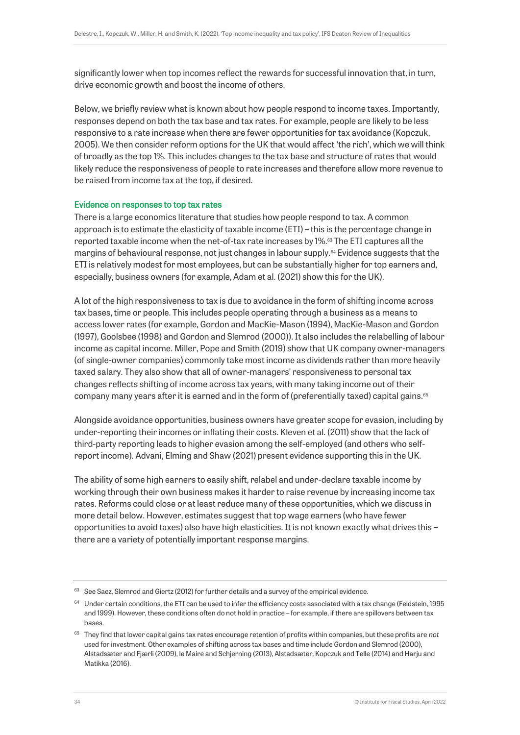significantly lower when top incomes reflect the rewards for successful innovation that, in turn, drive economic growth and boost the income of others.

Below, we briefly review what is known about how people respond to income taxes. Importantly, responses depend on both the tax base and tax rates. For example, people are likely to be less responsive to a rate increase when there are fewer opportunities for tax avoidance (Kopczuk, 2005). We then consider reform options for the UK that would affect 'the rich', which we will think of broadly as the top 1%. This includes changes to the tax base and structure of rates that would likely reduce the responsiveness of people to rate increases and therefore allow more revenue to be raised from income tax at the top, if desired.

### Evidence on responses to top tax rates

There is a large economics literature that studies how people respond to tax. A common approach is to estimate the elasticity of taxable income (ETI) – this is the percentage change in reported taxable income when the net-of-tax rate increases by 1%.[63] The ETI captures all the margins of behavioural response, not just changes in labour supply.[64] Evidence suggests that the ETI is relatively modest for most employees, but can be substantially higher for top earners and, especially, business owners (for example, Adam et al. (2021) show this for the UK).

A lot of the high responsiveness to tax is due to avoidance in the form of shifting income across tax bases, time or people. This includes people operating through a business as a means to access lower rates (for example, Gordon and MacKie-Mason (1994), MacKie-Mason and Gordon (1997), Goolsbee (1998) and Gordon and Slemrod (2000)). It also includes the relabelling of labour income as capital income. Miller, Pope and Smith (2019) show that UK company owner-managers (of single-owner companies) commonly take most income as dividends rather than more heavily taxed salary. They also show that all of owner-managers' responsiveness to personal tax changes reflects shifting of income across tax years, with many taking income out of their company many years after it is earned and in the form of (preferentially taxed) capital gains.[65]

Alongside avoidance opportunities, business owners have greater scope for evasion, including by under-reporting their incomes or inflating their costs. Kleven et al. (2011) show that the lack of third-party reporting leads to higher evasion among the self-employed (and others who self-report income). Advani, Elming and Shaw (2021) present evidence supporting this in the UK.

The ability of some high earners to easily shift, relabel and under-declare taxable income by working through their own business makes it harder to raise revenue by increasing income tax rates. Reforms could close or at least reduce many of these opportunities, which we discuss in more detail below. However, estimates suggest that top wage earners (who have fewer opportunities to avoid taxes) also have high elasticities. It is not known exactly what drives this – there are a variety of potentially important response margins.

---

[63] See Saez, Slemrod and Giertz (2012) for further details and a survey of the empirical evidence.

[64] Under certain conditions, the ETI can be used to infer the efficiency costs associated with a tax change (Feldstein, 1995 and 1999). However, these conditions often do not hold in practice – for example, if there are spillovers between tax bases.

[65] They find that lower capital gains tax rates encourage retention of profits within companies, but these profits are *not* used for investment. Other examples of shifting across tax bases and time include Gordon and Slemrod (2000), Alstadsæter and Fjærli (2009), le Maire and Schjerning (2013), Alstadsæter, Kopczuk and Telle (2014) and Harju and Matikka (2016).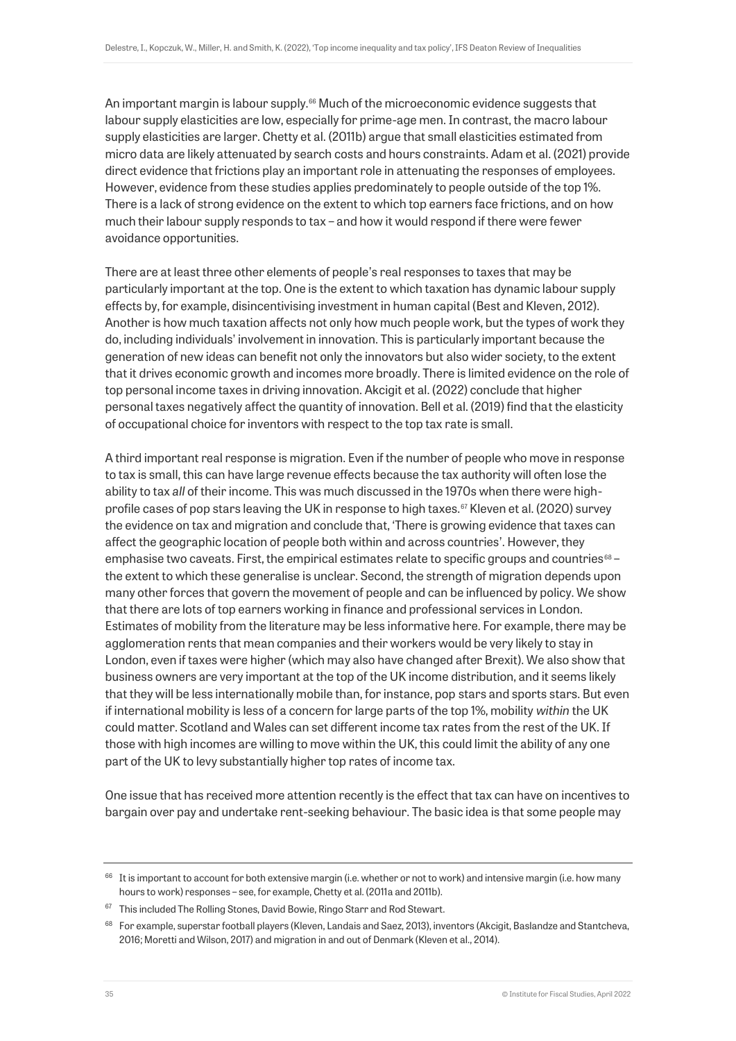An important margin is labour supply.[66] Much of the microeconomic evidence suggests that labour supply elasticities are low, especially for prime-age men. In contrast, the macro labour supply elasticities are larger. Chetty et al. (2011b) argue that small elasticities estimated from micro data are likely attenuated by search costs and hours constraints. Adam et al. (2021) provide direct evidence that frictions play an important role in attenuating the responses of employees. However, evidence from these studies applies predominately to people outside of the top 1%. There is a lack of strong evidence on the extent to which top earners face frictions, and on how much their labour supply responds to tax – and how it would respond if there were fewer avoidance opportunities.

There are at least three other elements of people's real responses to taxes that may be particularly important at the top. One is the extent to which taxation has dynamic labour supply effects by, for example, disincentivising investment in human capital (Best and Kleven, 2012). Another is how much taxation affects not only how much people work, but the types of work they do, including individuals' involvement in innovation. This is particularly important because the generation of new ideas can benefit not only the innovators but also wider society, to the extent that it drives economic growth and incomes more broadly. There is limited evidence on the role of top personal income taxes in driving innovation. Akcigit et al. (2022) conclude that higher personal taxes negatively affect the quantity of innovation. Bell et al. (2019) find that the elasticity of occupational choice for inventors with respect to the top tax rate is small.

A third important real response is migration. Even if the number of people who move in response to tax is small, this can have large revenue effects because the tax authority will often lose the ability to tax *all* of their income. This was much discussed in the 1970s when there were high-profile cases of pop stars leaving the UK in response to high taxes.[67] Kleven et al. (2020) survey the evidence on tax and migration and conclude that, 'There is growing evidence that taxes can affect the geographic location of people both within and across countries'. However, they emphasise two caveats. First, the empirical estimates relate to specific groups and countries[68] – the extent to which these generalise is unclear. Second, the strength of migration depends upon many other forces that govern the movement of people and can be influenced by policy. We show that there are lots of top earners working in finance and professional services in London. Estimates of mobility from the literature may be less informative here. For example, there may be agglomeration rents that mean companies and their workers would be very likely to stay in London, even if taxes were higher (which may also have changed after Brexit). We also show that business owners are very important at the top of the UK income distribution, and it seems likely that they will be less internationally mobile than, for instance, pop stars and sports stars. But even if international mobility is less of a concern for large parts of the top 1%, mobility *within* the UK could matter. Scotland and Wales can set different income tax rates from the rest of the UK. If those with high incomes are willing to move within the UK, this could limit the ability of any one part of the UK to levy substantially higher top rates of income tax.

One issue that has received more attention recently is the effect that tax can have on incentives to bargain over pay and undertake rent-seeking behaviour. The basic idea is that some people may

---

[66] It is important to account for both extensive margin (i.e. whether or not to work) and intensive margin (i.e. how many hours to work) responses – see, for example, Chetty et al. (2011a and 2011b).

[67] This included The Rolling Stones, David Bowie, Ringo Starr and Rod Stewart.

[68] For example, superstar football players (Kleven, Landais and Saez, 2013), inventors (Akcigit, Baslandze and Stantcheva, 2016; Moretti and Wilson, 2017) and migration in and out of Denmark (Kleven et al., 2014).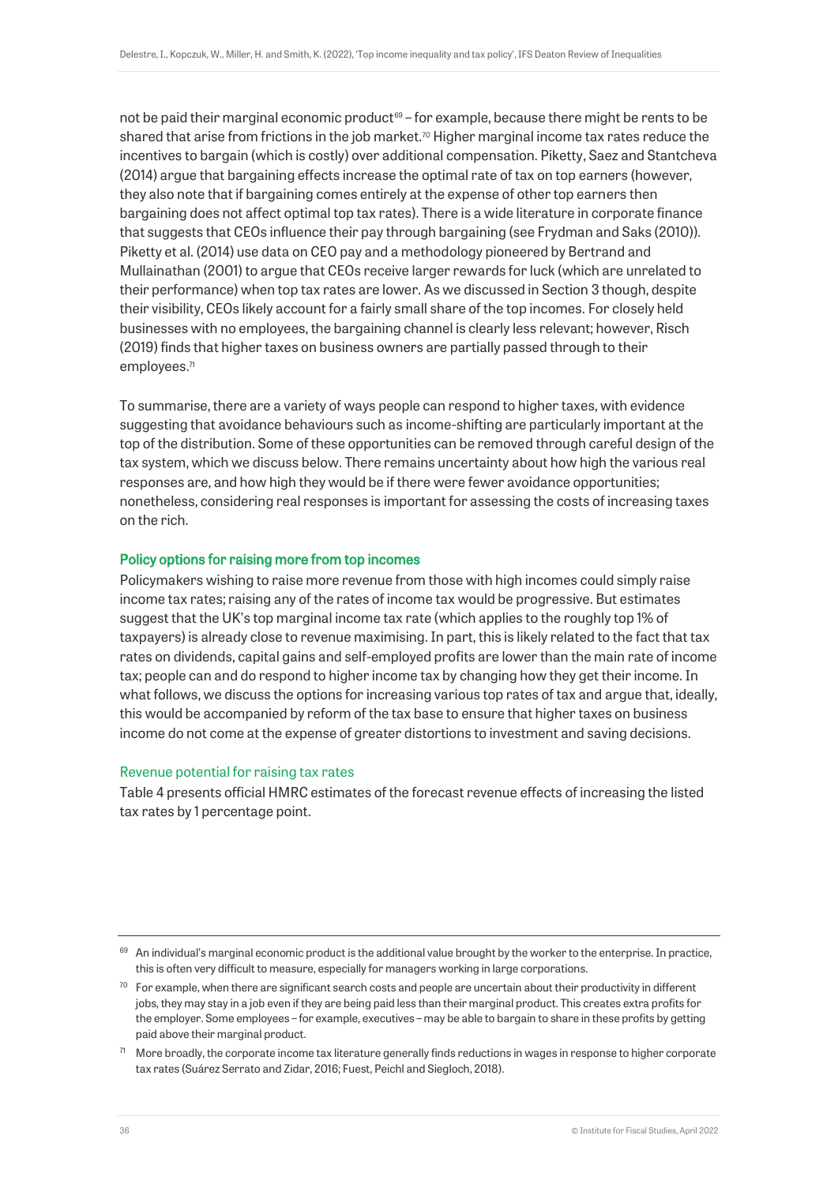not be paid their marginal economic product[69] – for example, because there might be rents to be shared that arise from frictions in the job market.[70] Higher marginal income tax rates reduce the incentives to bargain (which is costly) over additional compensation. Piketty, Saez and Stantcheva (2014) argue that bargaining effects increase the optimal rate of tax on top earners (however, they also note that if bargaining comes entirely at the expense of other top earners then bargaining does not affect optimal top tax rates). There is a wide literature in corporate finance that suggests that CEOs influence their pay through bargaining (see Frydman and Saks (2010)). Piketty et al. (2014) use data on CEO pay and a methodology pioneered by Bertrand and Mullainathan (2001) to argue that CEOs receive larger rewards for luck (which are unrelated to their performance) when top tax rates are lower. As we discussed in Section 3 though, despite their visibility, CEOs likely account for a fairly small share of the top incomes. For closely held businesses with no employees, the bargaining channel is clearly less relevant; however, Risch (2019) finds that higher taxes on business owners are partially passed through to their employees.[71]

To summarise, there are a variety of ways people can respond to higher taxes, with evidence suggesting that avoidance behaviours such as income-shifting are particularly important at the top of the distribution. Some of these opportunities can be removed through careful design of the tax system, which we discuss below. There remains uncertainty about how high the various real responses are, and how high they would be if there were fewer avoidance opportunities; nonetheless, considering real responses is important for assessing the costs of increasing taxes on the rich.

### Policy options for raising more from top incomes

Policymakers wishing to raise more revenue from those with high incomes could simply raise income tax rates; raising any of the rates of income tax would be progressive. But estimates suggest that the UK's top marginal income tax rate (which applies to the roughly top 1% of taxpayers) is already close to revenue maximising. In part, this is likely related to the fact that tax rates on dividends, capital gains and self-employed profits are lower than the main rate of income tax; people can and do respond to higher income tax by changing how they get their income. In what follows, we discuss the options for increasing various top rates of tax and argue that, ideally, this would be accompanied by reform of the tax base to ensure that higher taxes on business income do not come at the expense of greater distortions to investment and saving decisions.

#### Revenue potential for raising tax rates

Table 4 presents official HMRC estimates of the forecast revenue effects of increasing the listed tax rates by 1 percentage point.

---

[69] An individual's marginal economic product is the additional value brought by the worker to the enterprise. In practice, this is often very difficult to measure, especially for managers working in large corporations.

[70] For example, when there are significant search costs and people are uncertain about their productivity in different jobs, they may stay in a job even if they are being paid less than their marginal product. This creates extra profits for the employer. Some employees – for example, executives – may be able to bargain to share in these profits by getting paid above their marginal product.

[71] More broadly, the corporate income tax literature generally finds reductions in wages in response to higher corporate tax rates (Suárez Serrato and Zidar, 2016; Fuest, Peichl and Siegloch, 2018).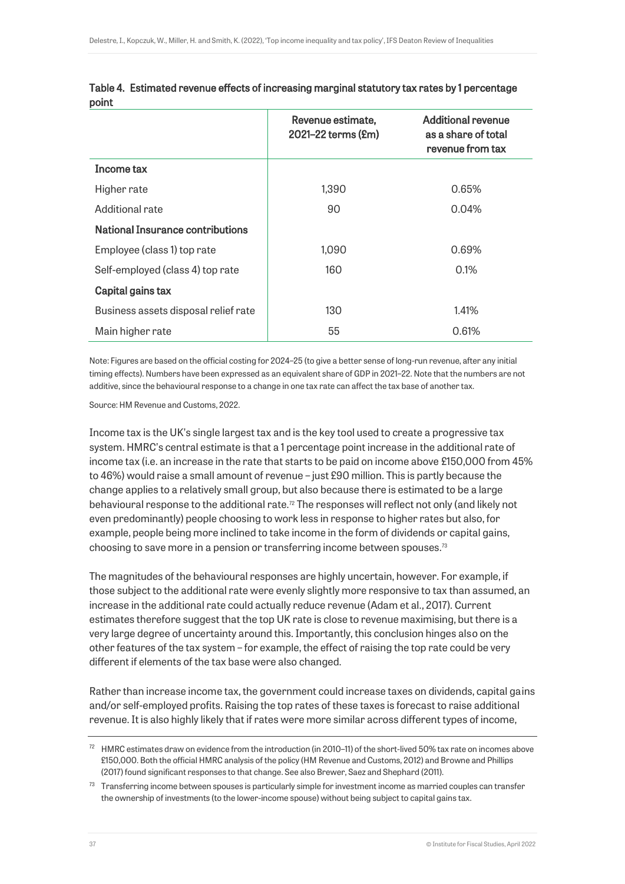**Table 4. Estimated revenue effects of increasing marginal statutory tax rates by 1 percentage point**

| | Revenue estimate, 2021–22 terms (£m) | Additional revenue as a share of total revenue from tax |
|---|---|---|
| **Income tax** | | |
| Higher rate | 1,390 | 0.65% |
| Additional rate | 90 | 0.04% |
| **National Insurance contributions** | | |
| Employee (class 1) top rate | 1,090 | 0.69% |
| Self-employed (class 4) top rate | 160 | 0.1% |
| **Capital gains tax** | | |
| Business assets disposal relief rate | 130 | 1.41% |
| Main higher rate | 55 | 0.61% |

Note: Figures are based on the official costing for 2024–25 (to give a better sense of long-run revenue, after any initial timing effects). Numbers have been expressed as an equivalent share of GDP in 2021–22. Note that the numbers are not additive, since the behavioural response to a change in one tax rate can affect the tax base of another tax.

Source: HM Revenue and Customs, 2022.

Income tax is the UK's single largest tax and is the key tool used to create a progressive tax system. HMRC's central estimate is that a 1 percentage point increase in the additional rate of income tax (i.e. an increase in the rate that starts to be paid on income above £150,000 from 45% to 46%) would raise a small amount of revenue – just £90 million. This is partly because the change applies to a relatively small group, but also because there is estimated to be a large behavioural response to the additional rate.[72] The responses will reflect not only (and likely not even predominantly) people choosing to work less in response to higher rates but also, for example, people being more inclined to take income in the form of dividends or capital gains, choosing to save more in a pension or transferring income between spouses.[73]

The magnitudes of the behavioural responses are highly uncertain, however. For example, if those subject to the additional rate were evenly slightly more responsive to tax than assumed, an increase in the additional rate could actually reduce revenue (Adam et al., 2017). Current estimates therefore suggest that the top UK rate is close to revenue maximising, but there is a very large degree of uncertainty around this. Importantly, this conclusion hinges also on the other features of the tax system – for example, the effect of raising the top rate could be very different if elements of the tax base were also changed.

Rather than increase income tax, the government could increase taxes on dividends, capital gains and/or self-employed profits. Raising the top rates of these taxes is forecast to raise additional revenue. It is also highly likely that if rates were more similar across different types of income,

[72] HMRC estimates draw on evidence from the introduction (in 2010–11) of the short-lived 50% tax rate on incomes above £150,000. Both the official HMRC analysis of the policy (HM Revenue and Customs, 2012) and Browne and Phillips (2017) found significant responses to that change. See also Brewer, Saez and Shephard (2011).

[73] Transferring income between spouses is particularly simple for investment income as married couples can transfer the ownership of investments (to the lower-income spouse) without being subject to capital gains tax.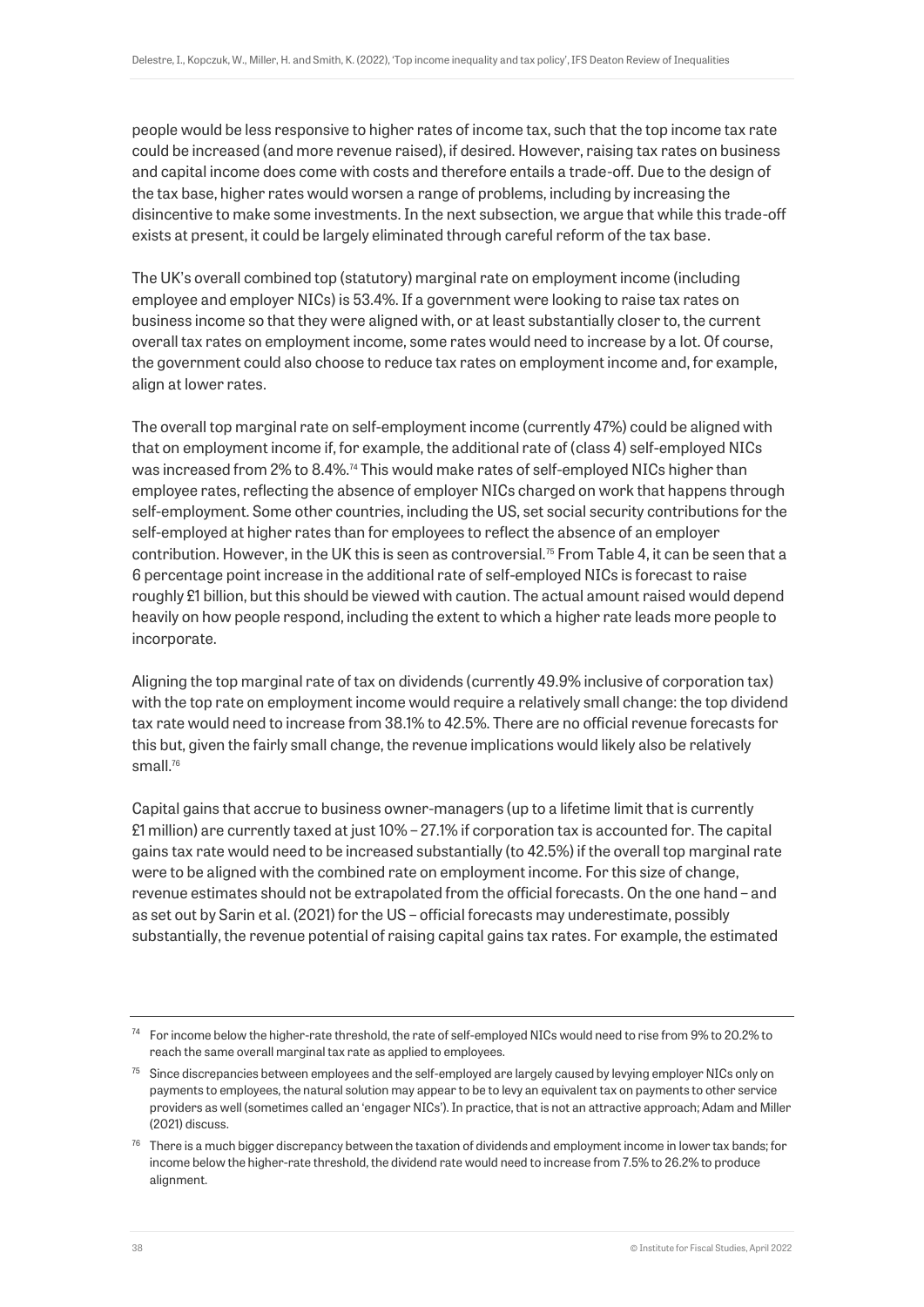people would be less responsive to higher rates of income tax, such that the top income tax rate could be increased (and more revenue raised), if desired. However, raising tax rates on business and capital income does come with costs and therefore entails a trade-off. Due to the design of the tax base, higher rates would worsen a range of problems, including by increasing the disincentive to make some investments. In the next subsection, we argue that while this trade-off exists at present, it could be largely eliminated through careful reform of the tax base.

The UK's overall combined top (statutory) marginal rate on employment income (including employee and employer NICs) is 53.4%. If a government were looking to raise tax rates on business income so that they were aligned with, or at least substantially closer to, the current overall tax rates on employment income, some rates would need to increase by a lot. Of course, the government could also choose to reduce tax rates on employment income and, for example, align at lower rates.

The overall top marginal rate on self-employment income (currently 47%) could be aligned with that on employment income if, for example, the additional rate of (class 4) self-employed NICs was increased from 2% to 8.4%.[74] This would make rates of self-employed NICs higher than employee rates, reflecting the absence of employer NICs charged on work that happens through self-employment. Some other countries, including the US, set social security contributions for the self-employed at higher rates than for employees to reflect the absence of an employer contribution. However, in the UK this is seen as controversial.[75] From Table 4, it can be seen that a 6 percentage point increase in the additional rate of self-employed NICs is forecast to raise roughly £1 billion, but this should be viewed with caution. The actual amount raised would depend heavily on how people respond, including the extent to which a higher rate leads more people to incorporate.

Aligning the top marginal rate of tax on dividends (currently 49.9% inclusive of corporation tax) with the top rate on employment income would require a relatively small change: the top dividend tax rate would need to increase from 38.1% to 42.5%. There are no official revenue forecasts for this but, given the fairly small change, the revenue implications would likely also be relatively small.[76]

Capital gains that accrue to business owner-managers (up to a lifetime limit that is currently £1 million) are currently taxed at just 10% – 27.1% if corporation tax is accounted for. The capital gains tax rate would need to be increased substantially (to 42.5%) if the overall top marginal rate were to be aligned with the combined rate on employment income. For this size of change, revenue estimates should not be extrapolated from the official forecasts. On the one hand – and as set out by Sarin et al. (2021) for the US – official forecasts may underestimate, possibly substantially, the revenue potential of raising capital gains tax rates. For example, the estimated

---

[74] For income below the higher-rate threshold, the rate of self-employed NICs would need to rise from 9% to 20.2% to reach the same overall marginal tax rate as applied to employees.

[75] Since discrepancies between employees and the self-employed are largely caused by levying employer NICs only on payments to employees, the natural solution may appear to be to levy an equivalent tax on payments to other service providers as well (sometimes called an 'engager NICs'). In practice, that is not an attractive approach; Adam and Miller (2021) discuss.

[76] There is a much bigger discrepancy between the taxation of dividends and employment income in lower tax bands; for income below the higher-rate threshold, the dividend rate would need to increase from 7.5% to 26.2% to produce alignment.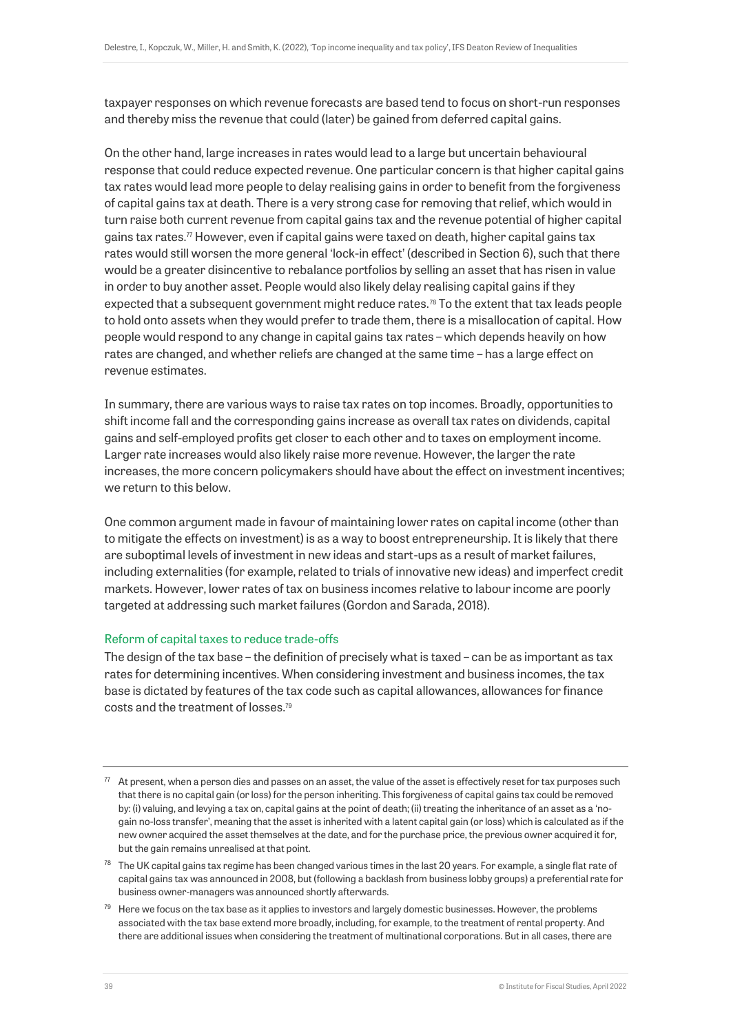taxpayer responses on which revenue forecasts are based tend to focus on short-run responses and thereby miss the revenue that could (later) be gained from deferred capital gains.

On the other hand, large increases in rates would lead to a large but uncertain behavioural response that could reduce expected revenue. One particular concern is that higher capital gains tax rates would lead more people to delay realising gains in order to benefit from the forgiveness of capital gains tax at death. There is a very strong case for removing that relief, which would in turn raise both current revenue from capital gains tax and the revenue potential of higher capital gains tax rates.[77] However, even if capital gains were taxed on death, higher capital gains tax rates would still worsen the more general 'lock-in effect' (described in Section 6), such that there would be a greater disincentive to rebalance portfolios by selling an asset that has risen in value in order to buy another asset. People would also likely delay realising capital gains if they expected that a subsequent government might reduce rates.[78] To the extent that tax leads people to hold onto assets when they would prefer to trade them, there is a misallocation of capital. How people would respond to any change in capital gains tax rates – which depends heavily on how rates are changed, and whether reliefs are changed at the same time – has a large effect on revenue estimates.

In summary, there are various ways to raise tax rates on top incomes. Broadly, opportunities to shift income fall and the corresponding gains increase as overall tax rates on dividends, capital gains and self-employed profits get closer to each other and to taxes on employment income. Larger rate increases would also likely raise more revenue. However, the larger the rate increases, the more concern policymakers should have about the effect on investment incentives; we return to this below.

One common argument made in favour of maintaining lower rates on capital income (other than to mitigate the effects on investment) is as a way to boost entrepreneurship. It is likely that there are suboptimal levels of investment in new ideas and start-ups as a result of market failures, including externalities (for example, related to trials of innovative new ideas) and imperfect credit markets. However, lower rates of tax on business incomes relative to labour income are poorly targeted at addressing such market failures (Gordon and Sarada, 2018).

### Reform of capital taxes to reduce trade-offs

The design of the tax base – the definition of precisely what is taxed – can be as important as tax rates for determining incentives. When considering investment and business incomes, the tax base is dictated by features of the tax code such as capital allowances, allowances for finance costs and the treatment of losses.[79]

---

[77] At present, when a person dies and passes on an asset, the value of the asset is effectively reset for tax purposes such that there is no capital gain (or loss) for the person inheriting. This forgiveness of capital gains tax could be removed by: (i) valuing, and levying a tax on, capital gains at the point of death; (ii) treating the inheritance of an asset as a 'no-gain no-loss transfer', meaning that the asset is inherited with a latent capital gain (or loss) which is calculated as if the new owner acquired the asset themselves at the date, and for the purchase price, the previous owner acquired it for, but the gain remains unrealised at that point.

[78] The UK capital gains tax regime has been changed various times in the last 20 years. For example, a single flat rate of capital gains tax was announced in 2008, but (following a backlash from business lobby groups) a preferential rate for business owner-managers was announced shortly afterwards.

[79] Here we focus on the tax base as it applies to investors and largely domestic businesses. However, the problems associated with the tax base extend more broadly, including, for example, to the treatment of rental property. And there are additional issues when considering the treatment of multinational corporations. But in all cases, there are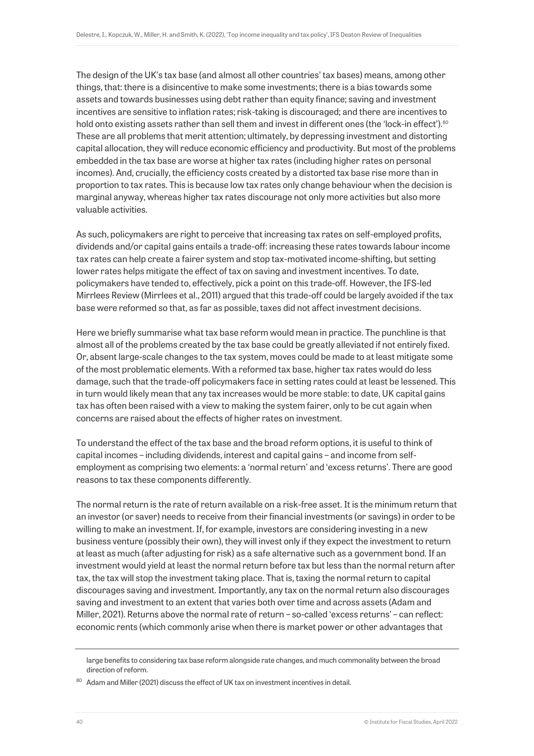The design of the UK's tax base (and almost all other countries' tax bases) means, among other things, that: there is a disincentive to make some investments; there is a bias towards some assets and towards businesses using debt rather than equity finance; saving and investment incentives are sensitive to inflation rates; risk-taking is discouraged; and there are incentives to hold onto existing assets rather than sell them and invest in different ones (the 'lock-in effect').[80] These are all problems that merit attention; ultimately, by depressing investment and distorting capital allocation, they will reduce economic efficiency and productivity. But most of the problems embedded in the tax base are worse at higher tax rates (including higher rates on personal incomes). And, crucially, the efficiency costs created by a distorted tax base rise more than in proportion to tax rates. This is because low tax rates only change behaviour when the decision is marginal anyway, whereas higher tax rates discourage not only more activities but also more valuable activities.

As such, policymakers are right to perceive that increasing tax rates on self-employed profits, dividends and/or capital gains entails a trade-off: increasing these rates towards labour income tax rates can help create a fairer system and stop tax-motivated income-shifting, but setting lower rates helps mitigate the effect of tax on saving and investment incentives. To date, policymakers have tended to, effectively, pick a point on this trade-off. However, the IFS-led Mirrlees Review (Mirrlees et al., 2011) argued that this trade-off could be largely avoided if the tax base were reformed so that, as far as possible, taxes did not affect investment decisions.

Here we briefly summarise what tax base reform would mean in practice. The punchline is that almost all of the problems created by the tax base could be greatly alleviated if not entirely fixed. Or, absent large-scale changes to the tax system, moves could be made to at least mitigate some of the most problematic elements. With a reformed tax base, higher tax rates would do less damage, such that the trade-off policymakers face in setting rates could at least be lessened. This in turn would likely mean that any tax increases would be more stable: to date, UK capital gains tax has often been raised with a view to making the system fairer, only to be cut again when concerns are raised about the effects of higher rates on investment.

To understand the effect of the tax base and the broad reform options, it is useful to think of capital incomes – including dividends, interest and capital gains – and income from self-employment as comprising two elements: a 'normal return' and 'excess returns'. There are good reasons to tax these components differently.

The normal return is the rate of return available on a risk-free asset. It is the minimum return that an investor (or saver) needs to receive from their financial investments (or savings) in order to be willing to make an investment. If, for example, investors are considering investing in a new business venture (possibly their own), they will invest only if they expect the investment to return at least as much (after adjusting for risk) as a safe alternative such as a government bond. If an investment would yield at least the normal return before tax but less than the normal return after tax, the tax will stop the investment taking place. That is, taxing the normal return to capital discourages saving and investment. Importantly, any tax on the normal return also discourages saving and investment to an extent that varies both over time and across assets (Adam and Miller, 2021). Returns above the normal rate of return – so-called 'excess returns' – can reflect: economic rents (which commonly arise when there is market power or other advantages that

---

large benefits to considering tax base reform alongside rate changes, and much commonality between the broad direction of reform.

[80] Adam and Miller (2021) discuss the effect of UK tax on investment incentives in detail.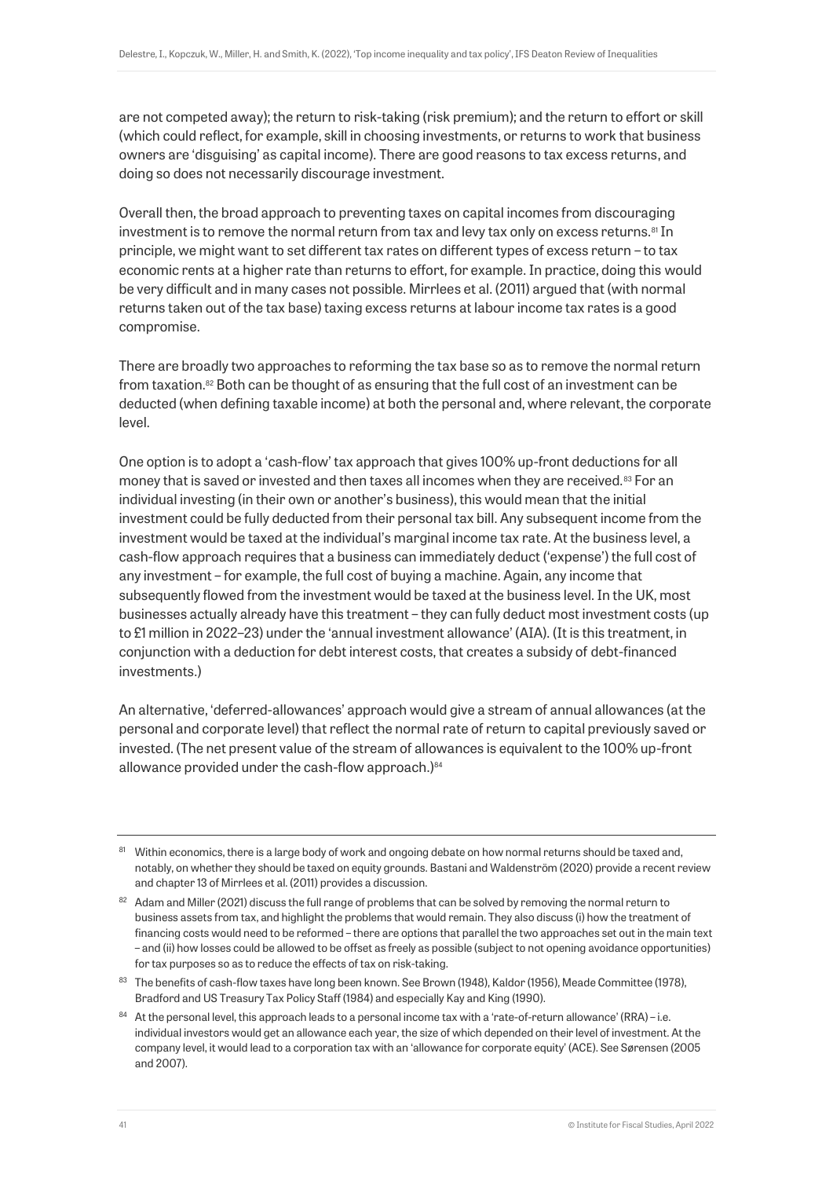are not competed away); the return to risk-taking (risk premium); and the return to effort or skill (which could reflect, for example, skill in choosing investments, or returns to work that business owners are 'disguising' as capital income). There are good reasons to tax excess returns, and doing so does not necessarily discourage investment.

Overall then, the broad approach to preventing taxes on capital incomes from discouraging investment is to remove the normal return from tax and levy tax only on excess returns.[81] In principle, we might want to set different tax rates on different types of excess return – to tax economic rents at a higher rate than returns to effort, for example. In practice, doing this would be very difficult and in many cases not possible. Mirrlees et al. (2011) argued that (with normal returns taken out of the tax base) taxing excess returns at labour income tax rates is a good compromise.

There are broadly two approaches to reforming the tax base so as to remove the normal return from taxation.[82] Both can be thought of as ensuring that the full cost of an investment can be deducted (when defining taxable income) at both the personal and, where relevant, the corporate level.

One option is to adopt a 'cash-flow' tax approach that gives 100% up-front deductions for all money that is saved or invested and then taxes all incomes when they are received.[83] For an individual investing (in their own or another's business), this would mean that the initial investment could be fully deducted from their personal tax bill. Any subsequent income from the investment would be taxed at the individual's marginal income tax rate. At the business level, a cash-flow approach requires that a business can immediately deduct ('expense') the full cost of any investment – for example, the full cost of buying a machine. Again, any income that subsequently flowed from the investment would be taxed at the business level. In the UK, most businesses actually already have this treatment – they can fully deduct most investment costs (up to £1 million in 2022–23) under the 'annual investment allowance' (AIA). (It is this treatment, in conjunction with a deduction for debt interest costs, that creates a subsidy of debt-financed investments.)

An alternative, 'deferred-allowances' approach would give a stream of annual allowances (at the personal and corporate level) that reflect the normal rate of return to capital previously saved or invested. (The net present value of the stream of allowances is equivalent to the 100% up-front allowance provided under the cash-flow approach.)[84]

---

[81] Within economics, there is a large body of work and ongoing debate on how normal returns should be taxed and, notably, on whether they should be taxed on equity grounds. Bastani and Waldenström (2020) provide a recent review and chapter 13 of Mirrlees et al. (2011) provides a discussion.

[82] Adam and Miller (2021) discuss the full range of problems that can be solved by removing the normal return to business assets from tax, and highlight the problems that would remain. They also discuss (i) how the treatment of financing costs would need to be reformed – there are options that parallel the two approaches set out in the main text – and (ii) how losses could be allowed to be offset as freely as possible (subject to not opening avoidance opportunities) for tax purposes so as to reduce the effects of tax on risk-taking.

[83] The benefits of cash-flow taxes have long been known. See Brown (1948), Kaldor (1956), Meade Committee (1978), Bradford and US Treasury Tax Policy Staff (1984) and especially Kay and King (1990).

[84] At the personal level, this approach leads to a personal income tax with a 'rate-of-return allowance' (RRA) – i.e. individual investors would get an allowance each year, the size of which depended on their level of investment. At the company level, it would lead to a corporation tax with an 'allowance for corporate equity' (ACE). See Sørensen (2005 and 2007).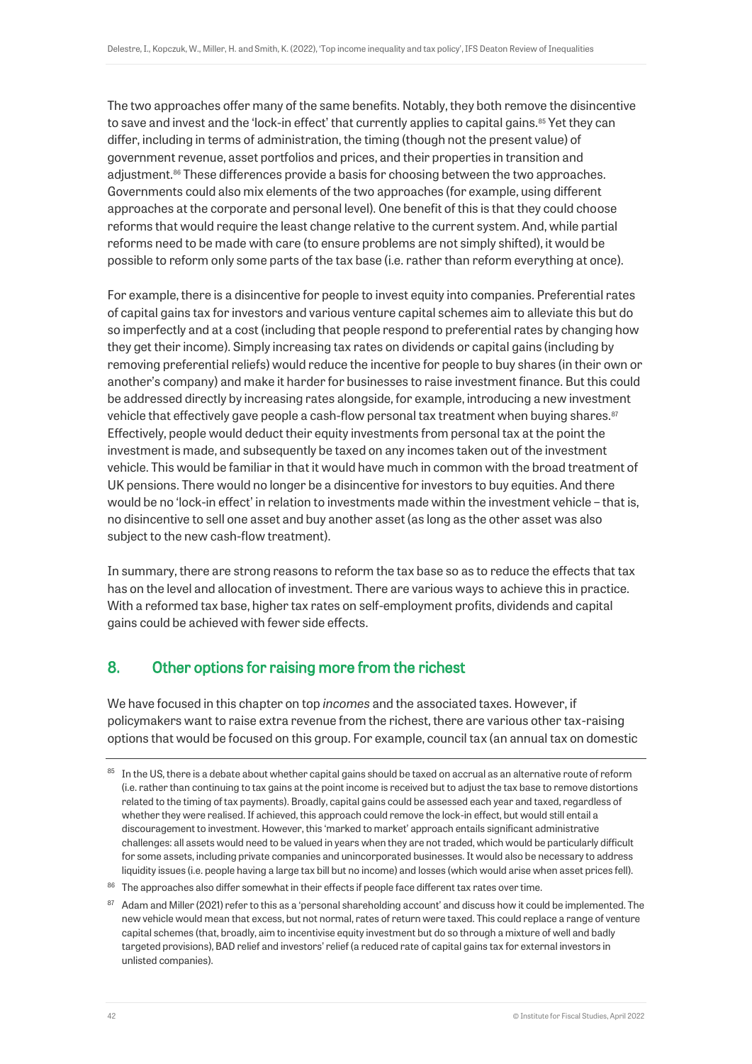The two approaches offer many of the same benefits. Notably, they both remove the disincentive to save and invest and the 'lock-in effect' that currently applies to capital gains.[85] Yet they can differ, including in terms of administration, the timing (though not the present value) of government revenue, asset portfolios and prices, and their properties in transition and adjustment.[86] These differences provide a basis for choosing between the two approaches. Governments could also mix elements of the two approaches (for example, using different approaches at the corporate and personal level). One benefit of this is that they could choose reforms that would require the least change relative to the current system. And, while partial reforms need to be made with care (to ensure problems are not simply shifted), it would be possible to reform only some parts of the tax base (i.e. rather than reform everything at once).

For example, there is a disincentive for people to invest equity into companies. Preferential rates of capital gains tax for investors and various venture capital schemes aim to alleviate this but do so imperfectly and at a cost (including that people respond to preferential rates by changing how they get their income). Simply increasing tax rates on dividends or capital gains (including by removing preferential reliefs) would reduce the incentive for people to buy shares (in their own or another's company) and make it harder for businesses to raise investment finance. But this could be addressed directly by increasing rates alongside, for example, introducing a new investment vehicle that effectively gave people a cash-flow personal tax treatment when buying shares.[87] Effectively, people would deduct their equity investments from personal tax at the point the investment is made, and subsequently be taxed on any incomes taken out of the investment vehicle. This would be familiar in that it would have much in common with the broad treatment of UK pensions. There would no longer be a disincentive for investors to buy equities. And there would be no 'lock-in effect' in relation to investments made within the investment vehicle – that is, no disincentive to sell one asset and buy another asset (as long as the other asset was also subject to the new cash-flow treatment).

In summary, there are strong reasons to reform the tax base so as to reduce the effects that tax has on the level and allocation of investment. There are various ways to achieve this in practice. With a reformed tax base, higher tax rates on self-employment profits, dividends and capital gains could be achieved with fewer side effects.

## 8. Other options for raising more from the richest

We have focused in this chapter on top *incomes* and the associated taxes. However, if policymakers want to raise extra revenue from the richest, there are various other tax-raising options that would be focused on this group. For example, council tax (an annual tax on domestic

[85] In the US, there is a debate about whether capital gains should be taxed on accrual as an alternative route of reform (i.e. rather than continuing to tax gains at the point income is received but to adjust the tax base to remove distortions related to the timing of tax payments). Broadly, capital gains could be assessed each year and taxed, regardless of whether they were realised. If achieved, this approach could remove the lock-in effect, but would still entail a discouragement to investment. However, this 'marked to market' approach entails significant administrative challenges: all assets would need to be valued in years when they are not traded, which would be particularly difficult for some assets, including private companies and unincorporated businesses. It would also be necessary to address liquidity issues (i.e. people having a large tax bill but no income) and losses (which would arise when asset prices fell).

[86] The approaches also differ somewhat in their effects if people face different tax rates over time.

[87] Adam and Miller (2021) refer to this as a 'personal shareholding account' and discuss how it could be implemented. The new vehicle would mean that excess, but not normal, rates of return were taxed. This could replace a range of venture capital schemes (that, broadly, aim to incentivise equity investment but do so through a mixture of well and badly targeted provisions), BAD relief and investors' relief (a reduced rate of capital gains tax for external investors in unlisted companies).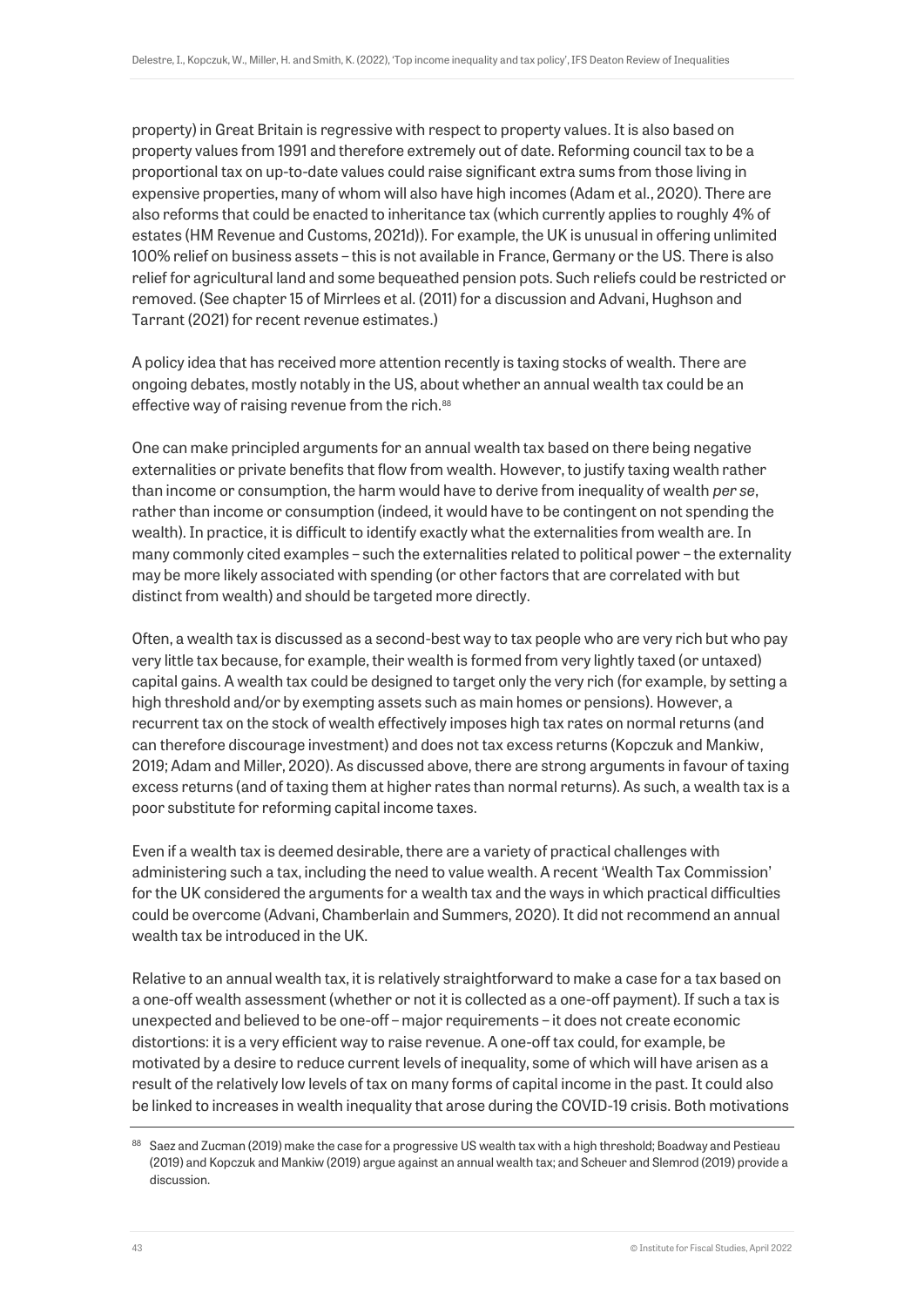property) in Great Britain is regressive with respect to property values. It is also based on property values from 1991 and therefore extremely out of date. Reforming council tax to be a proportional tax on up-to-date values could raise significant extra sums from those living in expensive properties, many of whom will also have high incomes (Adam et al., 2020). There are also reforms that could be enacted to inheritance tax (which currently applies to roughly 4% of estates (HM Revenue and Customs, 2021d)). For example, the UK is unusual in offering unlimited 100% relief on business assets – this is not available in France, Germany or the US. There is also relief for agricultural land and some bequeathed pension pots. Such reliefs could be restricted or removed. (See chapter 15 of Mirrlees et al. (2011) for a discussion and Advani, Hughson and Tarrant (2021) for recent revenue estimates.)

A policy idea that has received more attention recently is taxing stocks of wealth. There are ongoing debates, mostly notably in the US, about whether an annual wealth tax could be an effective way of raising revenue from the rich.[88]

One can make principled arguments for an annual wealth tax based on there being negative externalities or private benefits that flow from wealth. However, to justify taxing wealth rather than income or consumption, the harm would have to derive from inequality of wealth *per se*, rather than income or consumption (indeed, it would have to be contingent on not spending the wealth). In practice, it is difficult to identify exactly what the externalities from wealth are. In many commonly cited examples – such the externalities related to political power – the externality may be more likely associated with spending (or other factors that are correlated with but distinct from wealth) and should be targeted more directly.

Often, a wealth tax is discussed as a second-best way to tax people who are very rich but who pay very little tax because, for example, their wealth is formed from very lightly taxed (or untaxed) capital gains. A wealth tax could be designed to target only the very rich (for example, by setting a high threshold and/or by exempting assets such as main homes or pensions). However, a recurrent tax on the stock of wealth effectively imposes high tax rates on normal returns (and can therefore discourage investment) and does not tax excess returns (Kopczuk and Mankiw, 2019; Adam and Miller, 2020). As discussed above, there are strong arguments in favour of taxing excess returns (and of taxing them at higher rates than normal returns). As such, a wealth tax is a poor substitute for reforming capital income taxes.

Even if a wealth tax is deemed desirable, there are a variety of practical challenges with administering such a tax, including the need to value wealth. A recent 'Wealth Tax Commission' for the UK considered the arguments for a wealth tax and the ways in which practical difficulties could be overcome (Advani, Chamberlain and Summers, 2020). It did not recommend an annual wealth tax be introduced in the UK.

Relative to an annual wealth tax, it is relatively straightforward to make a case for a tax based on a one-off wealth assessment (whether or not it is collected as a one-off payment). If such a tax is unexpected and believed to be one-off – major requirements – it does not create economic distortions: it is a very efficient way to raise revenue. A one-off tax could, for example, be motivated by a desire to reduce current levels of inequality, some of which will have arisen as a result of the relatively low levels of tax on many forms of capital income in the past. It could also be linked to increases in wealth inequality that arose during the COVID-19 crisis. Both motivations

[88] Saez and Zucman (2019) make the case for a progressive US wealth tax with a high threshold; Boadway and Pestieau (2019) and Kopczuk and Mankiw (2019) argue against an annual wealth tax; and Scheuer and Slemrod (2019) provide a discussion.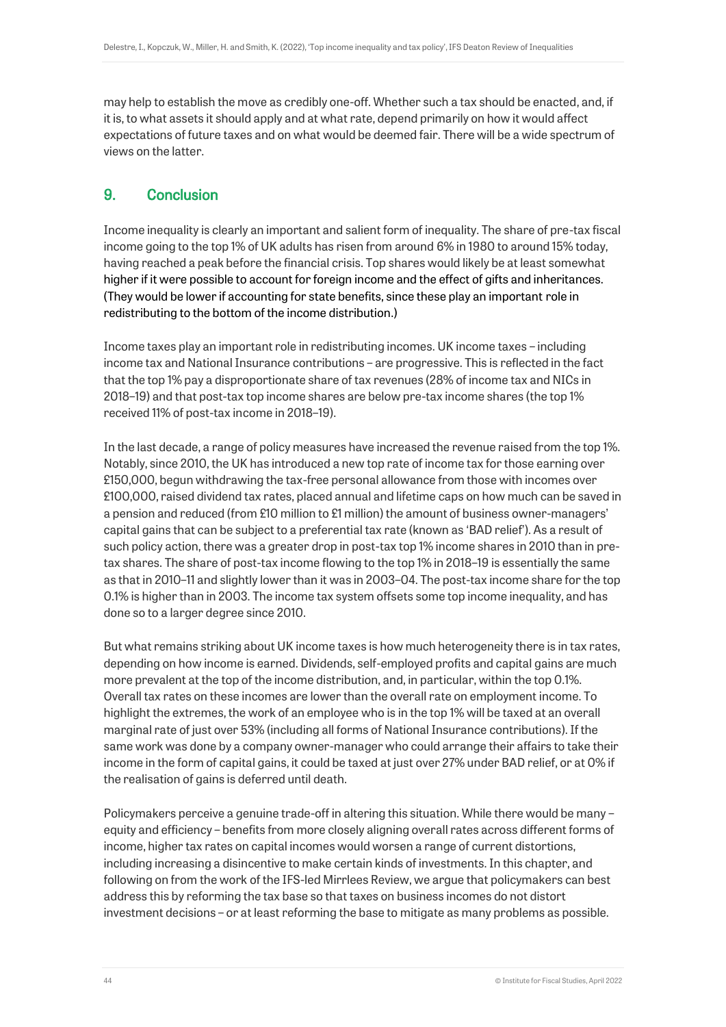may help to establish the move as credibly one-off. Whether such a tax should be enacted, and, if it is, to what assets it should apply and at what rate, depend primarily on how it would affect expectations of future taxes and on what would be deemed fair. There will be a wide spectrum of views on the latter.

## 9. Conclusion

Income inequality is clearly an important and salient form of inequality. The share of pre-tax fiscal income going to the top 1% of UK adults has risen from around 6% in 1980 to around 15% today, having reached a peak before the financial crisis. Top shares would likely be at least somewhat higher if it were possible to account for foreign income and the effect of gifts and inheritances. (They would be lower if accounting for state benefits, since these play an important role in redistributing to the bottom of the income distribution.)

Income taxes play an important role in redistributing incomes. UK income taxes – including income tax and National Insurance contributions – are progressive. This is reflected in the fact that the top 1% pay a disproportionate share of tax revenues (28% of income tax and NICs in 2018–19) and that post-tax top income shares are below pre-tax income shares (the top 1% received 11% of post-tax income in 2018–19).

In the last decade, a range of policy measures have increased the revenue raised from the top 1%. Notably, since 2010, the UK has introduced a new top rate of income tax for those earning over £150,000, begun withdrawing the tax-free personal allowance from those with incomes over £100,000, raised dividend tax rates, placed annual and lifetime caps on how much can be saved in a pension and reduced (from £10 million to £1 million) the amount of business owner-managers' capital gains that can be subject to a preferential tax rate (known as 'BAD relief'). As a result of such policy action, there was a greater drop in post-tax top 1% income shares in 2010 than in pre-tax shares. The share of post-tax income flowing to the top 1% in 2018–19 is essentially the same as that in 2010–11 and slightly lower than it was in 2003–04. The post-tax income share for the top 0.1% is higher than in 2003. The income tax system offsets some top income inequality, and has done so to a larger degree since 2010.

But what remains striking about UK income taxes is how much heterogeneity there is in tax rates, depending on how income is earned. Dividends, self-employed profits and capital gains are much more prevalent at the top of the income distribution, and, in particular, within the top 0.1%. Overall tax rates on these incomes are lower than the overall rate on employment income. To highlight the extremes, the work of an employee who is in the top 1% will be taxed at an overall marginal rate of just over 53% (including all forms of National Insurance contributions). If the same work was done by a company owner-manager who could arrange their affairs to take their income in the form of capital gains, it could be taxed at just over 27% under BAD relief, or at 0% if the realisation of gains is deferred until death.

Policymakers perceive a genuine trade-off in altering this situation. While there would be many – equity and efficiency – benefits from more closely aligning overall rates across different forms of income, higher tax rates on capital incomes would worsen a range of current distortions, including increasing a disincentive to make certain kinds of investments. In this chapter, and following on from the work of the IFS-led Mirrlees Review, we argue that policymakers can best address this by reforming the tax base so that taxes on business incomes do not distort investment decisions – or at least reforming the base to mitigate as many problems as possible.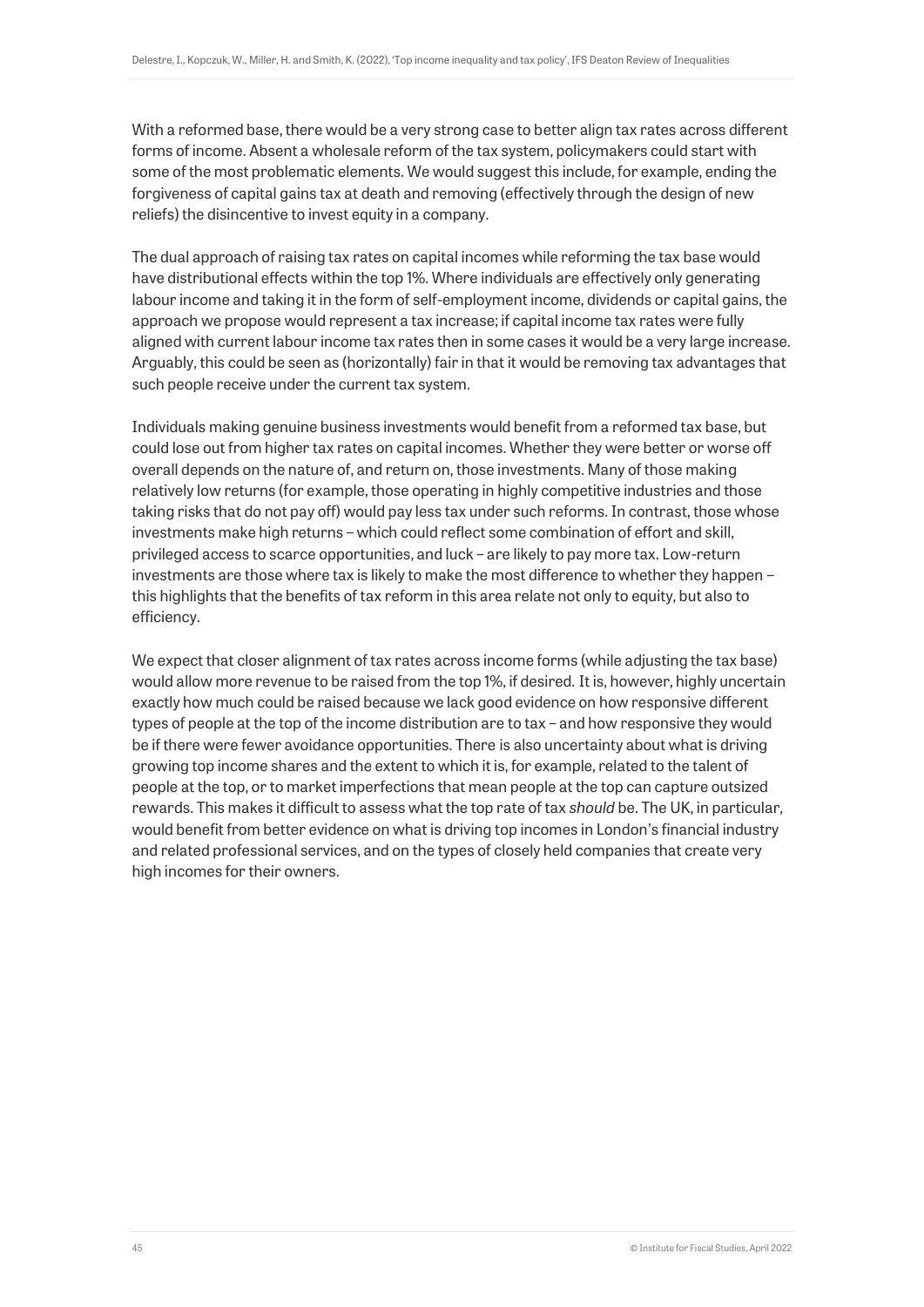With a reformed base, there would be a very strong case to better align tax rates across different forms of income. Absent a wholesale reform of the tax system, policymakers could start with some of the most problematic elements. We would suggest this include, for example, ending the forgiveness of capital gains tax at death and removing (effectively through the design of new reliefs) the disincentive to invest equity in a company.

The dual approach of raising tax rates on capital incomes while reforming the tax base would have distributional effects within the top 1%. Where individuals are effectively only generating labour income and taking it in the form of self-employment income, dividends or capital gains, the approach we propose would represent a tax increase; if capital income tax rates were fully aligned with current labour income tax rates then in some cases it would be a very large increase. Arguably, this could be seen as (horizontally) fair in that it would be removing tax advantages that such people receive under the current tax system.

Individuals making genuine business investments would benefit from a reformed tax base, but could lose out from higher tax rates on capital incomes. Whether they were better or worse off overall depends on the nature of, and return on, those investments. Many of those making relatively low returns (for example, those operating in highly competitive industries and those taking risks that do not pay off) would pay less tax under such reforms. In contrast, those whose investments make high returns – which could reflect some combination of effort and skill, privileged access to scarce opportunities, and luck – are likely to pay more tax. Low-return investments are those where tax is likely to make the most difference to whether they happen – this highlights that the benefits of tax reform in this area relate not only to equity, but also to efficiency.

We expect that closer alignment of tax rates across income forms (while adjusting the tax base) would allow more revenue to be raised from the top 1%, if desired. It is, however, highly uncertain exactly how much could be raised because we lack good evidence on how responsive different types of people at the top of the income distribution are to tax – and how responsive they would be if there were fewer avoidance opportunities. There is also uncertainty about what is driving growing top income shares and the extent to which it is, for example, related to the talent of people at the top, or to market imperfections that mean people at the top can capture outsized rewards. This makes it difficult to assess what the top rate of tax *should* be. The UK, in particular, would benefit from better evidence on what is driving top incomes in London's financial industry and related professional services, and on the types of closely held companies that create very high incomes for their owners.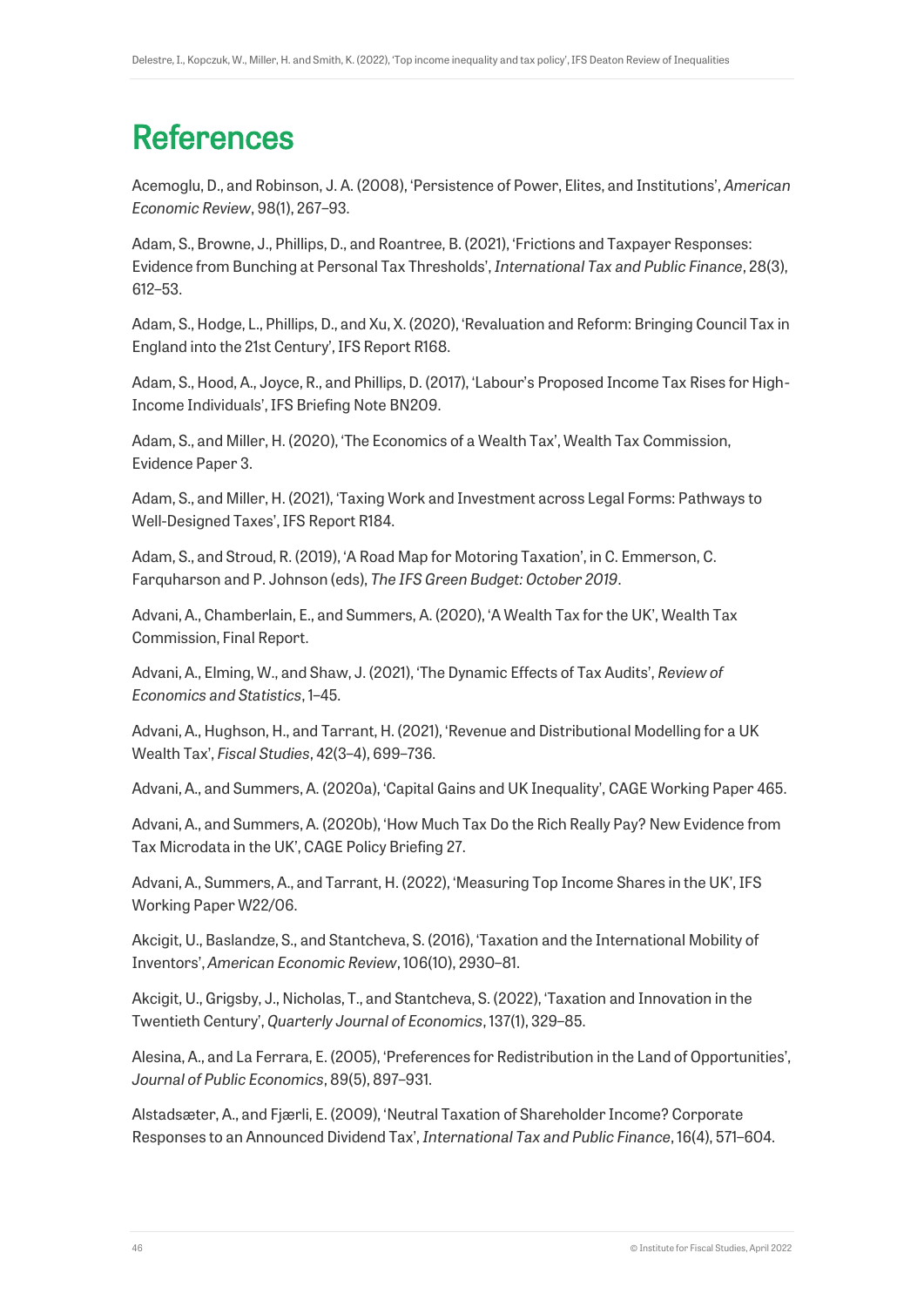# References

Acemoglu, D., and Robinson, J. A. (2008), 'Persistence of Power, Elites, and Institutions', *American Economic Review*, 98(1), 267–93.

Adam, S., Browne, J., Phillips, D., and Roantree, B. (2021), 'Frictions and Taxpayer Responses: Evidence from Bunching at Personal Tax Thresholds', *International Tax and Public Finance*, 28(3), 612–53.

Adam, S., Hodge, L., Phillips, D., and Xu, X. (2020), 'Revaluation and Reform: Bringing Council Tax in England into the 21st Century', IFS Report R168.

Adam, S., Hood, A., Joyce, R., and Phillips, D. (2017), 'Labour's Proposed Income Tax Rises for High-Income Individuals', IFS Briefing Note BN209.

Adam, S., and Miller, H. (2020), 'The Economics of a Wealth Tax', Wealth Tax Commission, Evidence Paper 3.

Adam, S., and Miller, H. (2021), 'Taxing Work and Investment across Legal Forms: Pathways to Well-Designed Taxes', IFS Report R184.

Adam, S., and Stroud, R. (2019), 'A Road Map for Motoring Taxation', in C. Emmerson, C. Farquharson and P. Johnson (eds), *The IFS Green Budget: October 2019*.

Advani, A., Chamberlain, E., and Summers, A. (2020), 'A Wealth Tax for the UK', Wealth Tax Commission, Final Report.

Advani, A., Elming, W., and Shaw, J. (2021), 'The Dynamic Effects of Tax Audits', *Review of Economics and Statistics*, 1–45.

Advani, A., Hughson, H., and Tarrant, H. (2021), 'Revenue and Distributional Modelling for a UK Wealth Tax', *Fiscal Studies*, 42(3–4), 699–736.

Advani, A., and Summers, A. (2020a), 'Capital Gains and UK Inequality', CAGE Working Paper 465.

Advani, A., and Summers, A. (2020b), 'How Much Tax Do the Rich Really Pay? New Evidence from Tax Microdata in the UK', CAGE Policy Briefing 27.

Advani, A., Summers, A., and Tarrant, H. (2022), 'Measuring Top Income Shares in the UK', IFS Working Paper W22/06.

Akcigit, U., Baslandze, S., and Stantcheva, S. (2016), 'Taxation and the International Mobility of Inventors', *American Economic Review*, 106(10), 2930–81.

Akcigit, U., Grigsby, J., Nicholas, T., and Stantcheva, S. (2022), 'Taxation and Innovation in the Twentieth Century', *Quarterly Journal of Economics*, 137(1), 329–85.

Alesina, A., and La Ferrara, E. (2005), 'Preferences for Redistribution in the Land of Opportunities', *Journal of Public Economics*, 89(5), 897–931.

Alstadsæter, A., and Fjærli, E. (2009), 'Neutral Taxation of Shareholder Income? Corporate Responses to an Announced Dividend Tax', *International Tax and Public Finance*, 16(4), 571–604.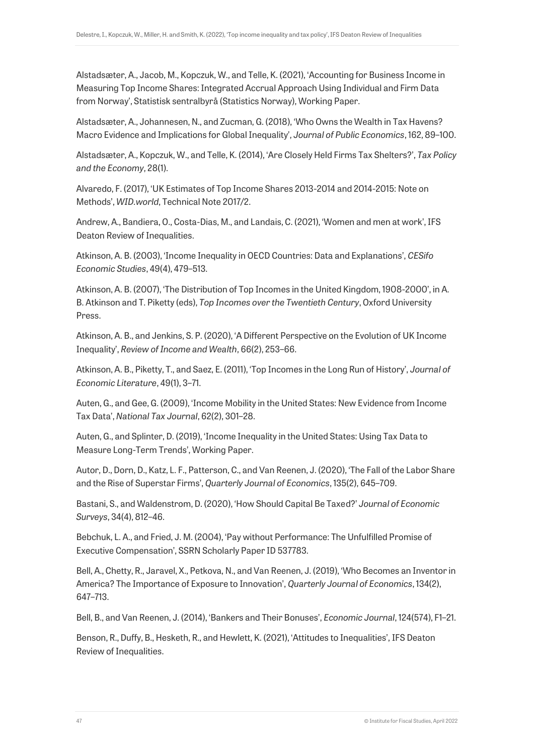Alstadsæter, A., Jacob, M., Kopczuk, W., and Telle, K. (2021), 'Accounting for Business Income in Measuring Top Income Shares: Integrated Accrual Approach Using Individual and Firm Data from Norway', Statistisk sentralbyrå (Statistics Norway), Working Paper.

Alstadsæter, A., Johannesen, N., and Zucman, G. (2018), 'Who Owns the Wealth in Tax Havens? Macro Evidence and Implications for Global Inequality', *Journal of Public Economics*, 162, 89–100.

Alstadsæter, A., Kopczuk, W., and Telle, K. (2014), 'Are Closely Held Firms Tax Shelters?', *Tax Policy and the Economy*, 28(1).

Alvaredo, F. (2017), 'UK Estimates of Top Income Shares 2013-2014 and 2014-2015: Note on Methods', *WID.world*, Technical Note 2017/2.

Andrew, A., Bandiera, O., Costa-Dias, M., and Landais, C. (2021), 'Women and men at work', IFS Deaton Review of Inequalities.

Atkinson, A. B. (2003), 'Income Inequality in OECD Countries: Data and Explanations', *CESifo Economic Studies*, 49(4), 479–513.

Atkinson, A. B. (2007), 'The Distribution of Top Incomes in the United Kingdom, 1908-2000', in A. B. Atkinson and T. Piketty (eds), *Top Incomes over the Twentieth Century*, Oxford University Press.

Atkinson, A. B., and Jenkins, S. P. (2020), 'A Different Perspective on the Evolution of UK Income Inequality', *Review of Income and Wealth*, 66(2), 253–66.

Atkinson, A. B., Piketty, T., and Saez, E. (2011), 'Top Incomes in the Long Run of History', *Journal of Economic Literature*, 49(1), 3–71.

Auten, G., and Gee, G. (2009), 'Income Mobility in the United States: New Evidence from Income Tax Data', *National Tax Journal*, 62(2), 301–28.

Auten, G., and Splinter, D. (2019), 'Income Inequality in the United States: Using Tax Data to Measure Long-Term Trends', Working Paper.

Autor, D., Dorn, D., Katz, L. F., Patterson, C., and Van Reenen, J. (2020), 'The Fall of the Labor Share and the Rise of Superstar Firms', *Quarterly Journal of Economics*, 135(2), 645–709.

Bastani, S., and Waldenstrom, D. (2020), 'How Should Capital Be Taxed?' *Journal of Economic Surveys*, 34(4), 812–46.

Bebchuk, L. A., and Fried, J. M. (2004), 'Pay without Performance: The Unfulfilled Promise of Executive Compensation', SSRN Scholarly Paper ID 537783.

Bell, A., Chetty, R., Jaravel, X., Petkova, N., and Van Reenen, J. (2019), 'Who Becomes an Inventor in America? The Importance of Exposure to Innovation', *Quarterly Journal of Economics*, 134(2), 647–713.

Bell, B., and Van Reenen, J. (2014), 'Bankers and Their Bonuses', *Economic Journal*, 124(574), F1–21.

Benson, R., Duffy, B., Hesketh, R., and Hewlett, K. (2021), 'Attitudes to Inequalities', IFS Deaton Review of Inequalities.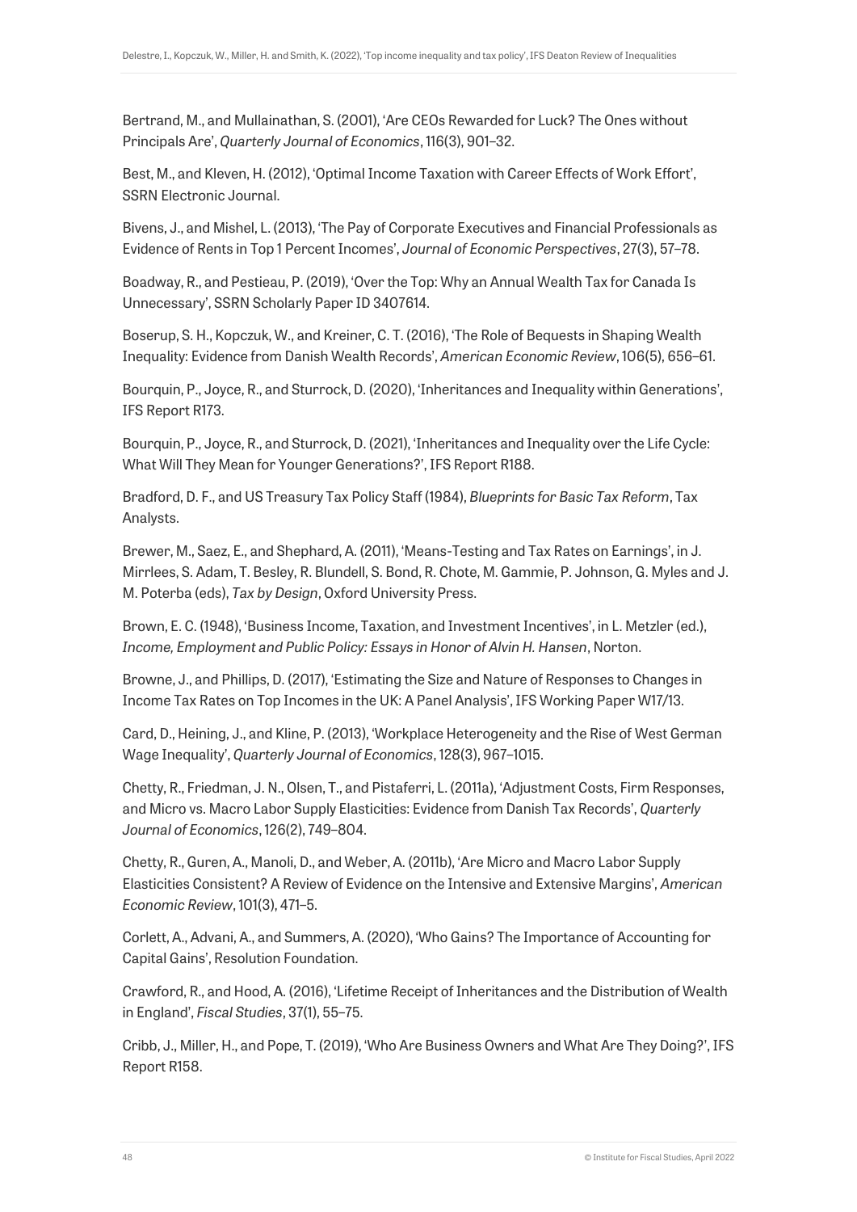Bertrand, M., and Mullainathan, S. (2001), 'Are CEOs Rewarded for Luck? The Ones without Principals Are', *Quarterly Journal of Economics*, 116(3), 901–32.

Best, M., and Kleven, H. (2012), 'Optimal Income Taxation with Career Effects of Work Effort', SSRN Electronic Journal.

Bivens, J., and Mishel, L. (2013), 'The Pay of Corporate Executives and Financial Professionals as Evidence of Rents in Top 1 Percent Incomes', *Journal of Economic Perspectives*, 27(3), 57–78.

Boadway, R., and Pestieau, P. (2019), 'Over the Top: Why an Annual Wealth Tax for Canada Is Unnecessary', SSRN Scholarly Paper ID 3407614.

Boserup, S. H., Kopczuk, W., and Kreiner, C. T. (2016), 'The Role of Bequests in Shaping Wealth Inequality: Evidence from Danish Wealth Records', *American Economic Review*, 106(5), 656–61.

Bourquin, P., Joyce, R., and Sturrock, D. (2020), 'Inheritances and Inequality within Generations', IFS Report R173.

Bourquin, P., Joyce, R., and Sturrock, D. (2021), 'Inheritances and Inequality over the Life Cycle: What Will They Mean for Younger Generations?', IFS Report R188.

Bradford, D. F., and US Treasury Tax Policy Staff (1984), *Blueprints for Basic Tax Reform*, Tax Analysts.

Brewer, M., Saez, E., and Shephard, A. (2011), 'Means-Testing and Tax Rates on Earnings', in J. Mirrlees, S. Adam, T. Besley, R. Blundell, S. Bond, R. Chote, M. Gammie, P. Johnson, G. Myles and J. M. Poterba (eds), *Tax by Design*, Oxford University Press.

Brown, E. C. (1948), 'Business Income, Taxation, and Investment Incentives', in L. Metzler (ed.), *Income, Employment and Public Policy: Essays in Honor of Alvin H. Hansen*, Norton.

Browne, J., and Phillips, D. (2017), 'Estimating the Size and Nature of Responses to Changes in Income Tax Rates on Top Incomes in the UK: A Panel Analysis', IFS Working Paper W17/13.

Card, D., Heining, J., and Kline, P. (2013), 'Workplace Heterogeneity and the Rise of West German Wage Inequality', *Quarterly Journal of Economics*, 128(3), 967–1015.

Chetty, R., Friedman, J. N., Olsen, T., and Pistaferri, L. (2011a), 'Adjustment Costs, Firm Responses, and Micro vs. Macro Labor Supply Elasticities: Evidence from Danish Tax Records', *Quarterly Journal of Economics*, 126(2), 749–804.

Chetty, R., Guren, A., Manoli, D., and Weber, A. (2011b), 'Are Micro and Macro Labor Supply Elasticities Consistent? A Review of Evidence on the Intensive and Extensive Margins', *American Economic Review*, 101(3), 471–5.

Corlett, A., Advani, A., and Summers, A. (2020), 'Who Gains? The Importance of Accounting for Capital Gains', Resolution Foundation.

Crawford, R., and Hood, A. (2016), 'Lifetime Receipt of Inheritances and the Distribution of Wealth in England', *Fiscal Studies*, 37(1), 55–75.

Cribb, J., Miller, H., and Pope, T. (2019), 'Who Are Business Owners and What Are They Doing?', IFS Report R158.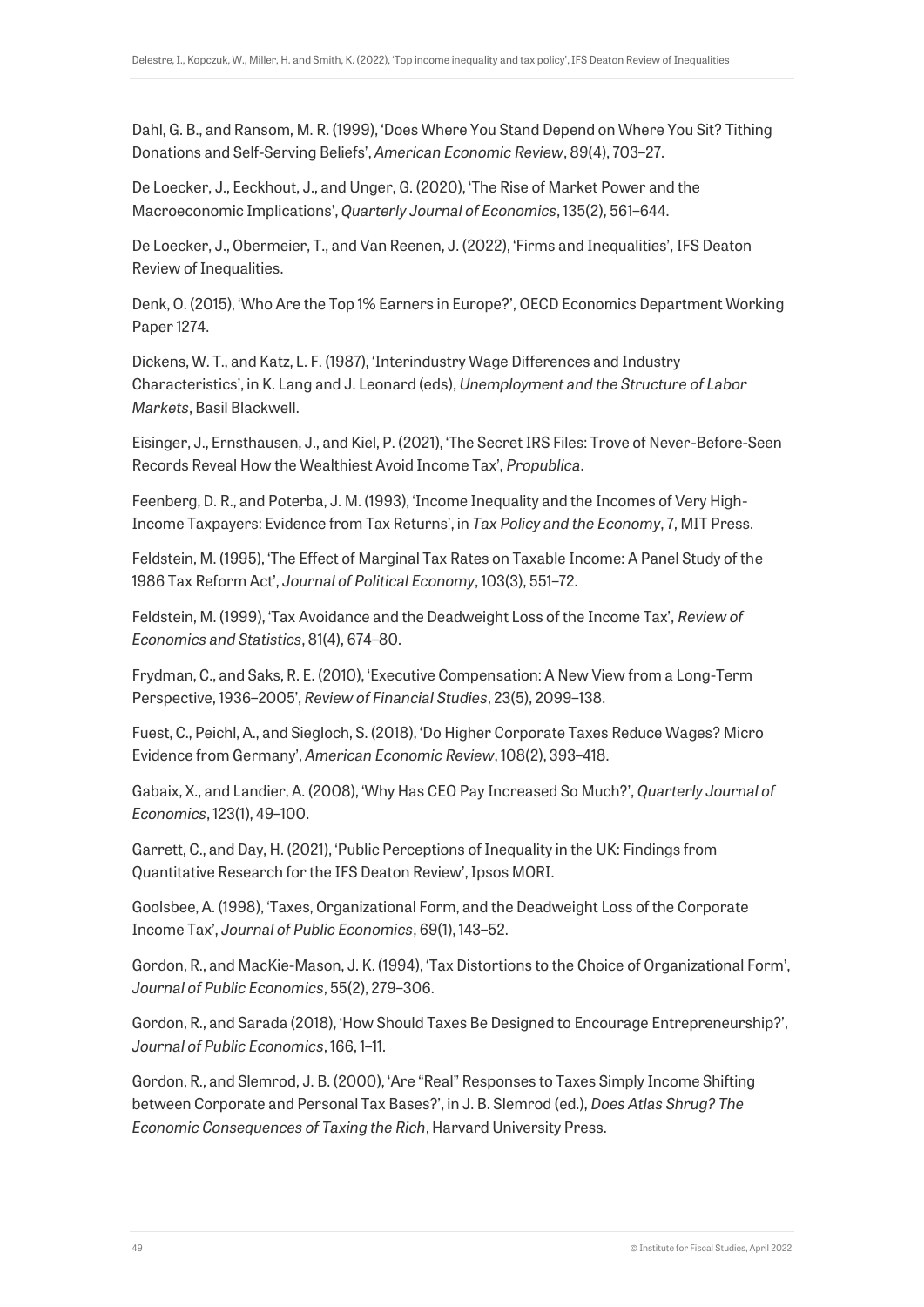Dahl, G. B., and Ransom, M. R. (1999), 'Does Where You Stand Depend on Where You Sit? Tithing Donations and Self-Serving Beliefs', *American Economic Review*, 89(4), 703–27.

De Loecker, J., Eeckhout, J., and Unger, G. (2020), 'The Rise of Market Power and the Macroeconomic Implications', *Quarterly Journal of Economics*, 135(2), 561–644.

De Loecker, J., Obermeier, T., and Van Reenen, J. (2022), 'Firms and Inequalities', IFS Deaton Review of Inequalities.

Denk, O. (2015), 'Who Are the Top 1% Earners in Europe?', OECD Economics Department Working Paper 1274.

Dickens, W. T., and Katz, L. F. (1987), 'Interindustry Wage Differences and Industry Characteristics', in K. Lang and J. Leonard (eds), *Unemployment and the Structure of Labor Markets*, Basil Blackwell.

Eisinger, J., Ernsthausen, J., and Kiel, P. (2021), 'The Secret IRS Files: Trove of Never-Before-Seen Records Reveal How the Wealthiest Avoid Income Tax', *Propublica*.

Feenberg, D. R., and Poterba, J. M. (1993), 'Income Inequality and the Incomes of Very High-Income Taxpayers: Evidence from Tax Returns', in *Tax Policy and the Economy*, 7, MIT Press.

Feldstein, M. (1995), 'The Effect of Marginal Tax Rates on Taxable Income: A Panel Study of the 1986 Tax Reform Act', *Journal of Political Economy*, 103(3), 551–72.

Feldstein, M. (1999), 'Tax Avoidance and the Deadweight Loss of the Income Tax', *Review of Economics and Statistics*, 81(4), 674–80.

Frydman, C., and Saks, R. E. (2010), 'Executive Compensation: A New View from a Long-Term Perspective, 1936–2005', *Review of Financial Studies*, 23(5), 2099–138.

Fuest, C., Peichl, A., and Siegloch, S. (2018), 'Do Higher Corporate Taxes Reduce Wages? Micro Evidence from Germany', *American Economic Review*, 108(2), 393–418.

Gabaix, X., and Landier, A. (2008), 'Why Has CEO Pay Increased So Much?', *Quarterly Journal of Economics*, 123(1), 49–100.

Garrett, C., and Day, H. (2021), 'Public Perceptions of Inequality in the UK: Findings from Quantitative Research for the IFS Deaton Review', Ipsos MORI.

Goolsbee, A. (1998), 'Taxes, Organizational Form, and the Deadweight Loss of the Corporate Income Tax', *Journal of Public Economics*, 69(1), 143–52.

Gordon, R., and MacKie-Mason, J. K. (1994), 'Tax Distortions to the Choice of Organizational Form', *Journal of Public Economics*, 55(2), 279–306.

Gordon, R., and Sarada (2018), 'How Should Taxes Be Designed to Encourage Entrepreneurship?', *Journal of Public Economics*, 166, 1–11.

Gordon, R., and Slemrod, J. B. (2000), 'Are "Real" Responses to Taxes Simply Income Shifting between Corporate and Personal Tax Bases?', in J. B. Slemrod (ed.), *Does Atlas Shrug? The Economic Consequences of Taxing the Rich*, Harvard University Press.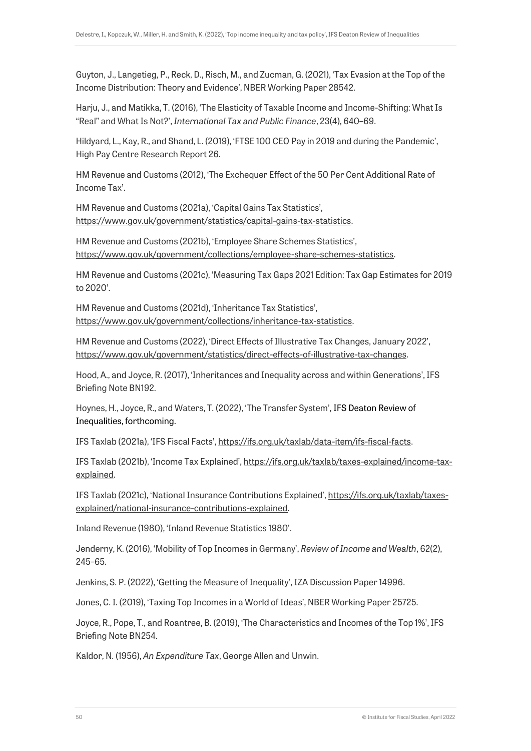Guyton, J., Langetieg, P., Reck, D., Risch, M., and Zucman, G. (2021), 'Tax Evasion at the Top of the Income Distribution: Theory and Evidence', NBER Working Paper 28542.

Harju, J., and Matikka, T. (2016), 'The Elasticity of Taxable Income and Income-Shifting: What Is "Real" and What Is Not?', *International Tax and Public Finance*, 23(4), 640–69.

Hildyard, L., Kay, R., and Shand, L. (2019), 'FTSE 100 CEO Pay in 2019 and during the Pandemic', High Pay Centre Research Report 26.

HM Revenue and Customs (2012), 'The Exchequer Effect of the 50 Per Cent Additional Rate of Income Tax'.

HM Revenue and Customs (2021a), 'Capital Gains Tax Statistics', https://www.gov.uk/government/statistics/capital-gains-tax-statistics.

HM Revenue and Customs (2021b), 'Employee Share Schemes Statistics', https://www.gov.uk/government/collections/employee-share-schemes-statistics.

HM Revenue and Customs (2021c), 'Measuring Tax Gaps 2021 Edition: Tax Gap Estimates for 2019 to 2020'.

HM Revenue and Customs (2021d), 'Inheritance Tax Statistics', https://www.gov.uk/government/collections/inheritance-tax-statistics.

HM Revenue and Customs (2022), 'Direct Effects of Illustrative Tax Changes, January 2022', https://www.gov.uk/government/statistics/direct-effects-of-illustrative-tax-changes.

Hood, A., and Joyce, R. (2017), 'Inheritances and Inequality across and within Generations', IFS Briefing Note BN192.

Hoynes, H., Joyce, R., and Waters, T. (2022), 'The Transfer System', IFS Deaton Review of Inequalities, forthcoming.

IFS Taxlab (2021a), 'IFS Fiscal Facts', https://ifs.org.uk/taxlab/data-item/ifs-fiscal-facts.

IFS Taxlab (2021b), 'Income Tax Explained', https://ifs.org.uk/taxlab/taxes-explained/income-tax-explained.

IFS Taxlab (2021c), 'National Insurance Contributions Explained', https://ifs.org.uk/taxlab/taxes-explained/national-insurance-contributions-explained.

Inland Revenue (1980), 'Inland Revenue Statistics 1980'.

Jenderny, K. (2016), 'Mobility of Top Incomes in Germany', *Review of Income and Wealth*, 62(2), 245–65.

Jenkins, S. P. (2022), 'Getting the Measure of Inequality', IZA Discussion Paper 14996.

Jones, C. I. (2019), 'Taxing Top Incomes in a World of Ideas', NBER Working Paper 25725.

Joyce, R., Pope, T., and Roantree, B. (2019), 'The Characteristics and Incomes of the Top 1%', IFS Briefing Note BN254.

Kaldor, N. (1956), *An Expenditure Tax*, George Allen and Unwin.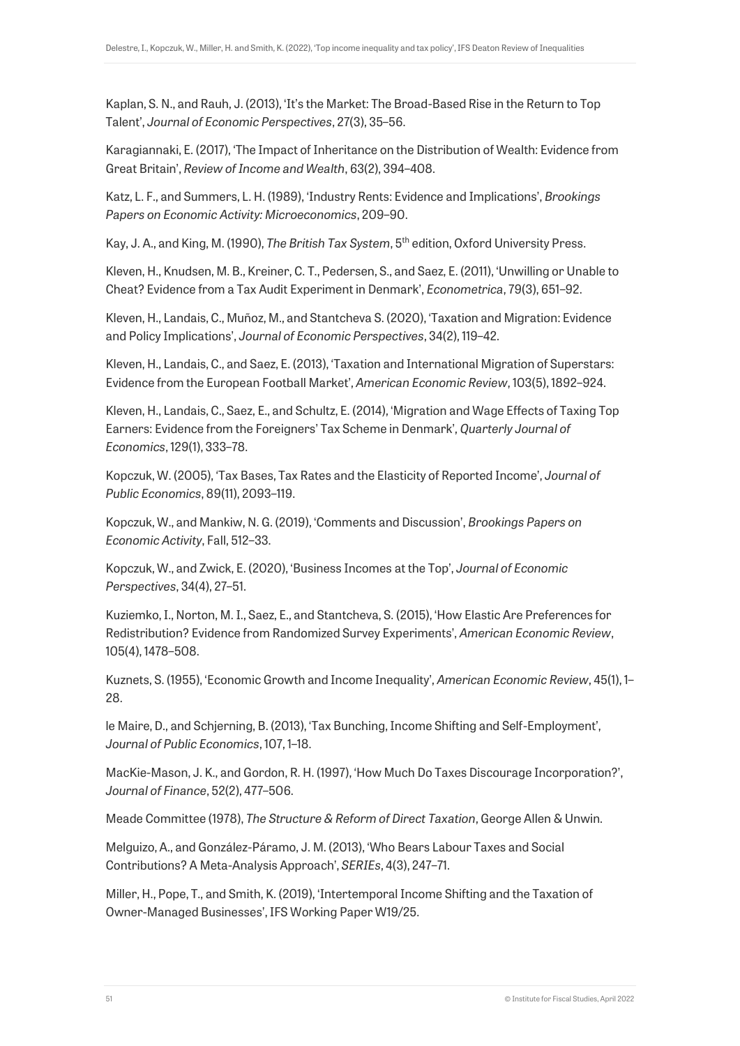Kaplan, S. N., and Rauh, J. (2013), 'It's the Market: The Broad-Based Rise in the Return to Top Talent', *Journal of Economic Perspectives*, 27(3), 35–56.

Karagiannaki, E. (2017), 'The Impact of Inheritance on the Distribution of Wealth: Evidence from Great Britain', *Review of Income and Wealth*, 63(2), 394–408.

Katz, L. F., and Summers, L. H. (1989), 'Industry Rents: Evidence and Implications', *Brookings Papers on Economic Activity: Microeconomics*, 209–90.

Kay, J. A., and King, M. (1990), *The British Tax System*, 5th edition, Oxford University Press.

Kleven, H., Knudsen, M. B., Kreiner, C. T., Pedersen, S., and Saez, E. (2011), 'Unwilling or Unable to Cheat? Evidence from a Tax Audit Experiment in Denmark', *Econometrica*, 79(3), 651–92.

Kleven, H., Landais, C., Muñoz, M., and Stantcheva S. (2020), 'Taxation and Migration: Evidence and Policy Implications', *Journal of Economic Perspectives*, 34(2), 119–42.

Kleven, H., Landais, C., and Saez, E. (2013), 'Taxation and International Migration of Superstars: Evidence from the European Football Market', *American Economic Review*, 103(5), 1892–924.

Kleven, H., Landais, C., Saez, E., and Schultz, E. (2014), 'Migration and Wage Effects of Taxing Top Earners: Evidence from the Foreigners' Tax Scheme in Denmark', *Quarterly Journal of Economics*, 129(1), 333–78.

Kopczuk, W. (2005), 'Tax Bases, Tax Rates and the Elasticity of Reported Income', *Journal of Public Economics*, 89(11), 2093–119.

Kopczuk, W., and Mankiw, N. G. (2019), 'Comments and Discussion', *Brookings Papers on Economic Activity*, Fall, 512–33.

Kopczuk, W., and Zwick, E. (2020), 'Business Incomes at the Top', *Journal of Economic Perspectives*, 34(4), 27–51.

Kuziemko, I., Norton, M. I., Saez, E., and Stantcheva, S. (2015), 'How Elastic Are Preferences for Redistribution? Evidence from Randomized Survey Experiments', *American Economic Review*, 105(4), 1478–508.

Kuznets, S. (1955), 'Economic Growth and Income Inequality', *American Economic Review*, 45(1), 1–28.

le Maire, D., and Schjerning, B. (2013), 'Tax Bunching, Income Shifting and Self-Employment', *Journal of Public Economics*, 107, 1–18.

MacKie-Mason, J. K., and Gordon, R. H. (1997), 'How Much Do Taxes Discourage Incorporation?', *Journal of Finance*, 52(2), 477–506.

Meade Committee (1978), *The Structure & Reform of Direct Taxation*, George Allen & Unwin.

Melguizo, A., and González-Páramo, J. M. (2013), 'Who Bears Labour Taxes and Social Contributions? A Meta-Analysis Approach', *SERIEs*, 4(3), 247–71.

Miller, H., Pope, T., and Smith, K. (2019), 'Intertemporal Income Shifting and the Taxation of Owner-Managed Businesses', IFS Working Paper W19/25.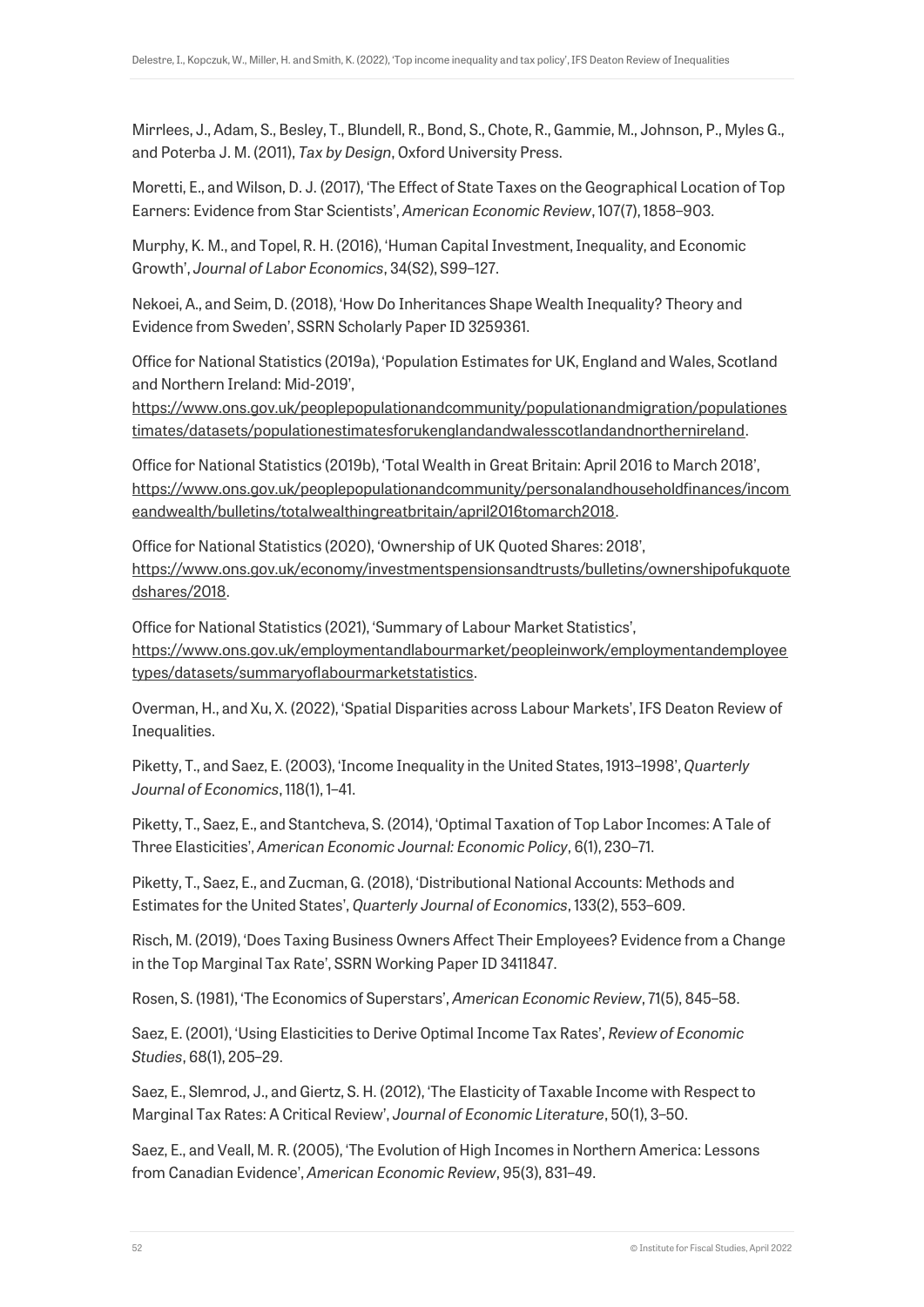Mirrlees, J., Adam, S., Besley, T., Blundell, R., Bond, S., Chote, R., Gammie, M., Johnson, P., Myles G., and Poterba J. M. (2011), *Tax by Design*, Oxford University Press.

Moretti, E., and Wilson, D. J. (2017), 'The Effect of State Taxes on the Geographical Location of Top Earners: Evidence from Star Scientists', *American Economic Review*, 107(7), 1858–903.

Murphy, K. M., and Topel, R. H. (2016), 'Human Capital Investment, Inequality, and Economic Growth', *Journal of Labor Economics*, 34(S2), S99–127.

Nekoei, A., and Seim, D. (2018), 'How Do Inheritances Shape Wealth Inequality? Theory and Evidence from Sweden', SSRN Scholarly Paper ID 3259361.

Office for National Statistics (2019a), 'Population Estimates for UK, England and Wales, Scotland and Northern Ireland: Mid-2019', https://www.ons.gov.uk/peoplepopulationandcommunity/populationandmigration/populationestimates/datasets/populationestimatesforukenglandandwalesscotlandandnorthernireland.

Office for National Statistics (2019b), 'Total Wealth in Great Britain: April 2016 to March 2018', https://www.ons.gov.uk/peoplepopulationandcommunity/personalandhouseholdfinances/incomeandwealth/bulletins/totalwealthingreatbritain/april2016tomarch2018.

Office for National Statistics (2020), 'Ownership of UK Quoted Shares: 2018', https://www.ons.gov.uk/economy/investmentspensionsandtrusts/bulletins/ownershipofukquotedshares/2018.

Office for National Statistics (2021), 'Summary of Labour Market Statistics', https://www.ons.gov.uk/employmentandlabourmarket/peopleinwork/employmentandemployeetypes/datasets/summaryoflabourmarketstatistics.

Overman, H., and Xu, X. (2022), 'Spatial Disparities across Labour Markets', IFS Deaton Review of Inequalities.

Piketty, T., and Saez, E. (2003), 'Income Inequality in the United States, 1913–1998', *Quarterly Journal of Economics*, 118(1), 1–41.

Piketty, T., Saez, E., and Stantcheva, S. (2014), 'Optimal Taxation of Top Labor Incomes: A Tale of Three Elasticities', *American Economic Journal: Economic Policy*, 6(1), 230–71.

Piketty, T., Saez, E., and Zucman, G. (2018), 'Distributional National Accounts: Methods and Estimates for the United States', *Quarterly Journal of Economics*, 133(2), 553–609.

Risch, M. (2019), 'Does Taxing Business Owners Affect Their Employees? Evidence from a Change in the Top Marginal Tax Rate', SSRN Working Paper ID 3411847.

Rosen, S. (1981), 'The Economics of Superstars', *American Economic Review*, 71(5), 845–58.

Saez, E. (2001), 'Using Elasticities to Derive Optimal Income Tax Rates', *Review of Economic Studies*, 68(1), 205–29.

Saez, E., Slemrod, J., and Giertz, S. H. (2012), 'The Elasticity of Taxable Income with Respect to Marginal Tax Rates: A Critical Review', *Journal of Economic Literature*, 50(1), 3–50.

Saez, E., and Veall, M. R. (2005), 'The Evolution of High Incomes in Northern America: Lessons from Canadian Evidence', *American Economic Review*, 95(3), 831–49.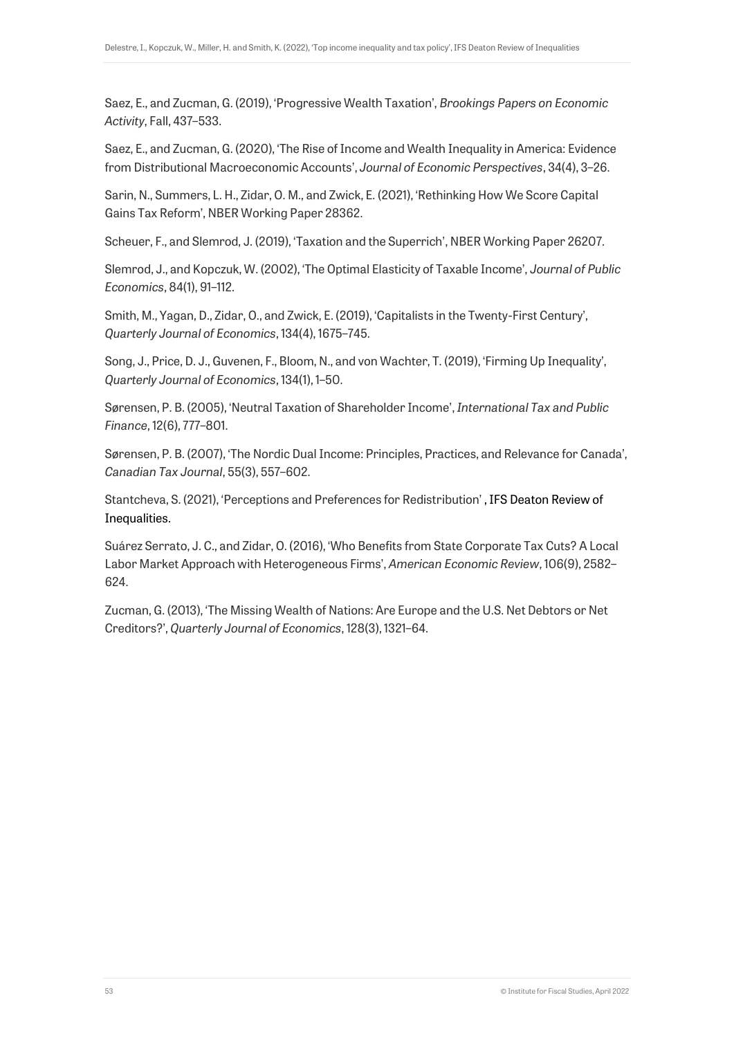Saez, E., and Zucman, G. (2019), 'Progressive Wealth Taxation', *Brookings Papers on Economic Activity*, Fall, 437–533.

Saez, E., and Zucman, G. (2020), 'The Rise of Income and Wealth Inequality in America: Evidence from Distributional Macroeconomic Accounts', *Journal of Economic Perspectives*, 34(4), 3–26.

Sarin, N., Summers, L. H., Zidar, O. M., and Zwick, E. (2021), 'Rethinking How We Score Capital Gains Tax Reform', NBER Working Paper 28362.

Scheuer, F., and Slemrod, J. (2019), 'Taxation and the Superrich', NBER Working Paper 26207.

Slemrod, J., and Kopczuk, W. (2002), 'The Optimal Elasticity of Taxable Income', *Journal of Public Economics*, 84(1), 91–112.

Smith, M., Yagan, D., Zidar, O., and Zwick, E. (2019), 'Capitalists in the Twenty-First Century', *Quarterly Journal of Economics*, 134(4), 1675–745.

Song, J., Price, D. J., Guvenen, F., Bloom, N., and von Wachter, T. (2019), 'Firming Up Inequality', *Quarterly Journal of Economics*, 134(1), 1–50.

Sørensen, P. B. (2005), 'Neutral Taxation of Shareholder Income', *International Tax and Public Finance*, 12(6), 777–801.

Sørensen, P. B. (2007), 'The Nordic Dual Income: Principles, Practices, and Relevance for Canada', *Canadian Tax Journal*, 55(3), 557–602.

Stantcheva, S. (2021), 'Perceptions and Preferences for Redistribution' , IFS Deaton Review of Inequalities.

Suárez Serrato, J. C., and Zidar, O. (2016), 'Who Benefits from State Corporate Tax Cuts? A Local Labor Market Approach with Heterogeneous Firms', *American Economic Review*, 106(9), 2582–624.

Zucman, G. (2013), 'The Missing Wealth of Nations: Are Europe and the U.S. Net Debtors or Net Creditors?', *Quarterly Journal of Economics*, 128(3), 1321–64.